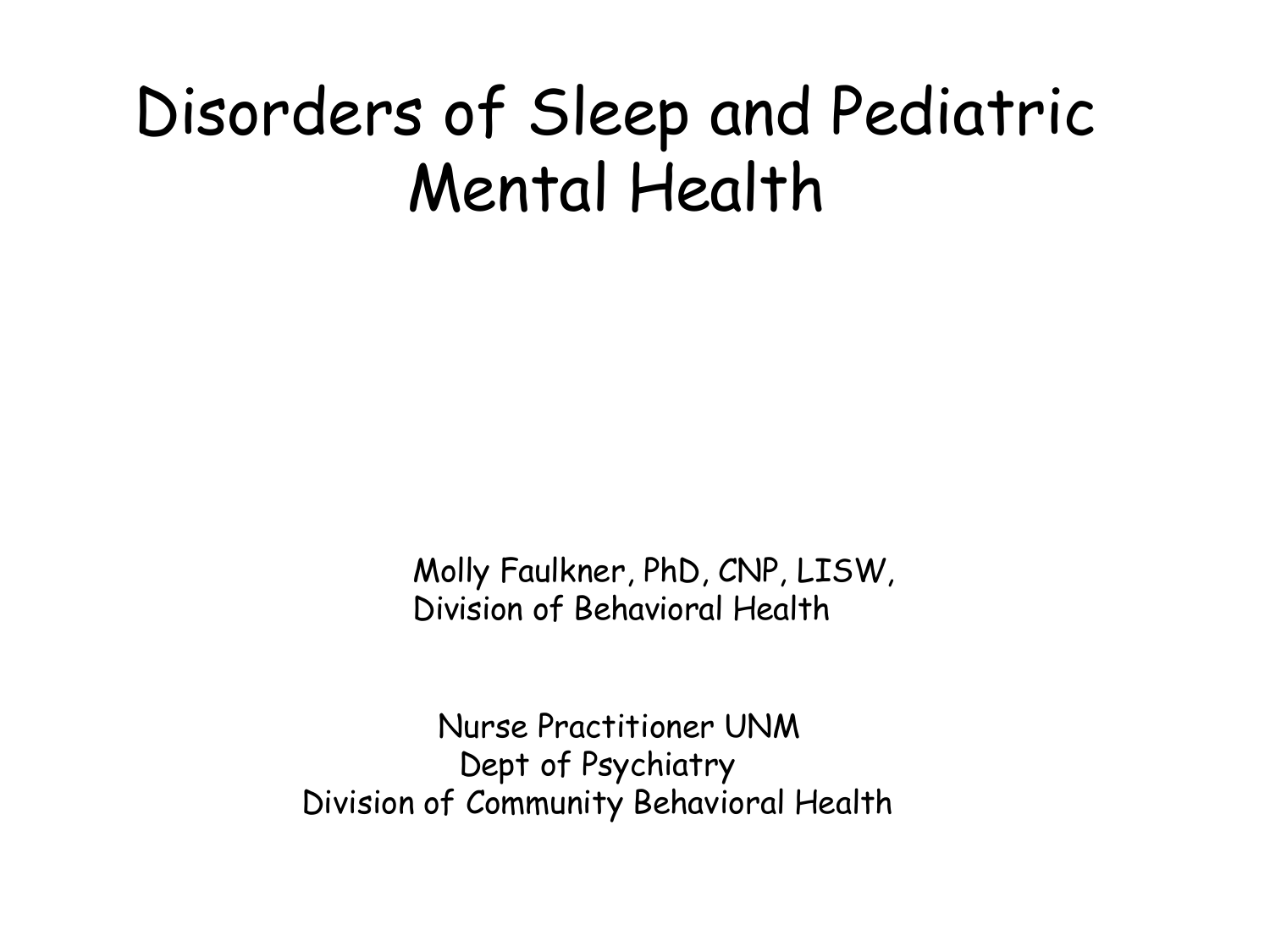# Disorders of Sleep and Pediatric Mental Health

Molly Faulkner, PhD, CNP, LISW,
Division of Behavioral Health

Nurse Practitioner UNM
Dept of Psychiatry
Division of Community Behavioral Health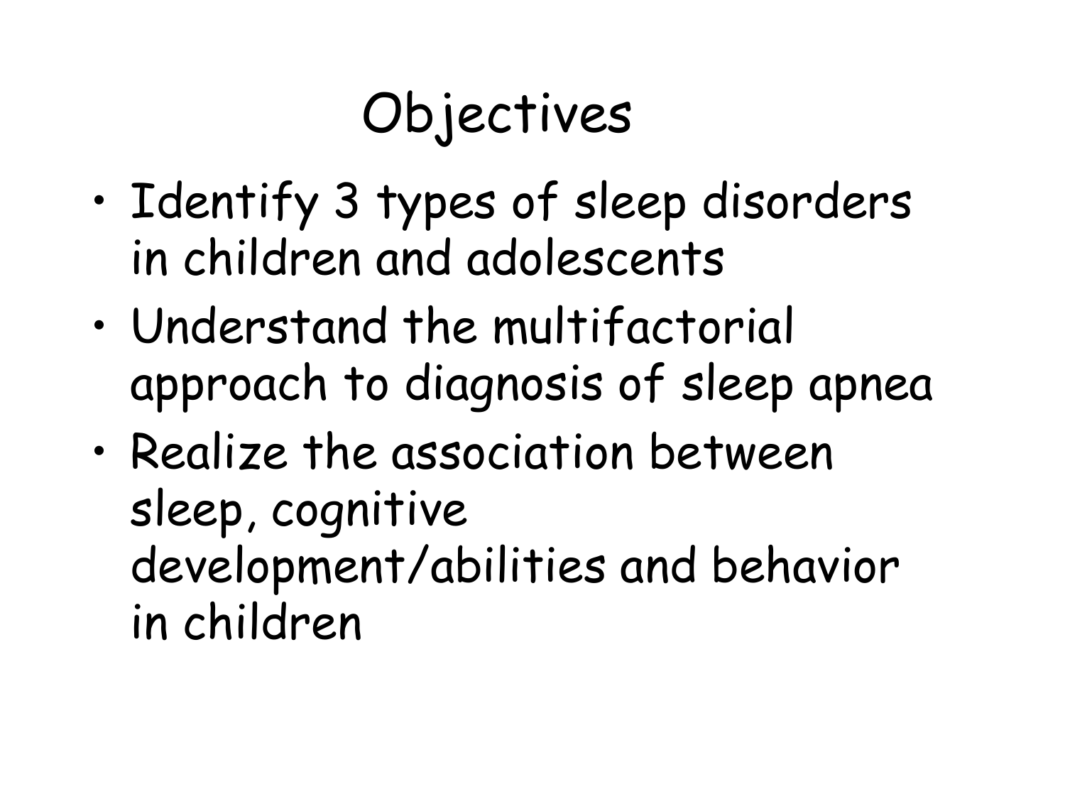# Objectives

- Identify 3 types of sleep disorders in children and adolescents
- Understand the multifactorial approach to diagnosis of sleep apnea
- Realize the association between sleep, cognitive development/abilities and behavior in children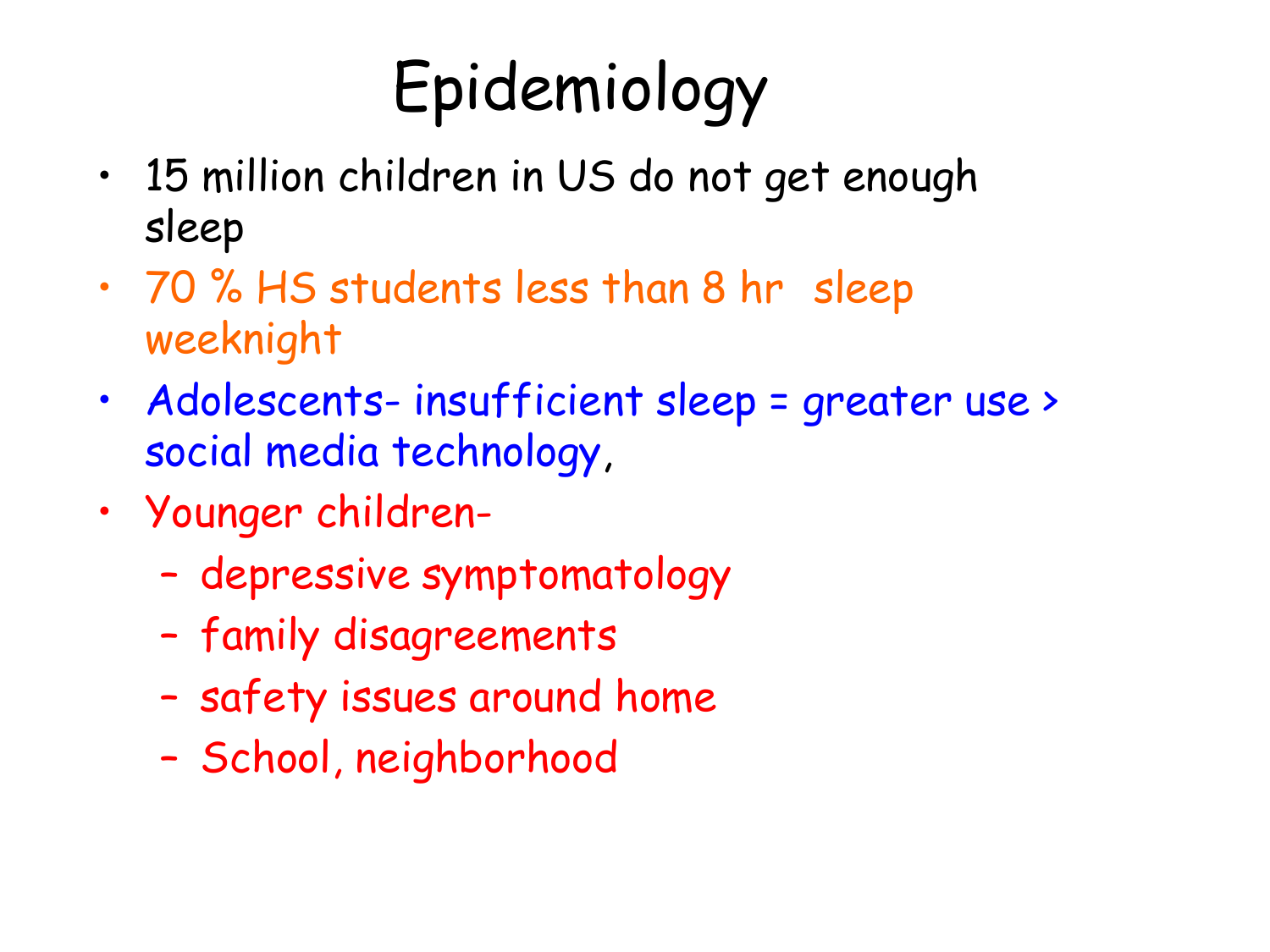# Epidemiology

- 15 million children in US do not get enough sleep
- 70 % HS students less than 8 hr sleep weeknight
- Adolescents- insufficient sleep = greater use > social media technology,
- Younger children-
  - depressive symptomatology
  - family disagreements
  - safety issues around home
  - School, neighborhood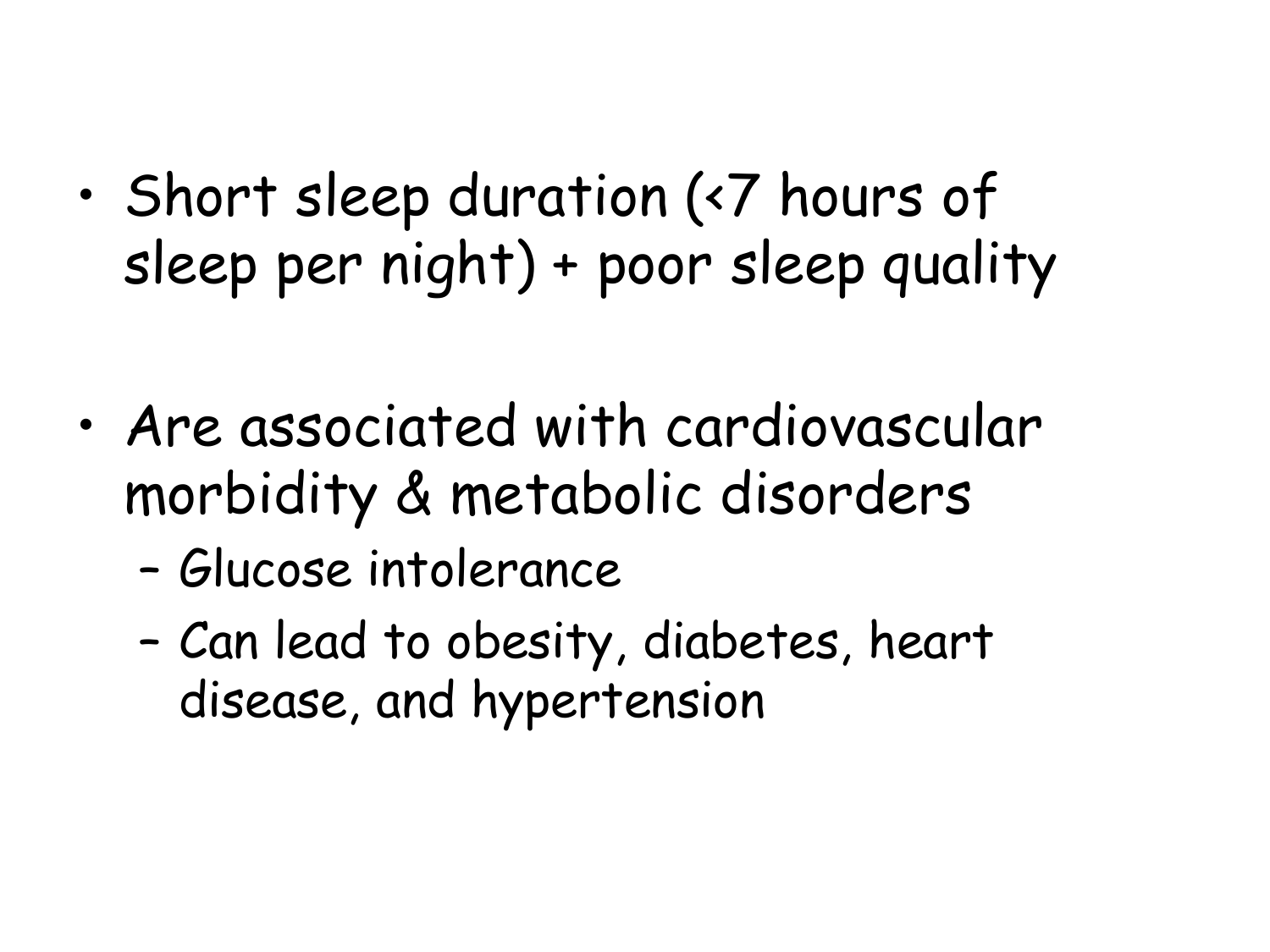- Short sleep duration (<7 hours of sleep per night) + poor sleep quality

- Are associated with cardiovascular morbidity & metabolic disorders
  - Glucose intolerance
  - Can lead to obesity, diabetes, heart disease, and hypertension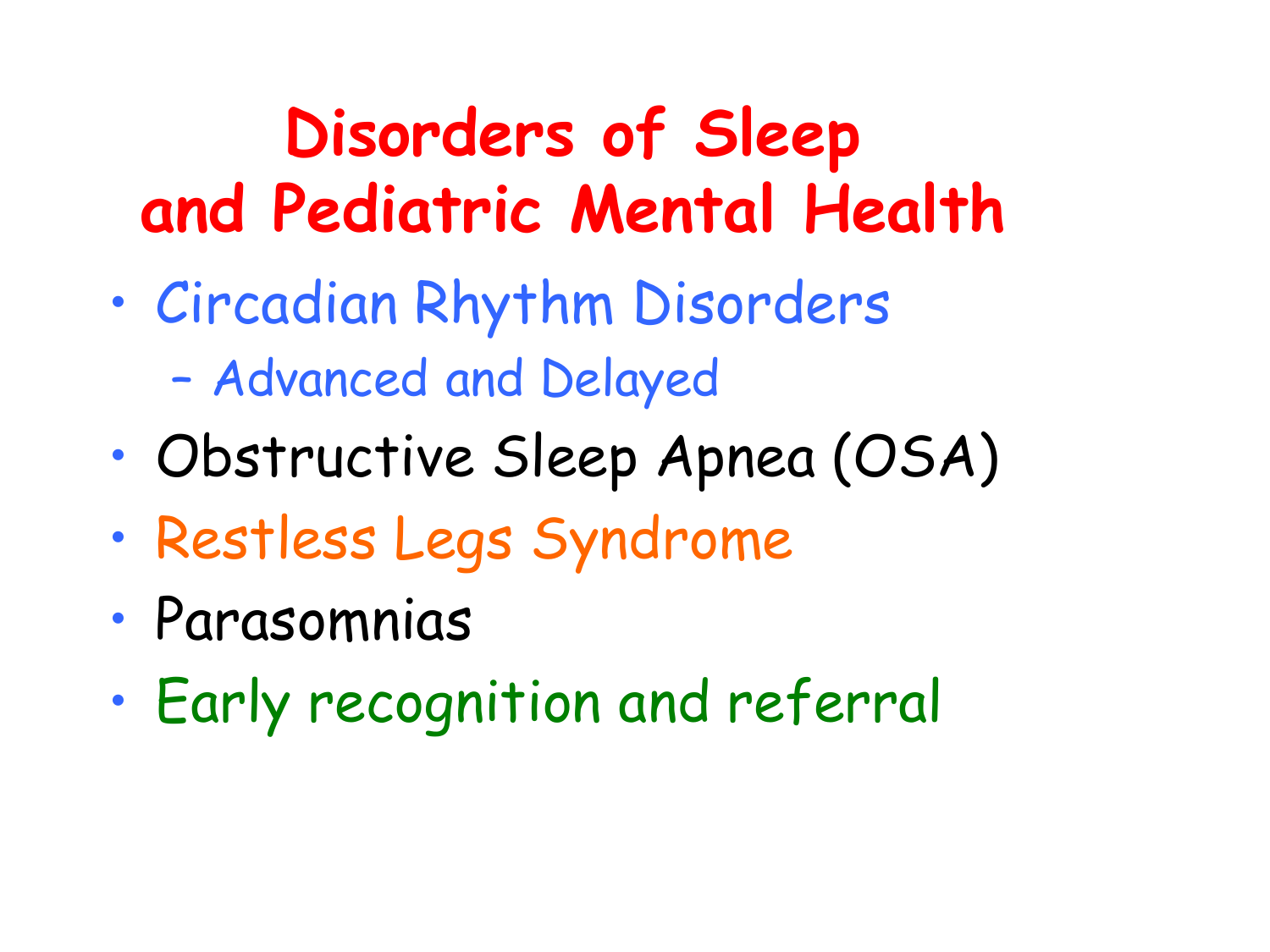# Disorders of Sleep and Pediatric Mental Health

- Circadian Rhythm Disorders
  - Advanced and Delayed
- Obstructive Sleep Apnea (OSA)
- Restless Legs Syndrome
- Parasomnias
- Early recognition and referral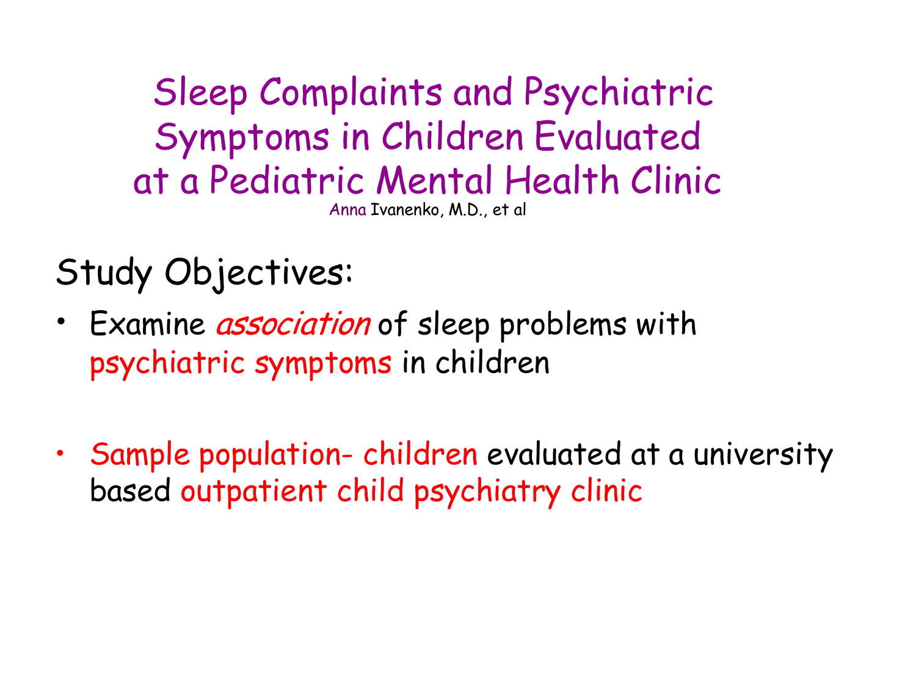# Sleep Complaints and Psychiatric Symptoms in Children Evaluated at a Pediatric Mental Health Clinic

Anna Ivanenko, M.D., et al

## Study Objectives:

- Examine *association* of sleep problems with psychiatric symptoms in children
- Sample population- children evaluated at a university based outpatient child psychiatry clinic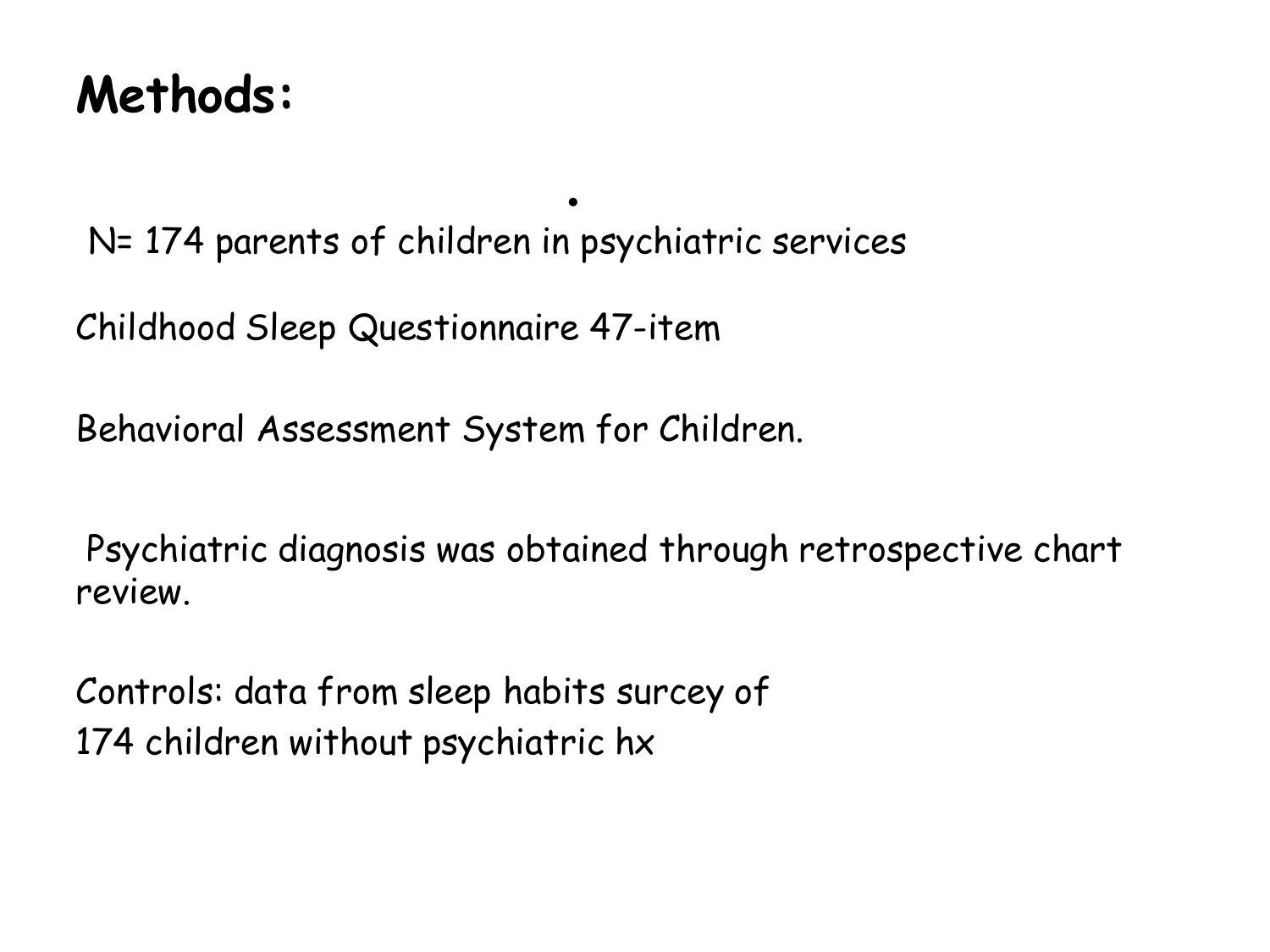# Methods:

N= 174 parents of children in psychiatric services

Childhood Sleep Questionnaire 47-item

Behavioral Assessment System for Children.

Psychiatric diagnosis was obtained through retrospective chart review.

Controls: data from sleep habits surcey of
174 children without psychiatric hx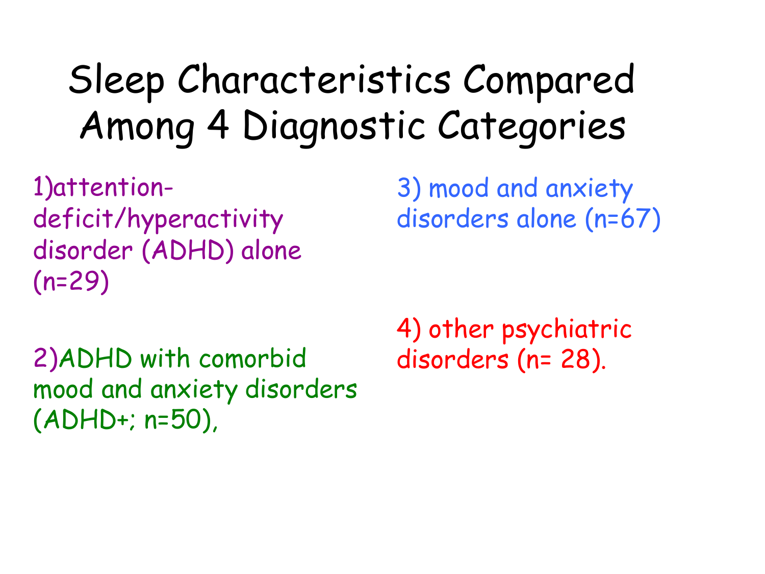# Sleep Characteristics Compared Among 4 Diagnostic Categories

1)attention-deficit/hyperactivity disorder (ADHD) alone (n=29)

2)ADHD with comorbid mood and anxiety disorders (ADHD+; n=50),

3) mood and anxiety disorders alone (n=67)

4) other psychiatric disorders (n= 28).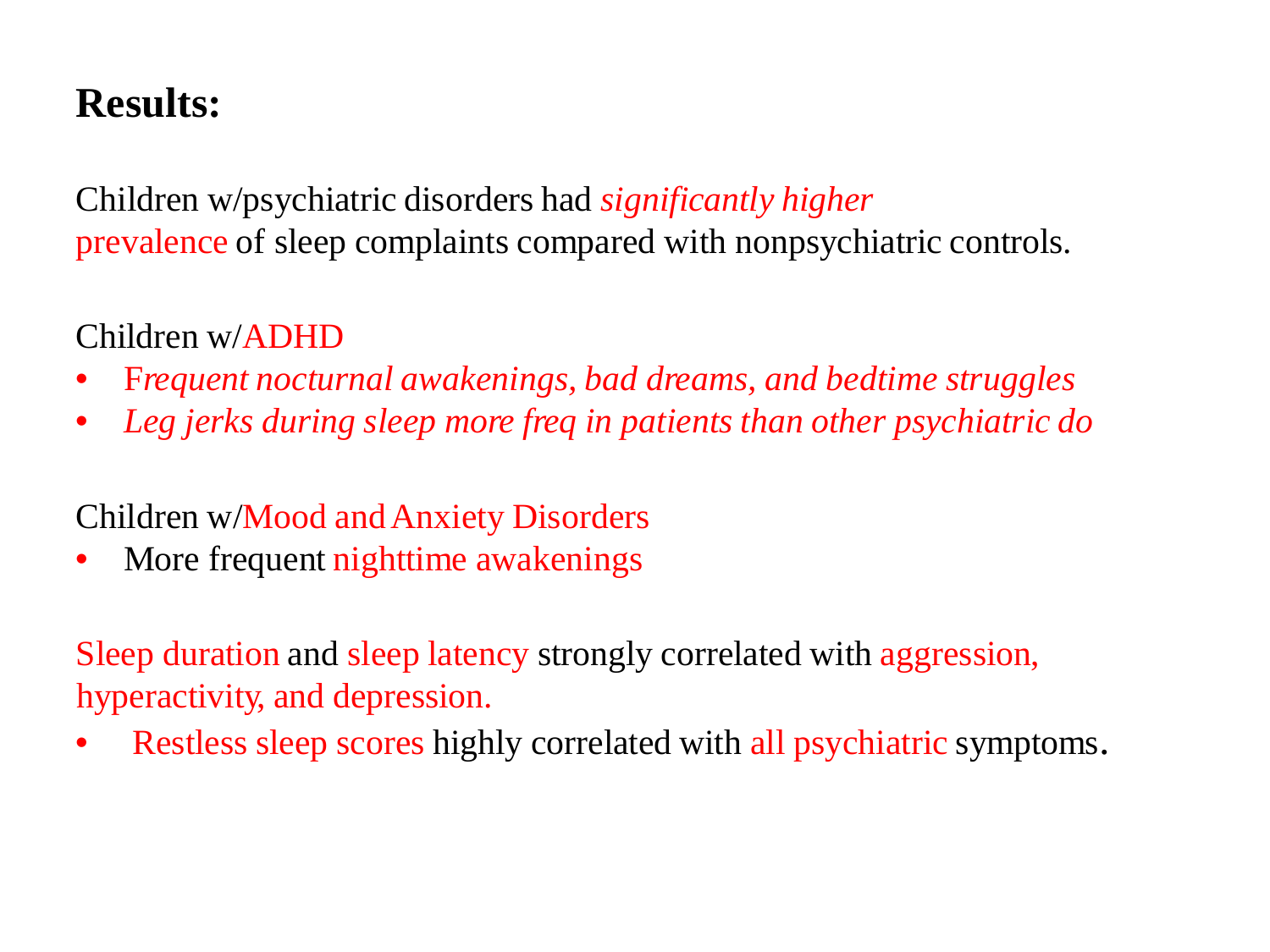**Results:**

Children w/psychiatric disorders had *significantly higher* prevalence of sleep complaints compared with nonpsychiatric controls.

Children w/ADHD

- *Frequent nocturnal awakenings, bad dreams, and bedtime struggles*
- *Leg jerks during sleep more freq in patients than other psychiatric do*

Children w/Mood and Anxiety Disorders

- More frequent nighttime awakenings

Sleep duration and sleep latency strongly correlated with aggression, hyperactivity, and depression.

- Restless sleep scores highly correlated with all psychiatric symptoms.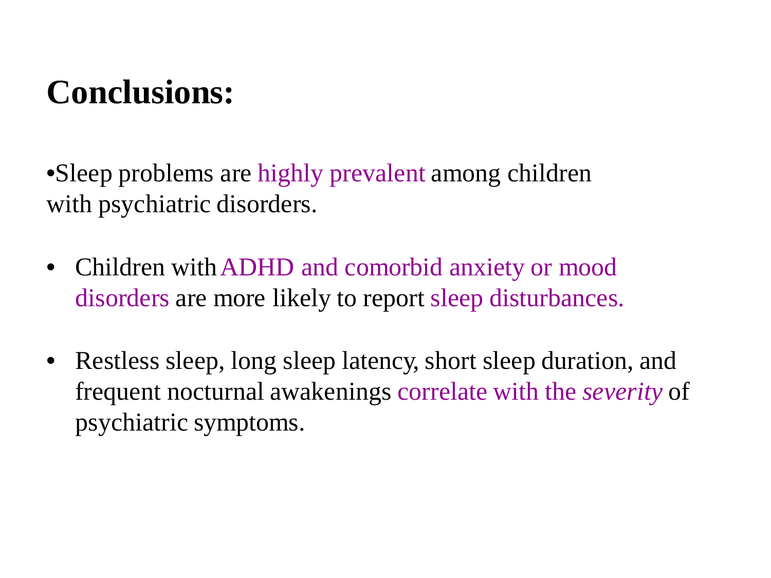# Conclusions:

- Sleep problems are highly prevalent among children with psychiatric disorders.

- Children with ADHD and comorbid anxiety or mood disorders are more likely to report sleep disturbances.

- Restless sleep, long sleep latency, short sleep duration, and frequent nocturnal awakenings correlate with the *severity* of psychiatric symptoms.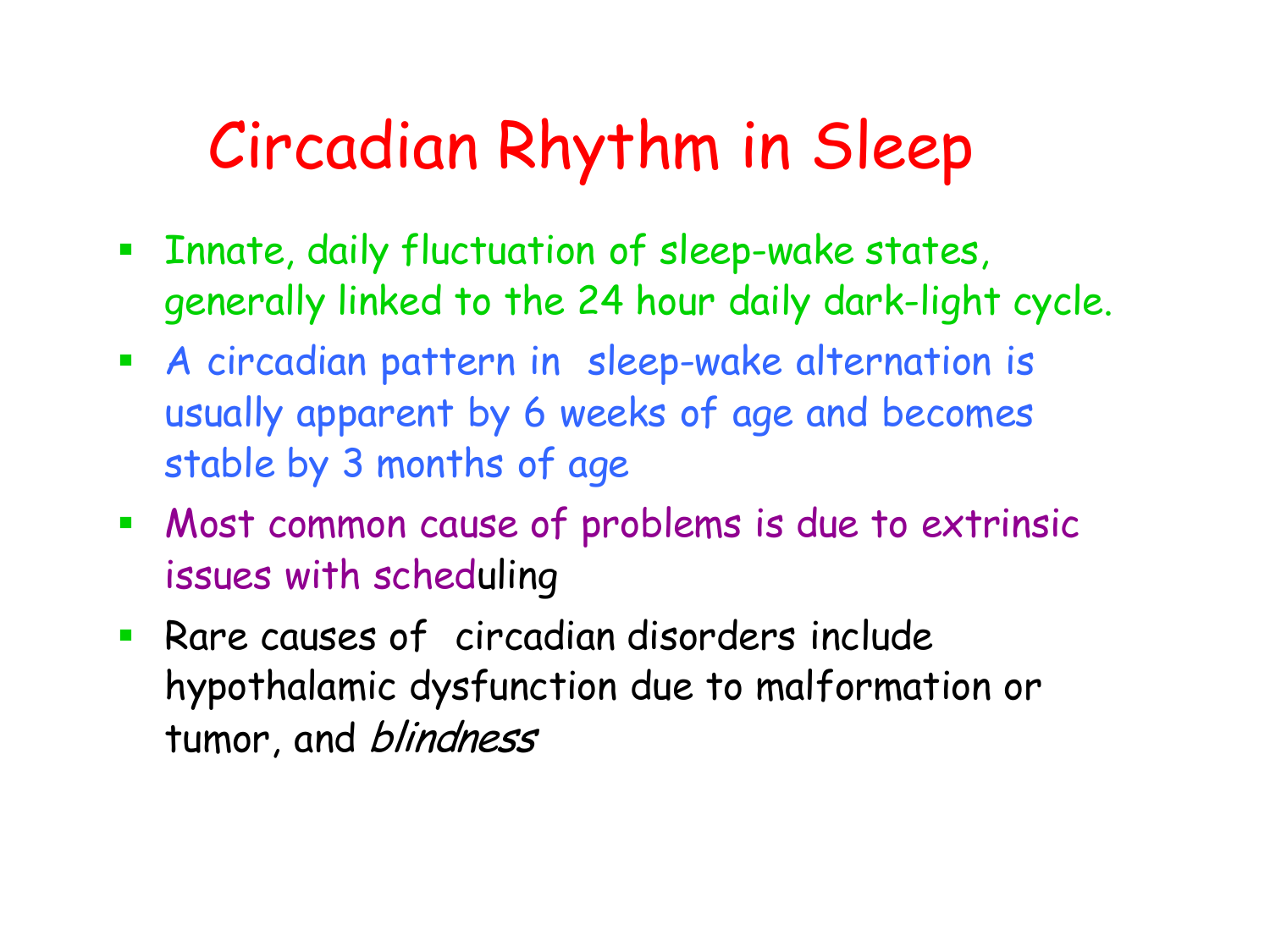# Circadian Rhythm in Sleep

- Innate, daily fluctuation of sleep-wake states, generally linked to the 24 hour daily dark-light cycle.
- A circadian pattern in sleep-wake alternation is usually apparent by 6 weeks of age and becomes stable by 3 months of age
- Most common cause of problems is due to extrinsic issues with scheduling
- Rare causes of circadian disorders include hypothalamic dysfunction due to malformation or tumor, and *blindness*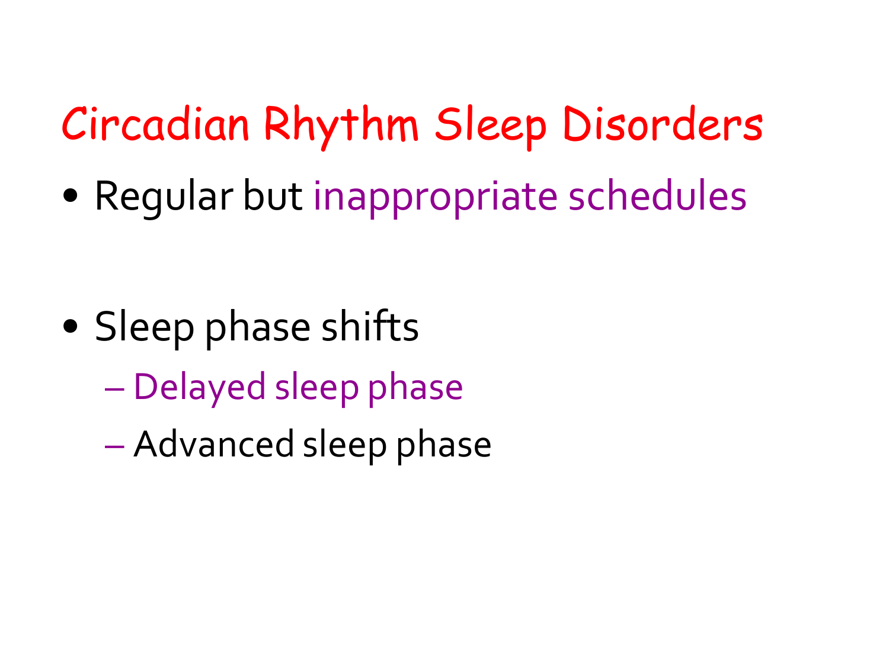# Circadian Rhythm Sleep Disorders

- Regular but inappropriate schedules

- Sleep phase shifts
  - Delayed sleep phase
  - Advanced sleep phase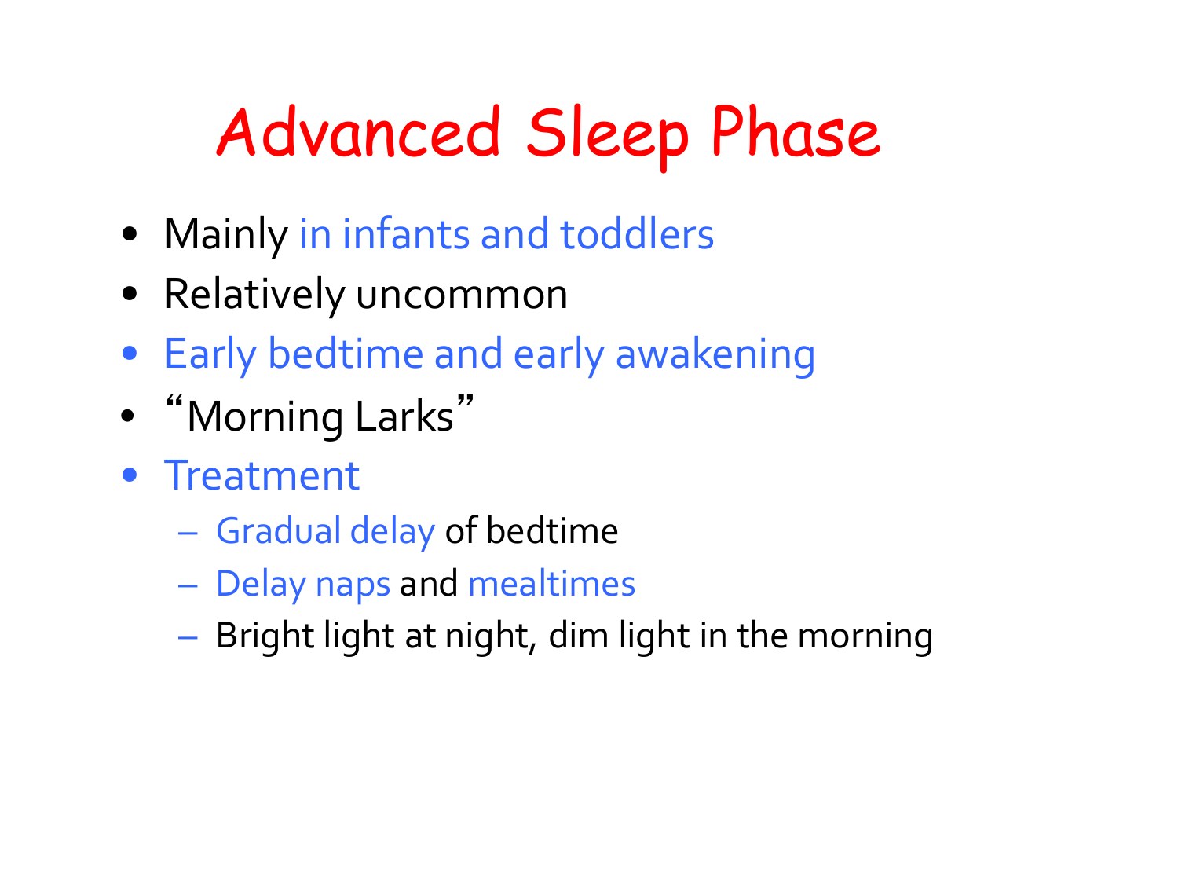# Advanced Sleep Phase

- Mainly in infants and toddlers
- Relatively uncommon
- Early bedtime and early awakening
- “Morning Larks”
- Treatment
  - Gradual delay of bedtime
  - Delay naps and mealtimes
  - Bright light at night, dim light in the morning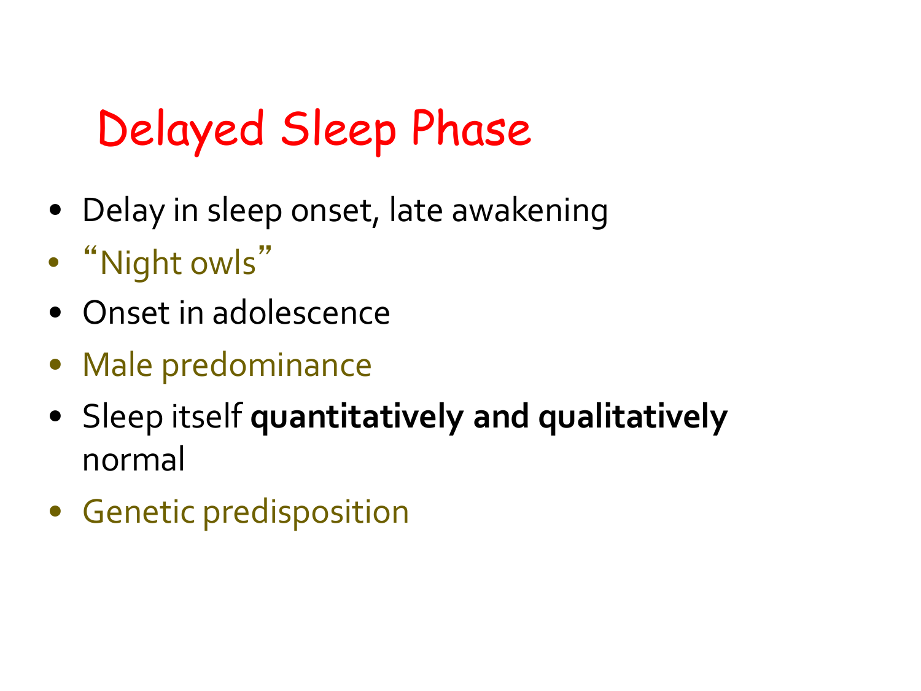# Delayed Sleep Phase

- Delay in sleep onset, late awakening
- “Night owls”
- Onset in adolescence
- Male predominance
- Sleep itself **quantitatively and qualitatively** normal
- Genetic predisposition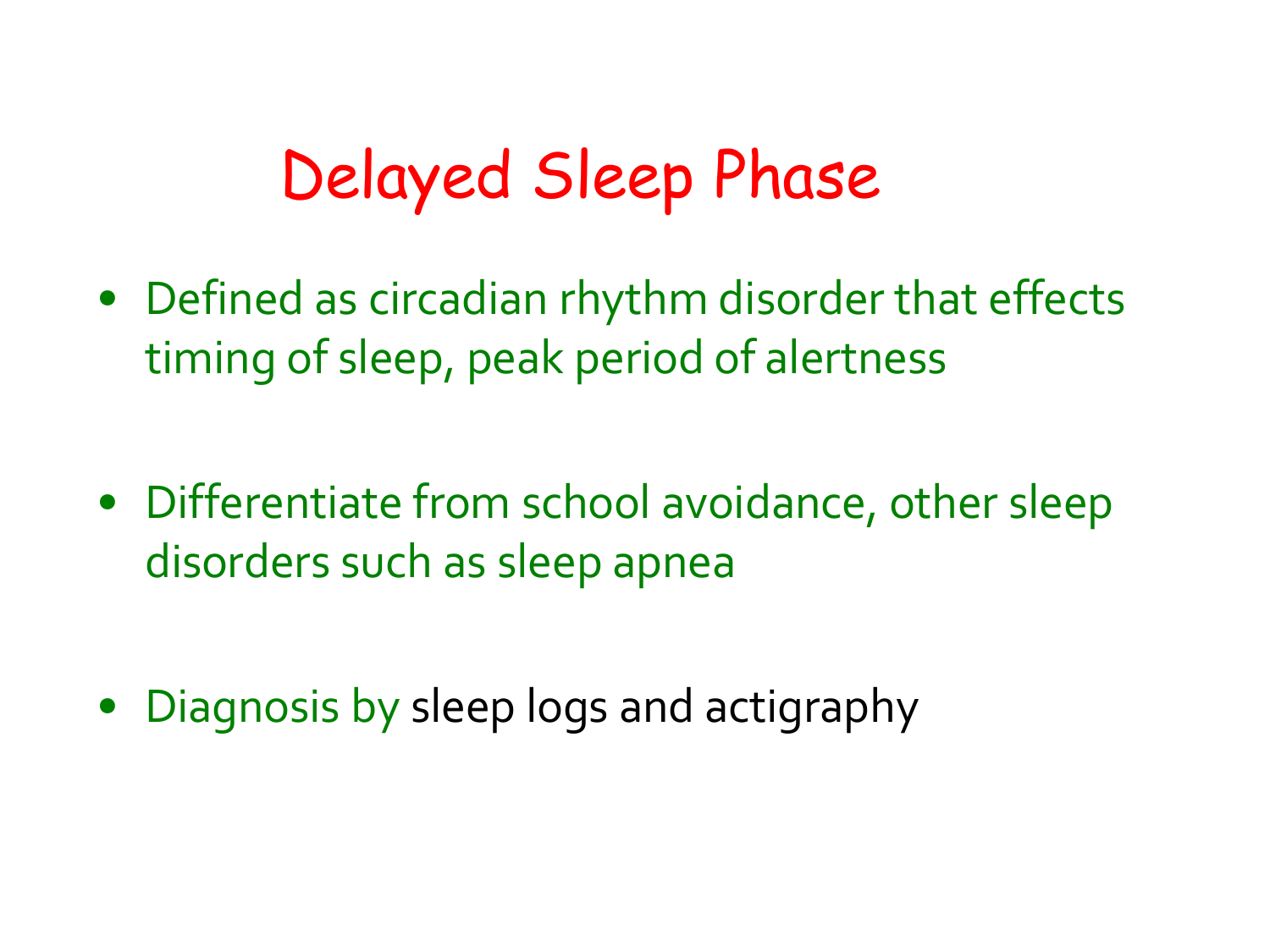# Delayed Sleep Phase

- Defined as circadian rhythm disorder that effects timing of sleep, peak period of alertness
- Differentiate from school avoidance, other sleep disorders such as sleep apnea
- Diagnosis by sleep logs and actigraphy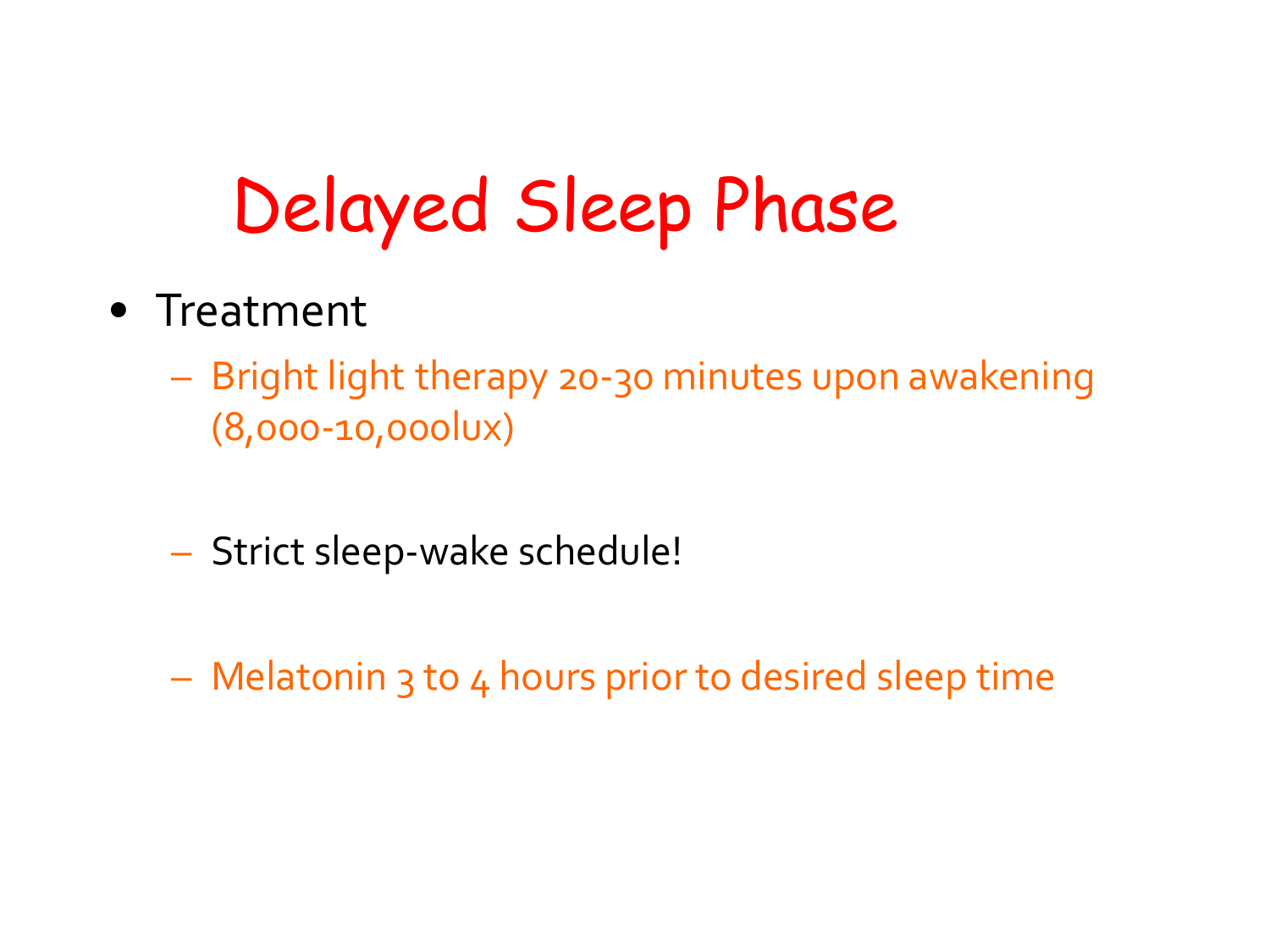# Delayed Sleep Phase

- Treatment
  - Bright light therapy 20-30 minutes upon awakening (8,000-10,000lux)
  - Strict sleep-wake schedule!
  - Melatonin 3 to 4 hours prior to desired sleep time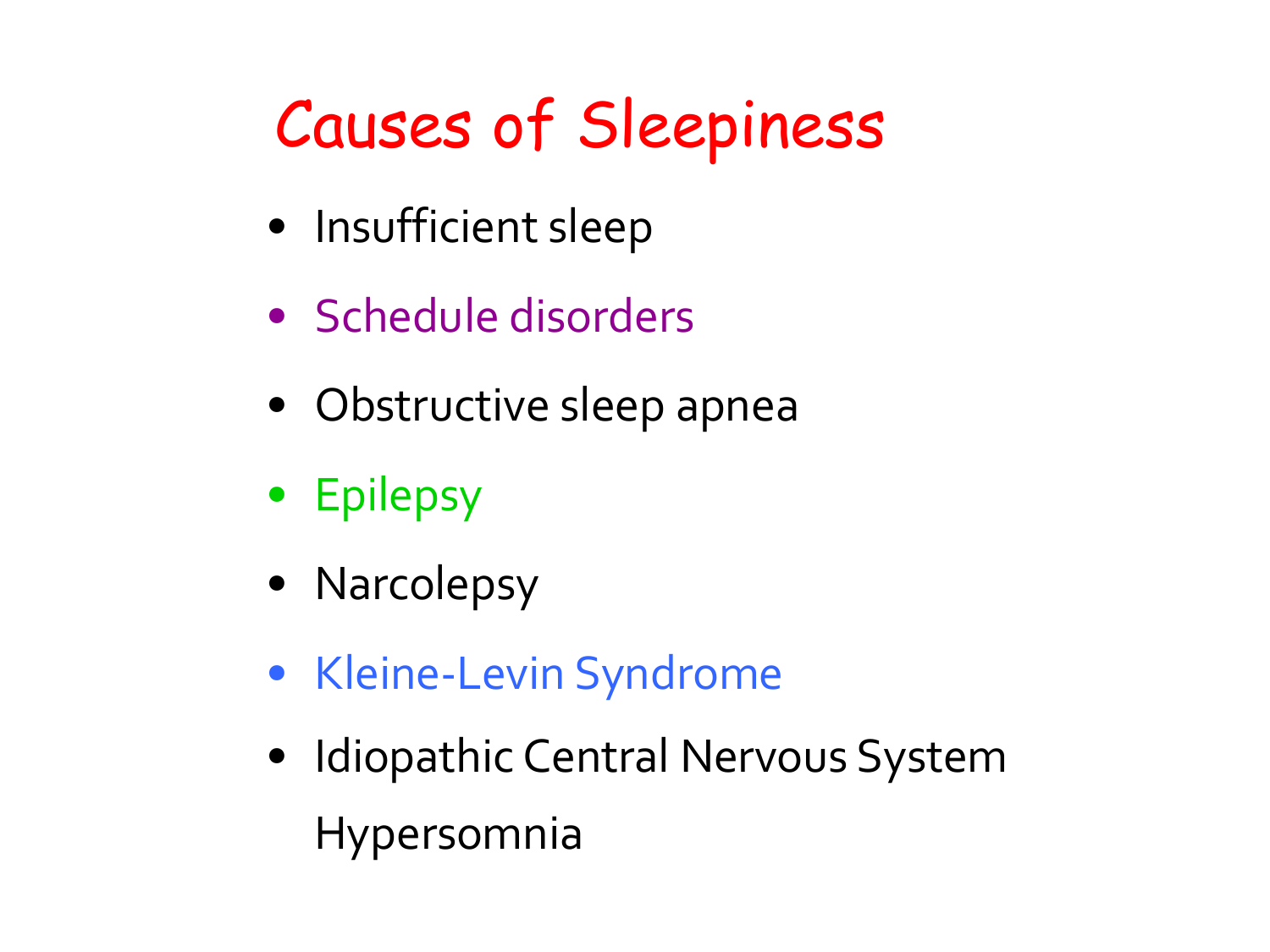# Causes of Sleepiness

- Insufficient sleep
- Schedule disorders
- Obstructive sleep apnea
- Epilepsy
- Narcolepsy
- Kleine-Levin Syndrome
- Idiopathic Central Nervous System Hypersomnia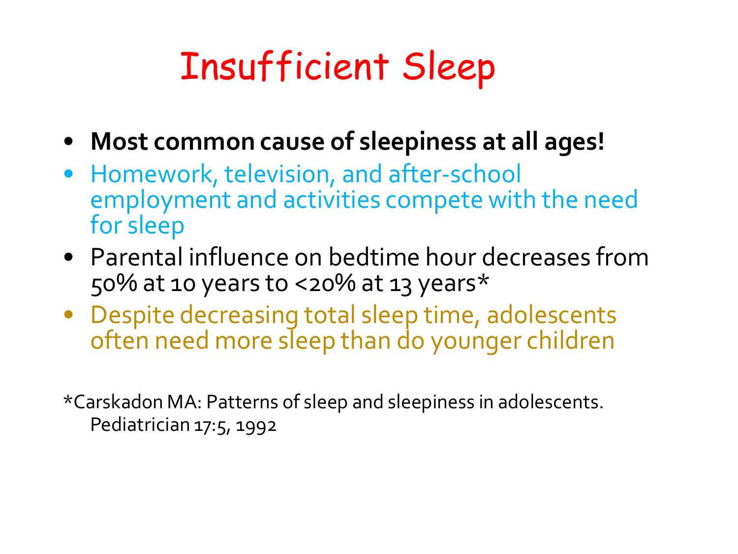# Insufficient Sleep

- **Most common cause of sleepiness at all ages!**
- Homework, television, and after-school employment and activities compete with the need for sleep
- Parental influence on bedtime hour decreases from 50% at 10 years to <20% at 13 years*
- Despite decreasing total sleep time, adolescents often need more sleep than do younger children

*Carskadon MA: Patterns of sleep and sleepiness in adolescents. Pediatrician 17:5, 1992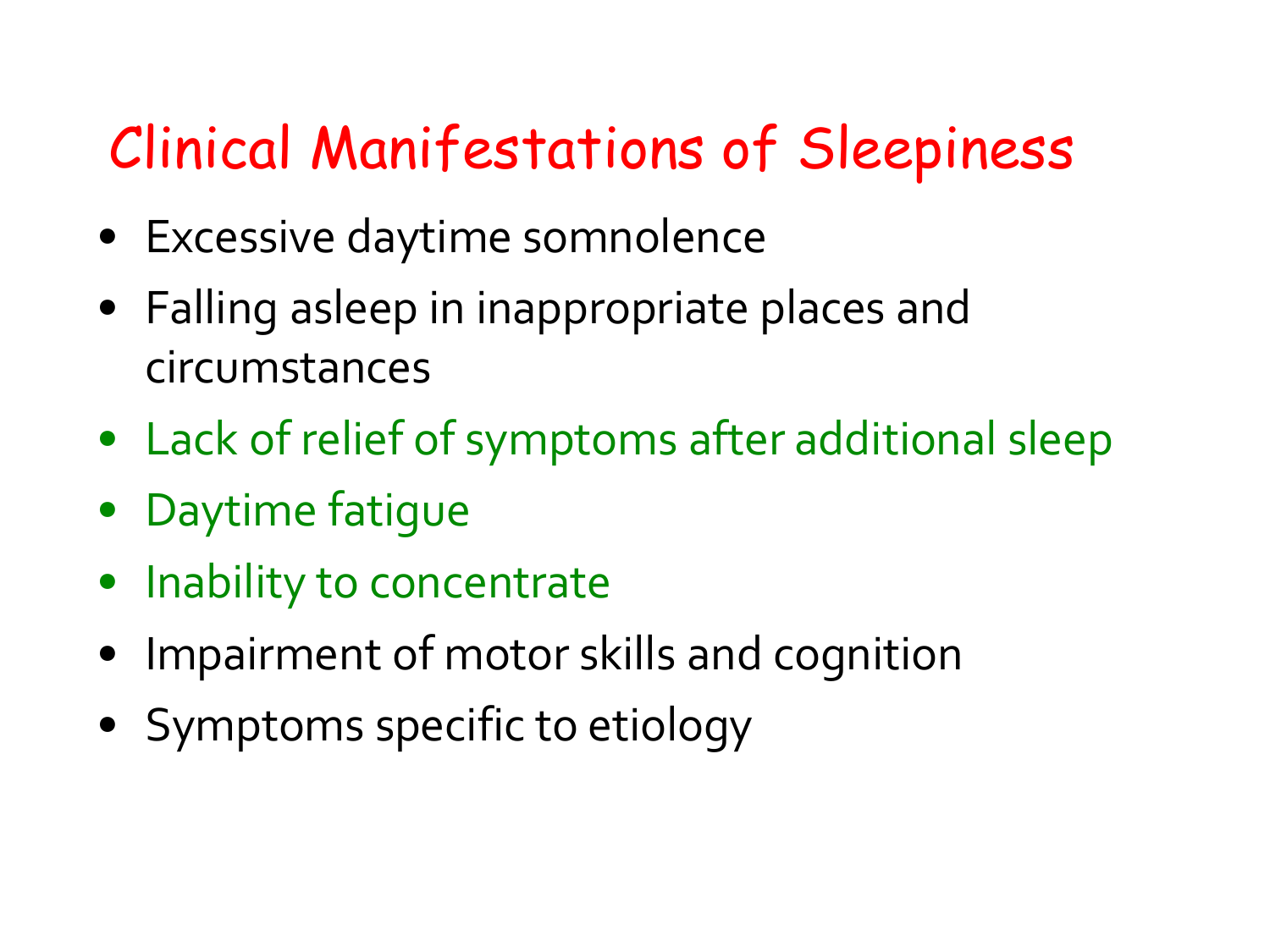# Clinical Manifestations of Sleepiness

- Excessive daytime somnolence
- Falling asleep in inappropriate places and circumstances
- Lack of relief of symptoms after additional sleep
- Daytime fatigue
- Inability to concentrate
- Impairment of motor skills and cognition
- Symptoms specific to etiology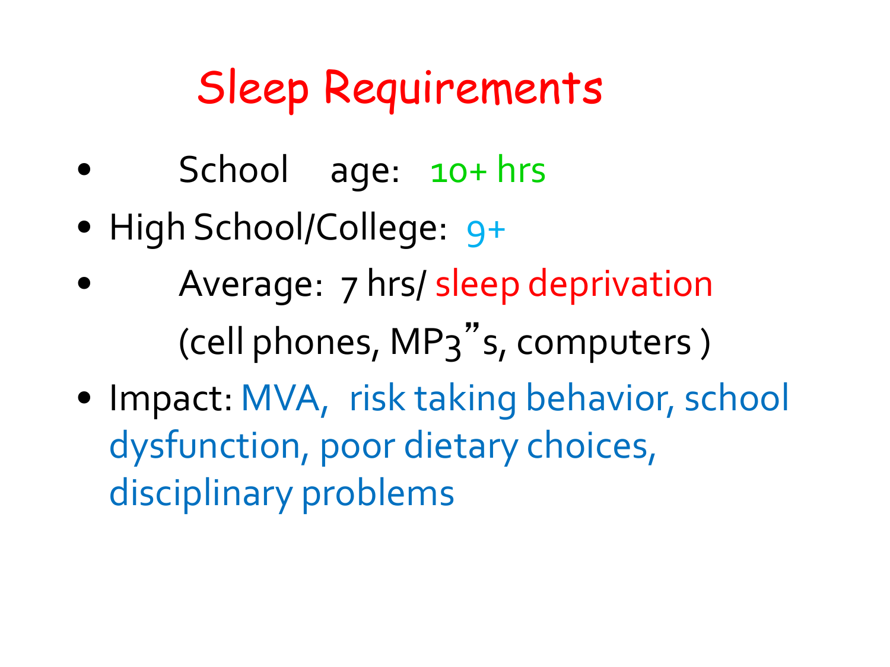# Sleep Requirements

- School age: 10+ hrs
- High School/College: 9+
- Average: 7 hrs/ sleep deprivation
  (cell phones, MP3"s, computers )
- Impact: MVA, risk taking behavior, school dysfunction, poor dietary choices, disciplinary problems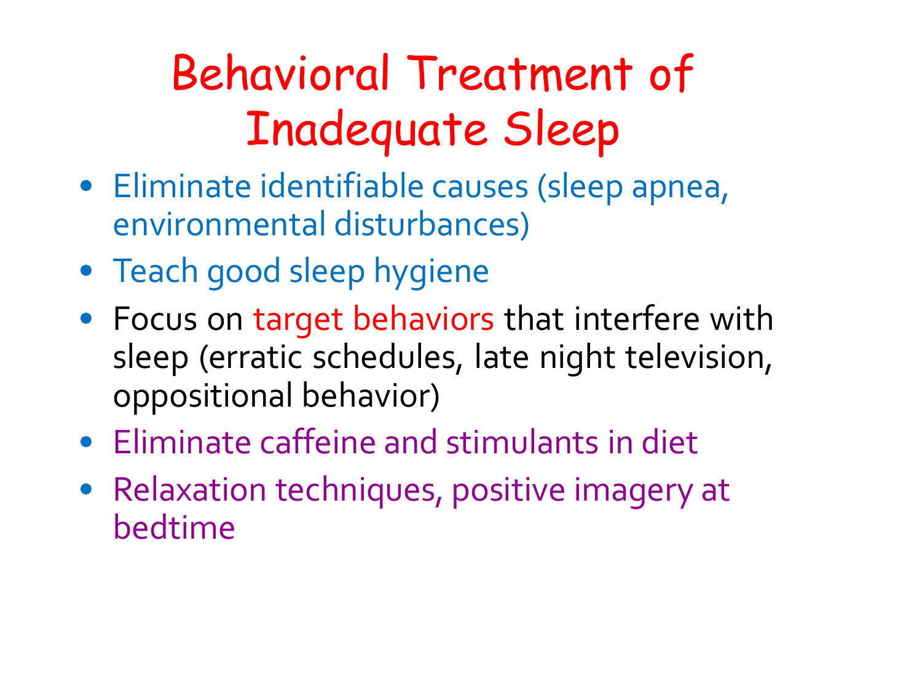# Behavioral Treatment of Inadequate Sleep

- Eliminate identifiable causes (sleep apnea, environmental disturbances)
- Teach good sleep hygiene
- Focus on target behaviors that interfere with sleep (erratic schedules, late night television, oppositional behavior)
- Eliminate caffeine and stimulants in diet
- Relaxation techniques, positive imagery at bedtime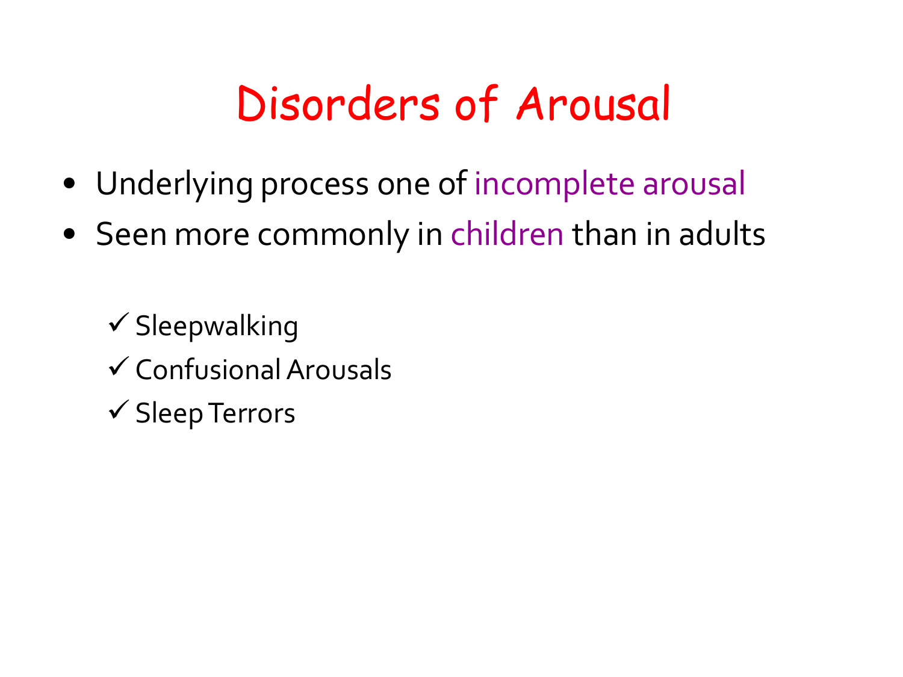# Disorders of Arousal

- Underlying process one of incomplete arousal
- Seen more commonly in children than in adults

  - ✓ Sleepwalking
  - ✓ Confusional Arousals
  - ✓ Sleep Terrors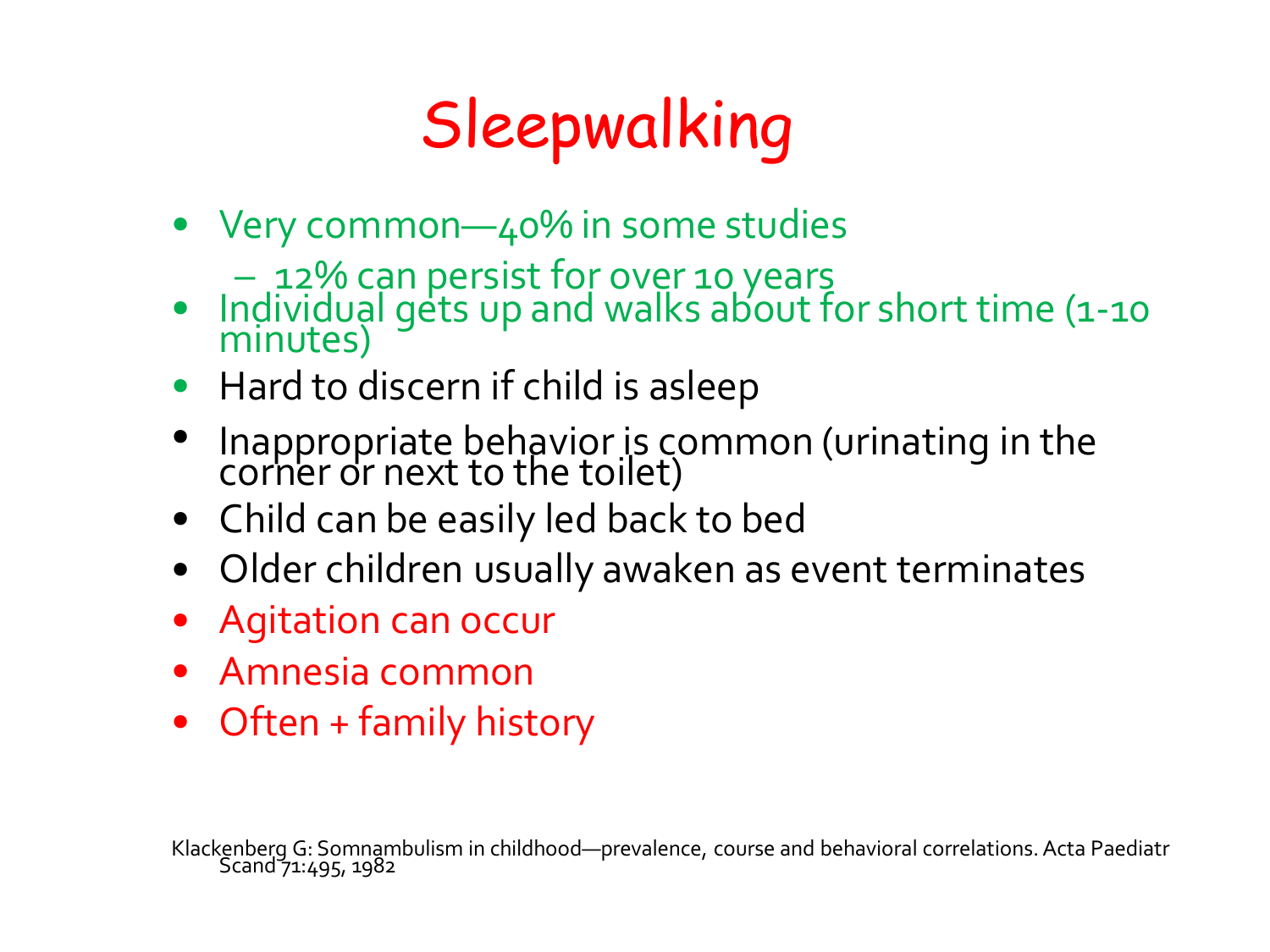# Sleepwalking

- Very common—40% in some studies
  - 12% can persist for over 10 years
- Individual gets up and walks about for short time (1-10 minutes)
- Hard to discern if child is asleep
- Inappropriate behavior is common (urinating in the corner or next to the toilet)
- Child can be easily led back to bed
- Older children usually awaken as event terminates
- Agitation can occur
- Amnesia common
- Often + family history

Klackenberg G: Somnambulism in childhood—prevalence, course and behavioral correlations. Acta Paediatr Scand 71:495, 1982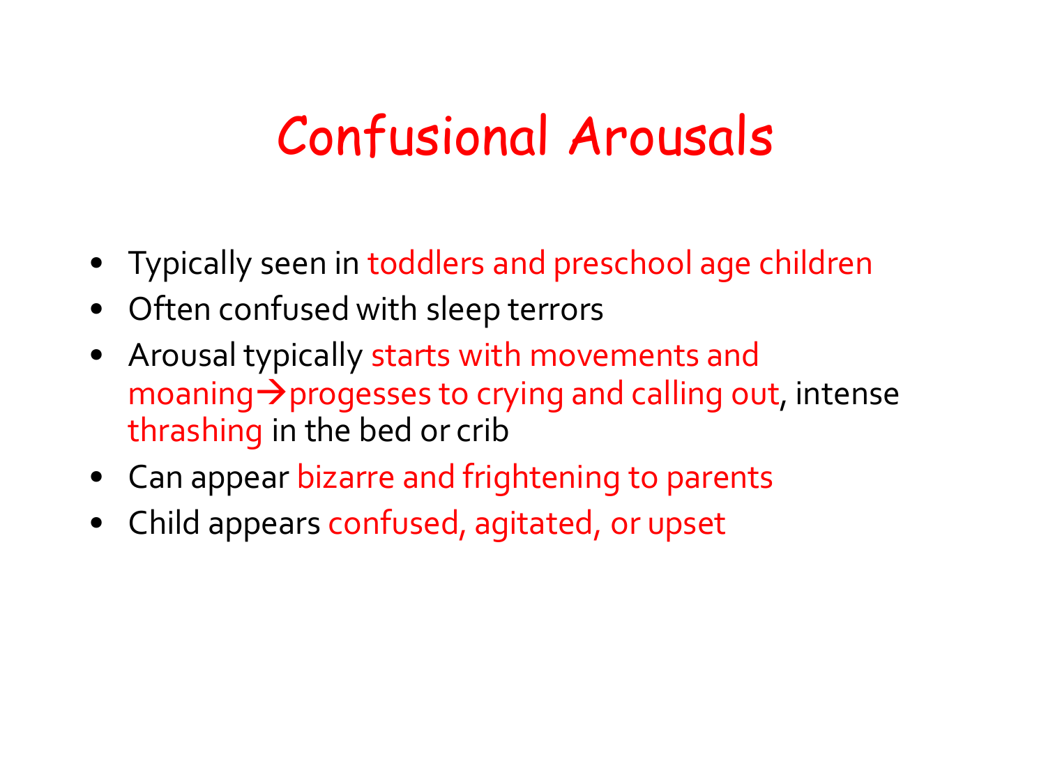# Confusional Arousals

- Typically seen in toddlers and preschool age children
- Often confused with sleep terrors
- Arousal typically starts with movements and moaning→progesses to crying and calling out, intense thrashing in the bed or crib
- Can appear bizarre and frightening to parents
- Child appears confused, agitated, or upset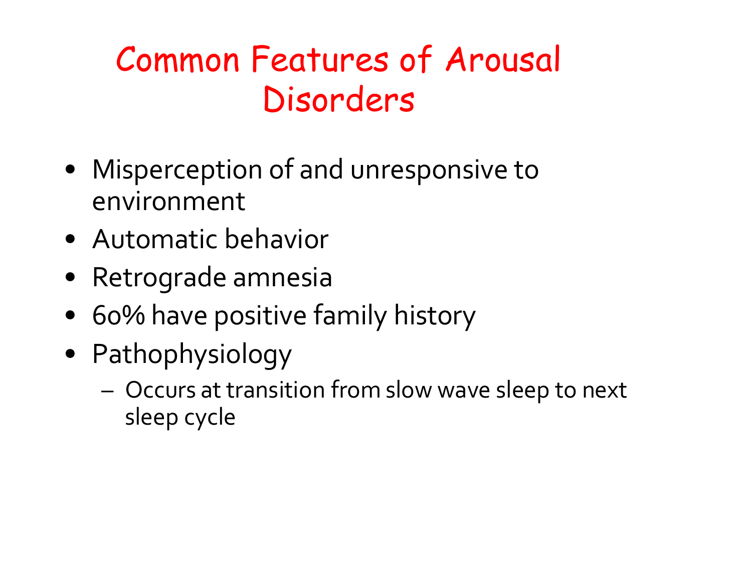# Common Features of Arousal Disorders

- Misperception of and unresponsive to environment
- Automatic behavior
- Retrograde amnesia
- 60% have positive family history
- Pathophysiology
  - Occurs at transition from slow wave sleep to next sleep cycle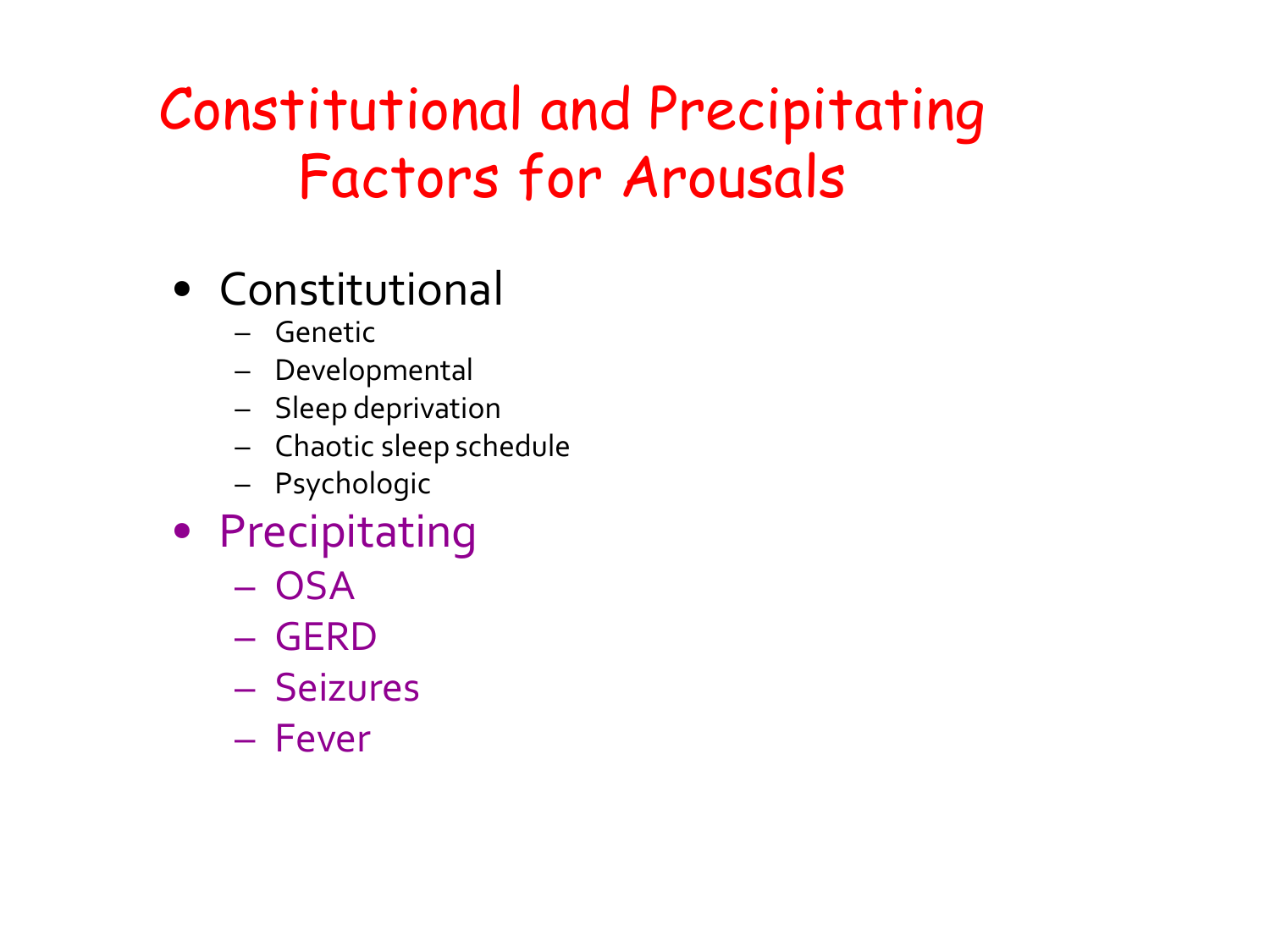# Constitutional and Precipitating Factors for Arousals

- Constitutional
  - Genetic
  - Developmental
  - Sleep deprivation
  - Chaotic sleep schedule
  - Psychologic
- Precipitating
  - OSA
  - GERD
  - Seizures
  - Fever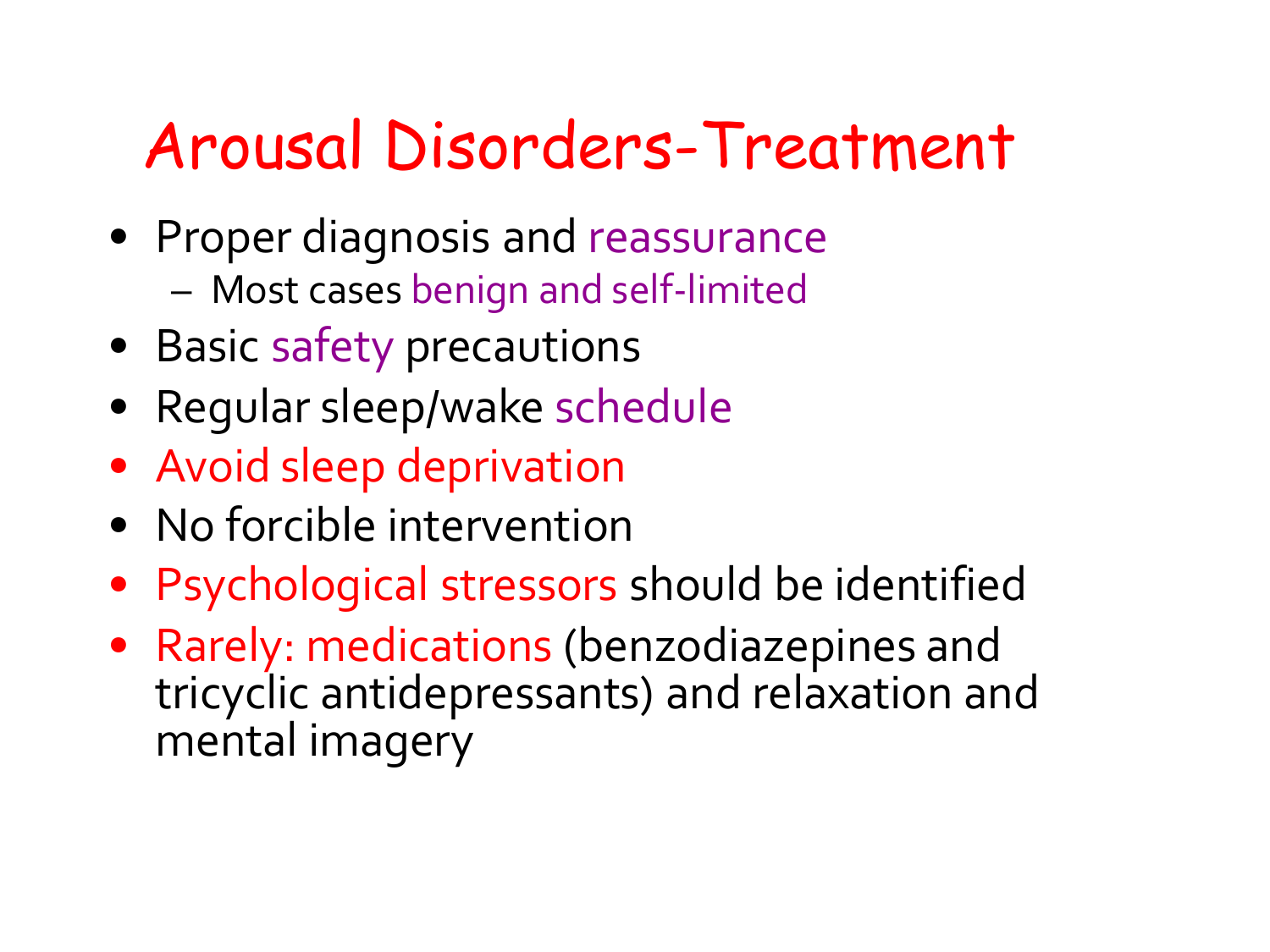# Arousal Disorders-Treatment

- Proper diagnosis and reassurance
  - Most cases benign and self-limited
- Basic safety precautions
- Regular sleep/wake schedule
- Avoid sleep deprivation
- No forcible intervention
- Psychological stressors should be identified
- Rarely: medications (benzodiazepines and tricyclic antidepressants) and relaxation and mental imagery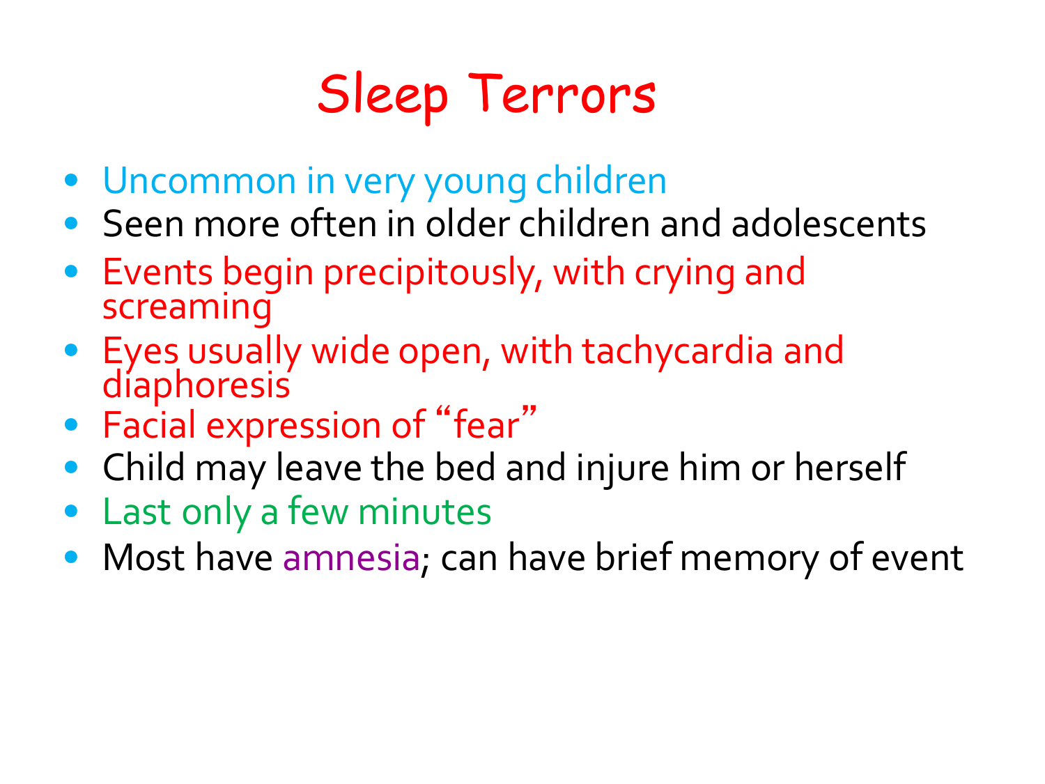# Sleep Terrors

- Uncommon in very young children
- Seen more often in older children and adolescents
- Events begin precipitously, with crying and screaming
- Eyes usually wide open, with tachycardia and diaphoresis
- Facial expression of “fear”
- Child may leave the bed and injure him or herself
- Last only a few minutes
- Most have amnesia; can have brief memory of event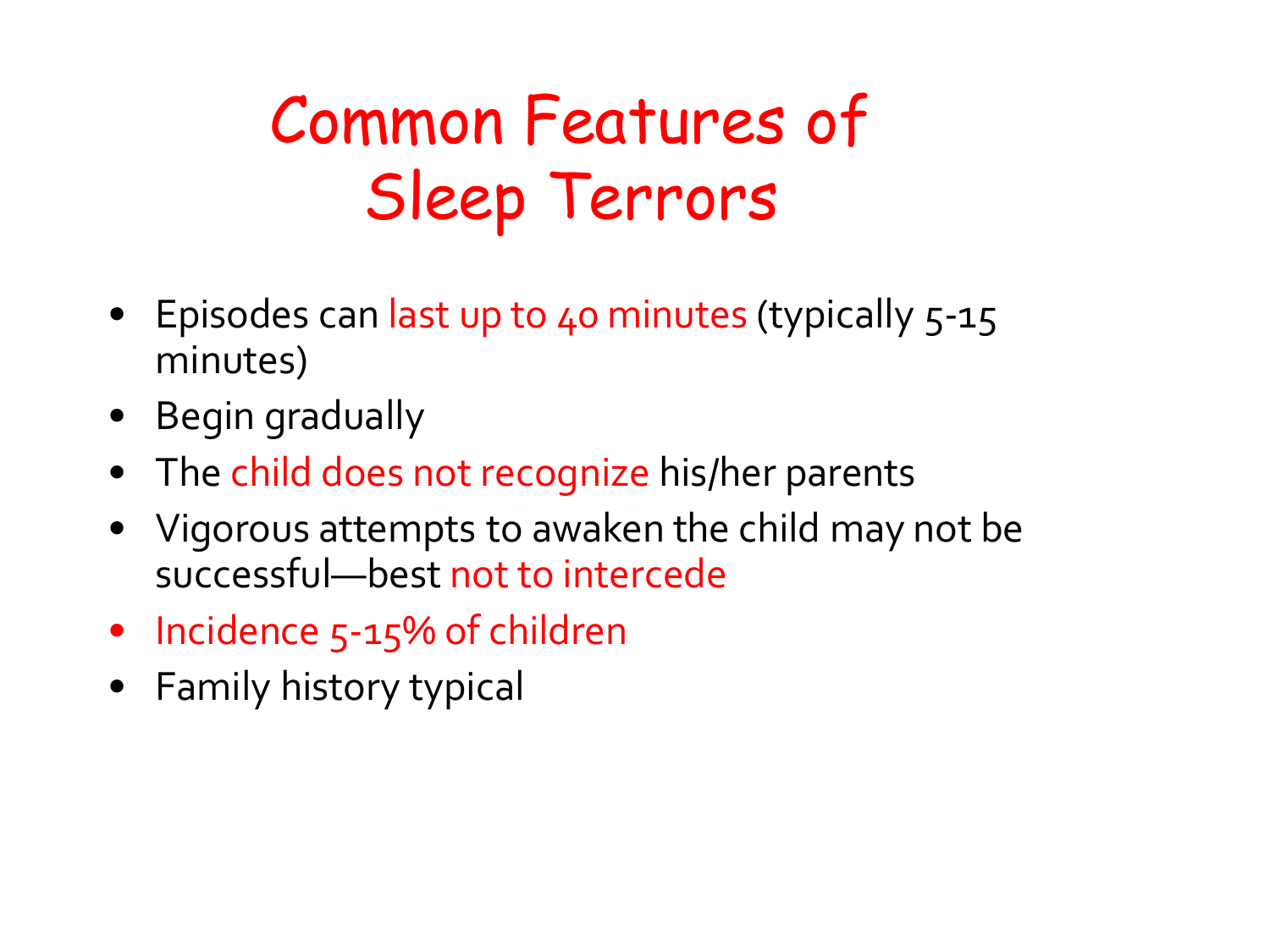# Common Features of Sleep Terrors

- Episodes can last up to 40 minutes (typically 5-15 minutes)
- Begin gradually
- The child does not recognize his/her parents
- Vigorous attempts to awaken the child may not be successful—best not to intercede
- Incidence 5-15% of children
- Family history typical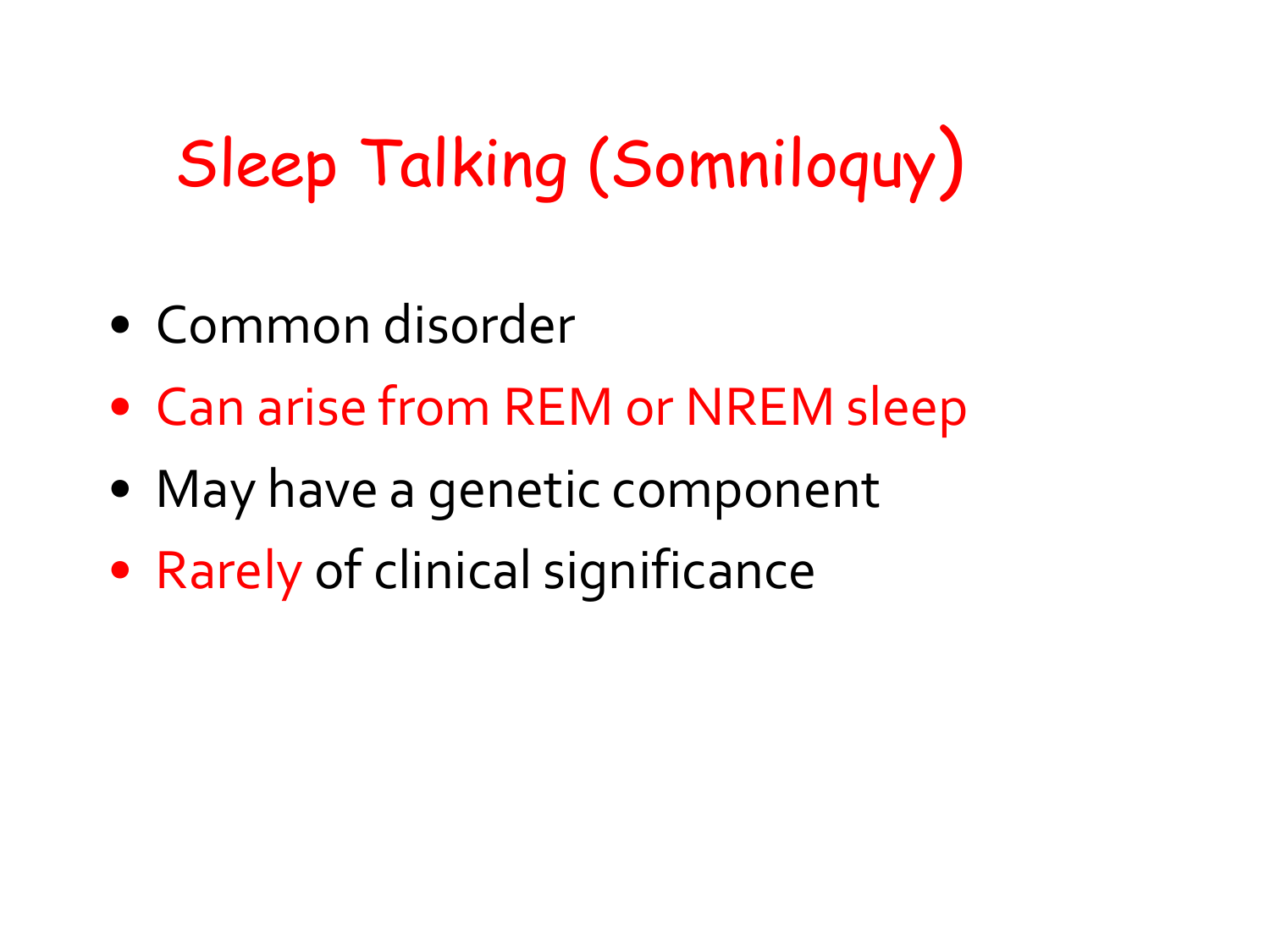# Sleep Talking (Somniloquy)

- Common disorder
- Can arise from REM or NREM sleep
- May have a genetic component
- Rarely of clinical significance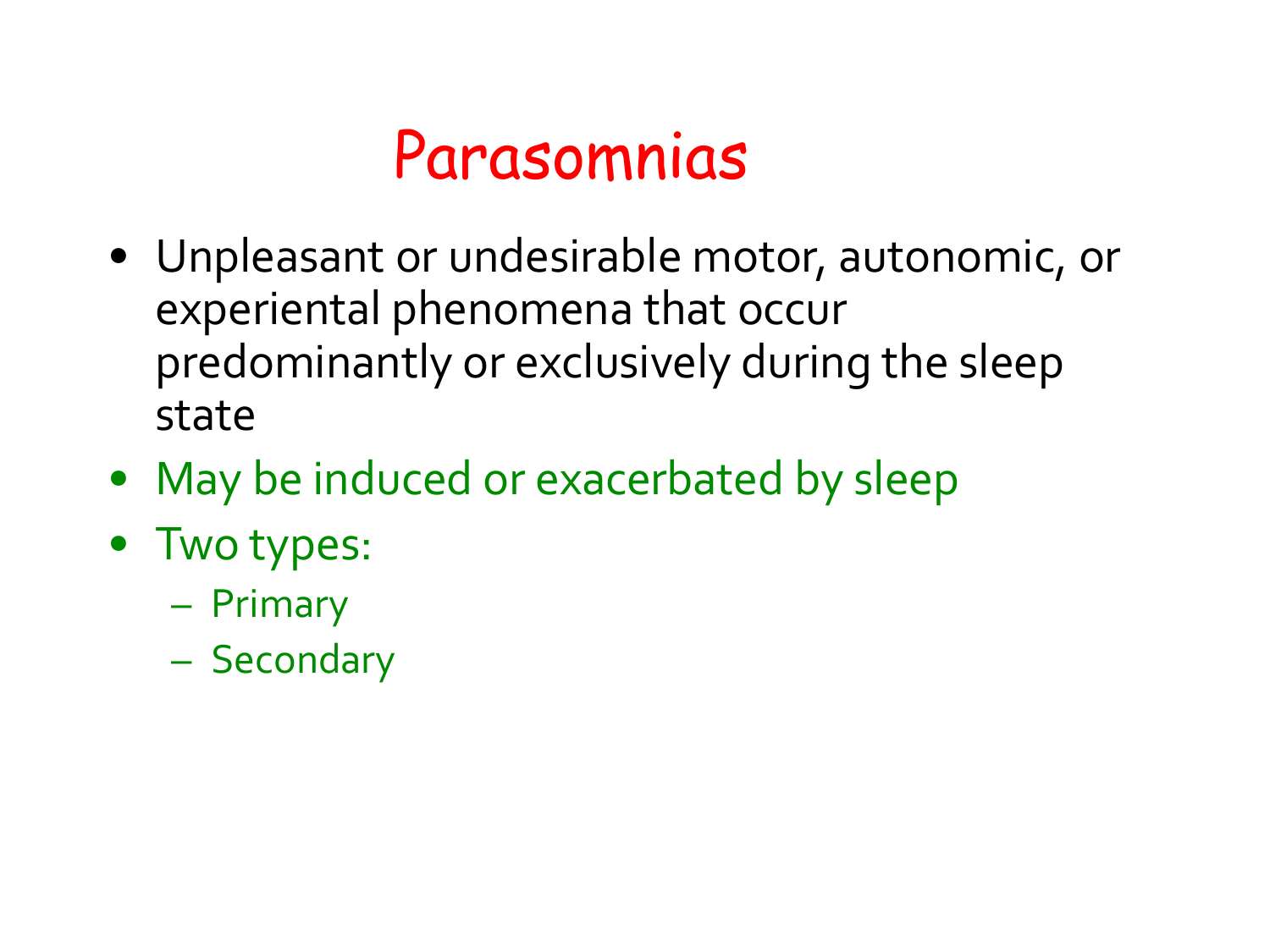# Parasomnias

- Unpleasant or undesirable motor, autonomic, or experiental phenomena that occur predominantly or exclusively during the sleep state
- May be induced or exacerbated by sleep
- Two types:
  - Primary
  - Secondary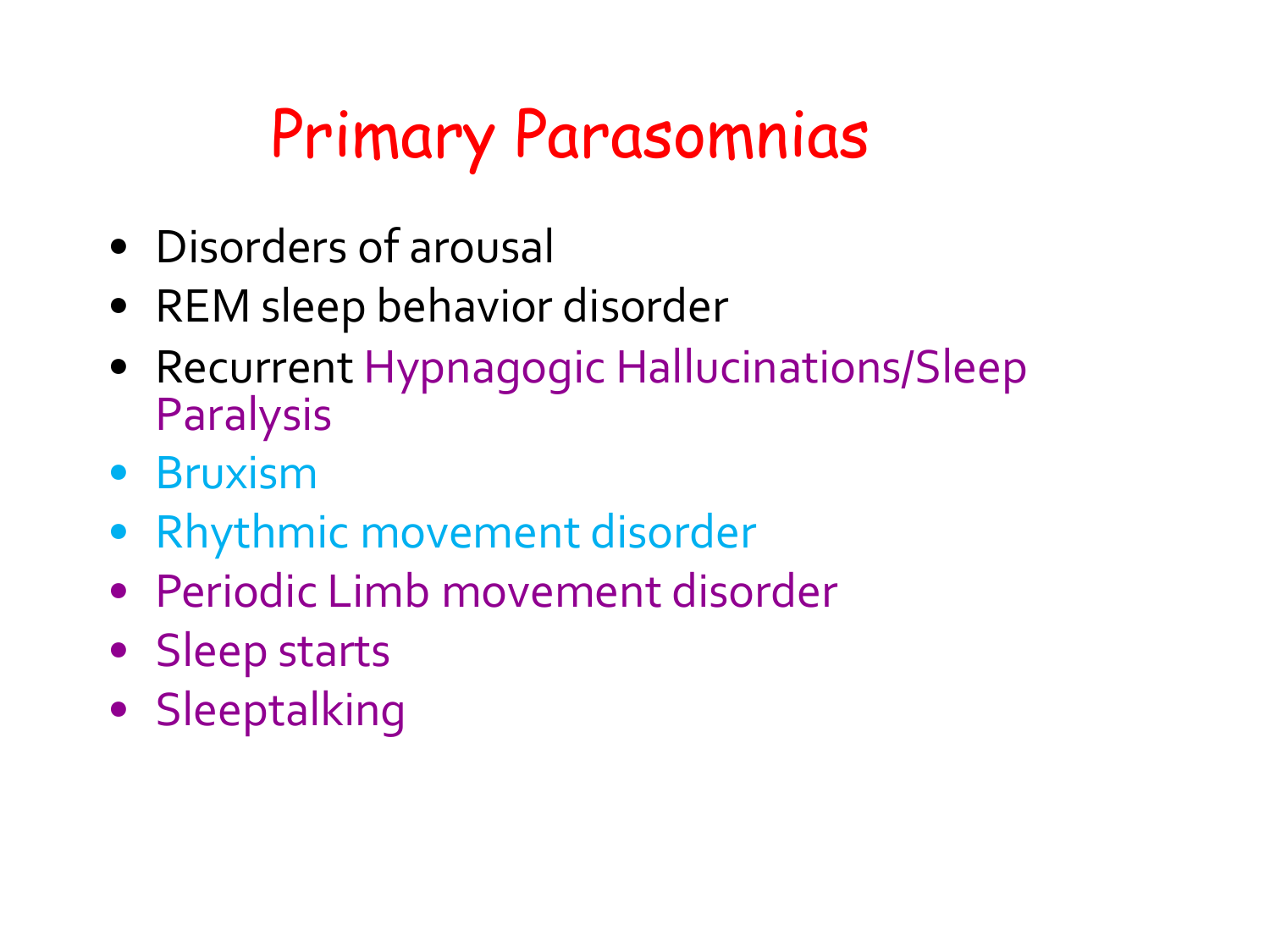# Primary Parasomnias

- Disorders of arousal
- REM sleep behavior disorder
- Recurrent Hypnagogic Hallucinations/Sleep Paralysis
- Bruxism
- Rhythmic movement disorder
- Periodic Limb movement disorder
- Sleep starts
- Sleeptalking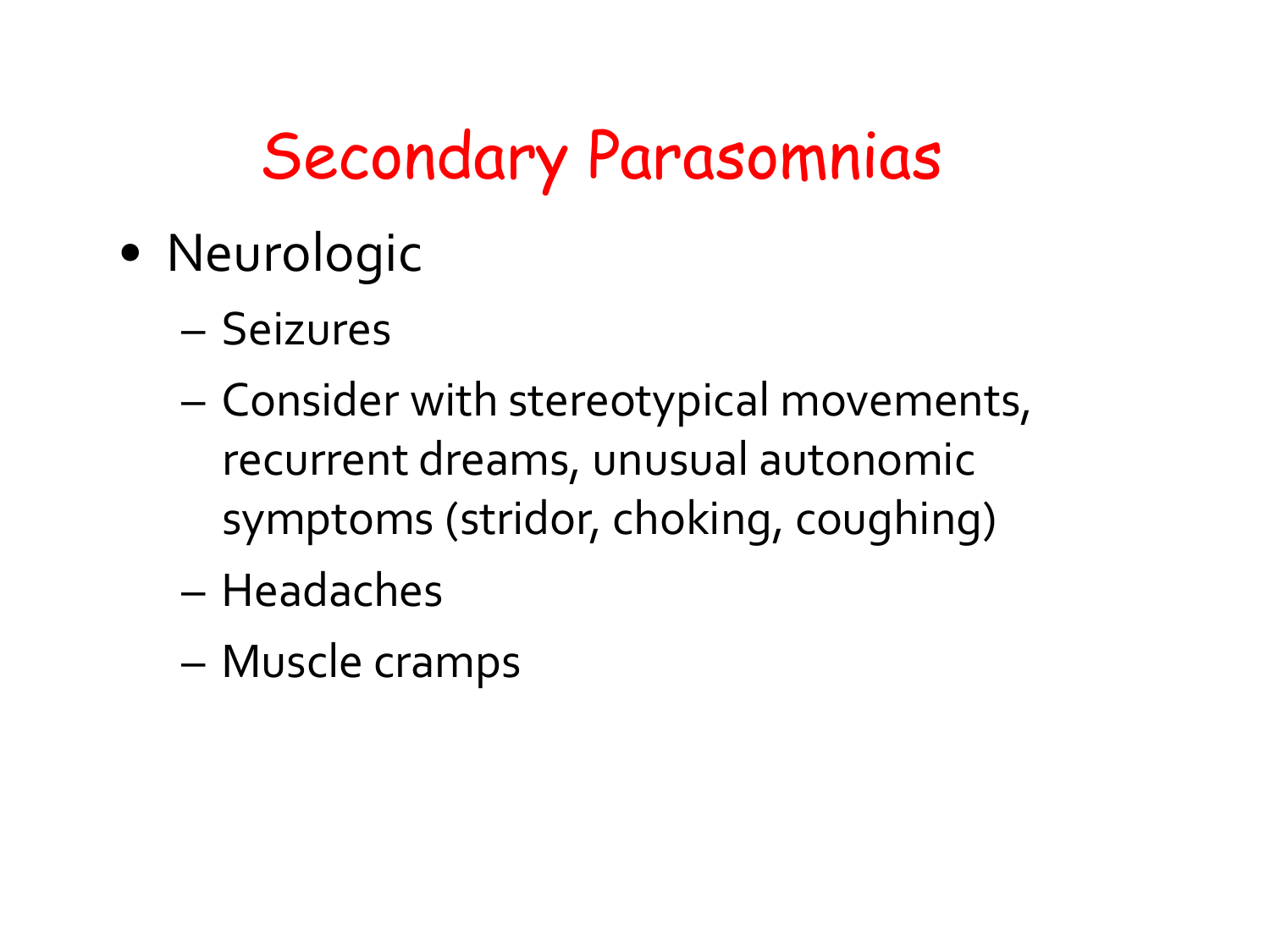# Secondary Parasomnias

- Neurologic
  - Seizures
  - Consider with stereotypical movements, recurrent dreams, unusual autonomic symptoms (stridor, choking, coughing)
  - Headaches
  - Muscle cramps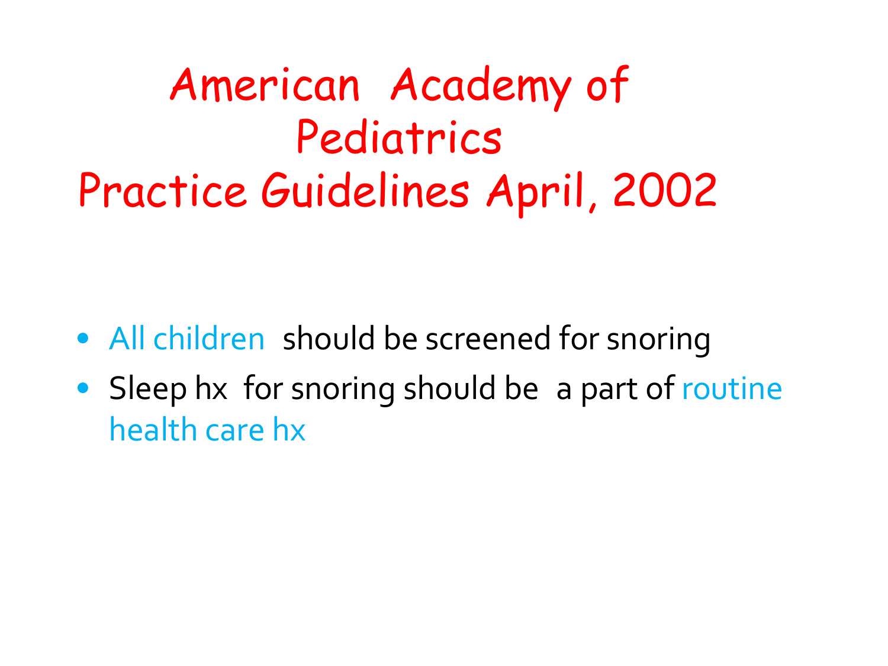# American Academy of Pediatrics Practice Guidelines April, 2002

- All children should be screened for snoring
- Sleep hx for snoring should be a part of routine health care hx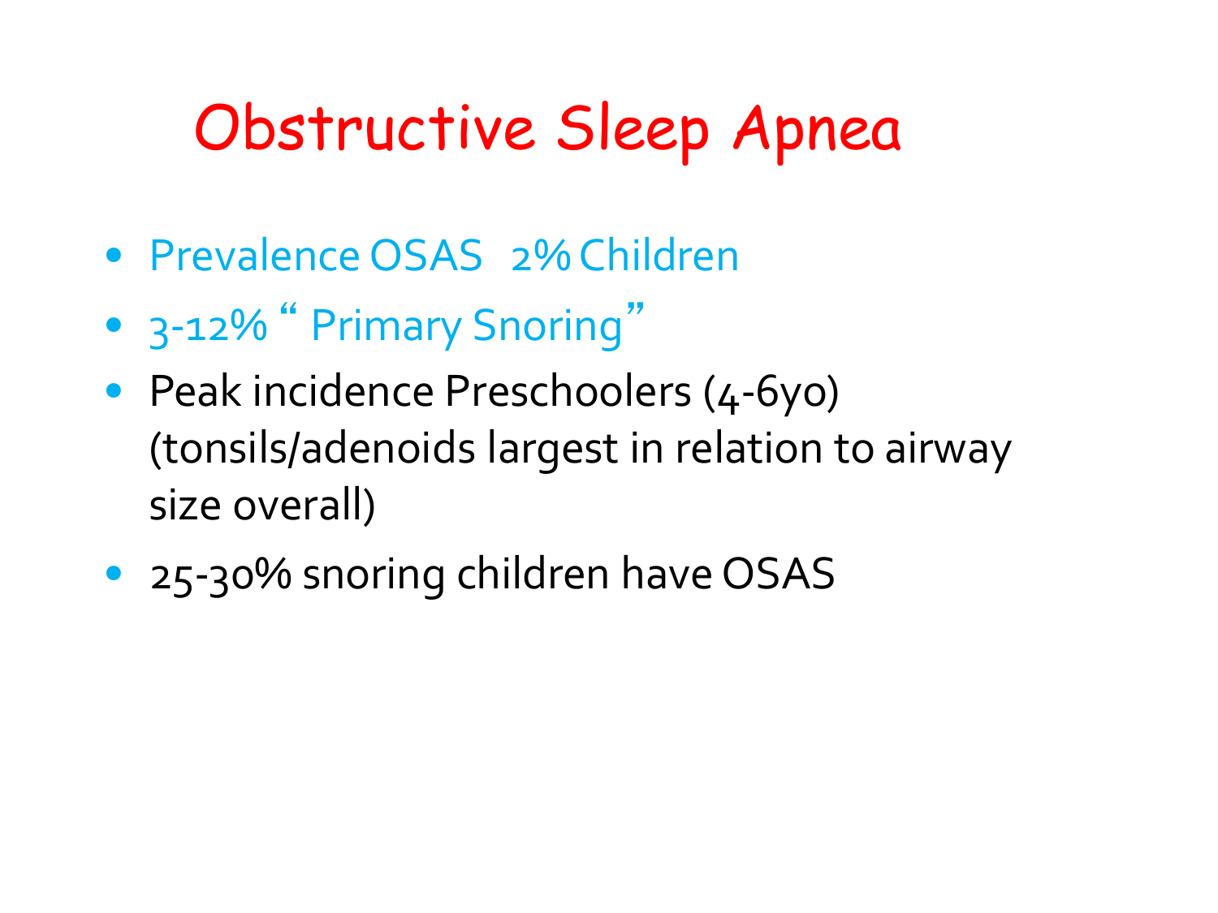# Obstructive Sleep Apnea

- Prevalence OSAS   2% Children
- 3-12% " Primary Snoring"
- Peak incidence Preschoolers (4-6yo) (tonsils/adenoids largest in relation to airway size overall)
- 25-30% snoring children have OSAS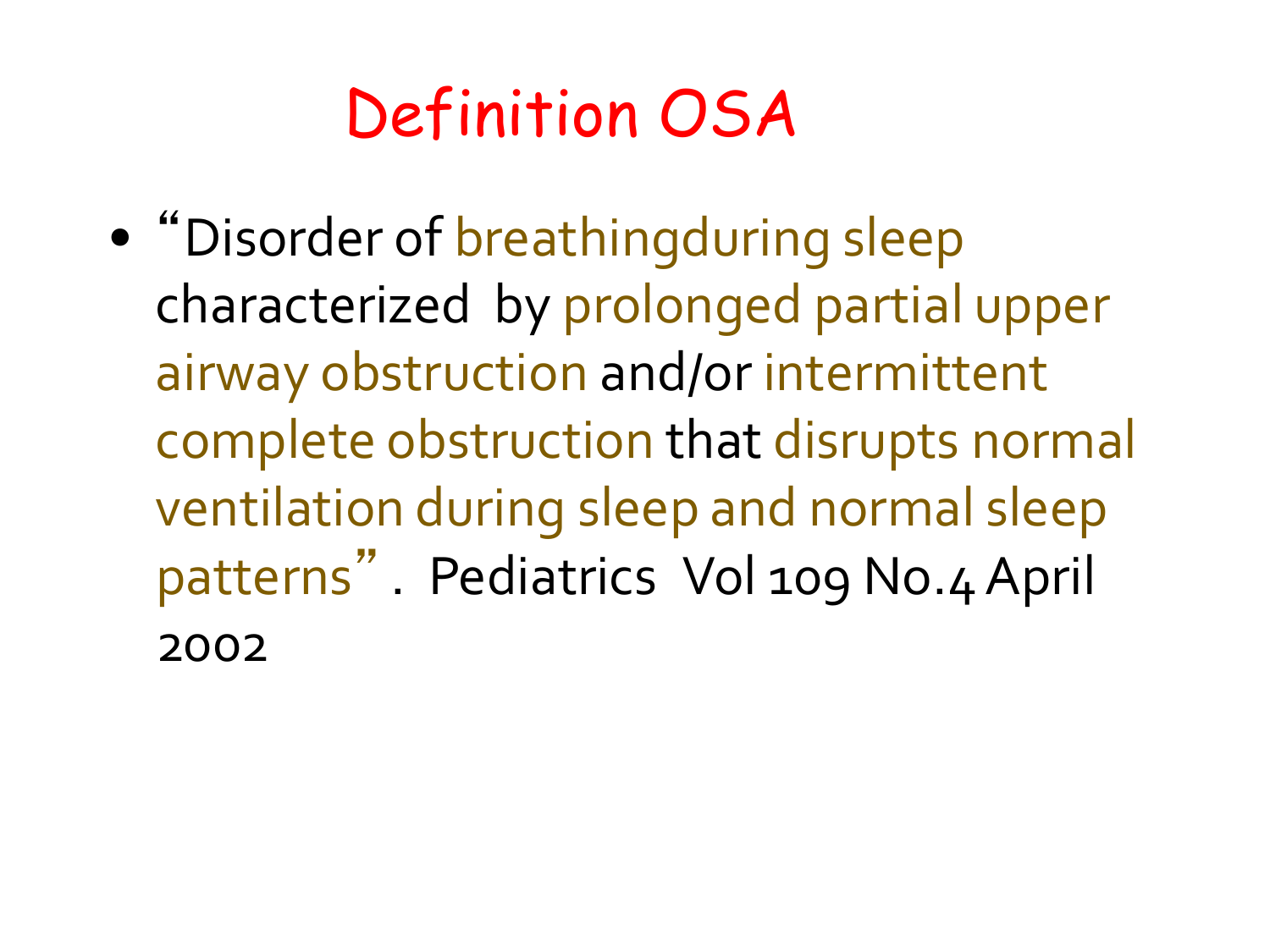# Definition OSA

- "Disorder of breathingduring sleep characterized by prolonged partial upper airway obstruction and/or intermittent complete obstruction that disrupts normal ventilation during sleep and normal sleep patterns". Pediatrics Vol 109 No.4 April 2002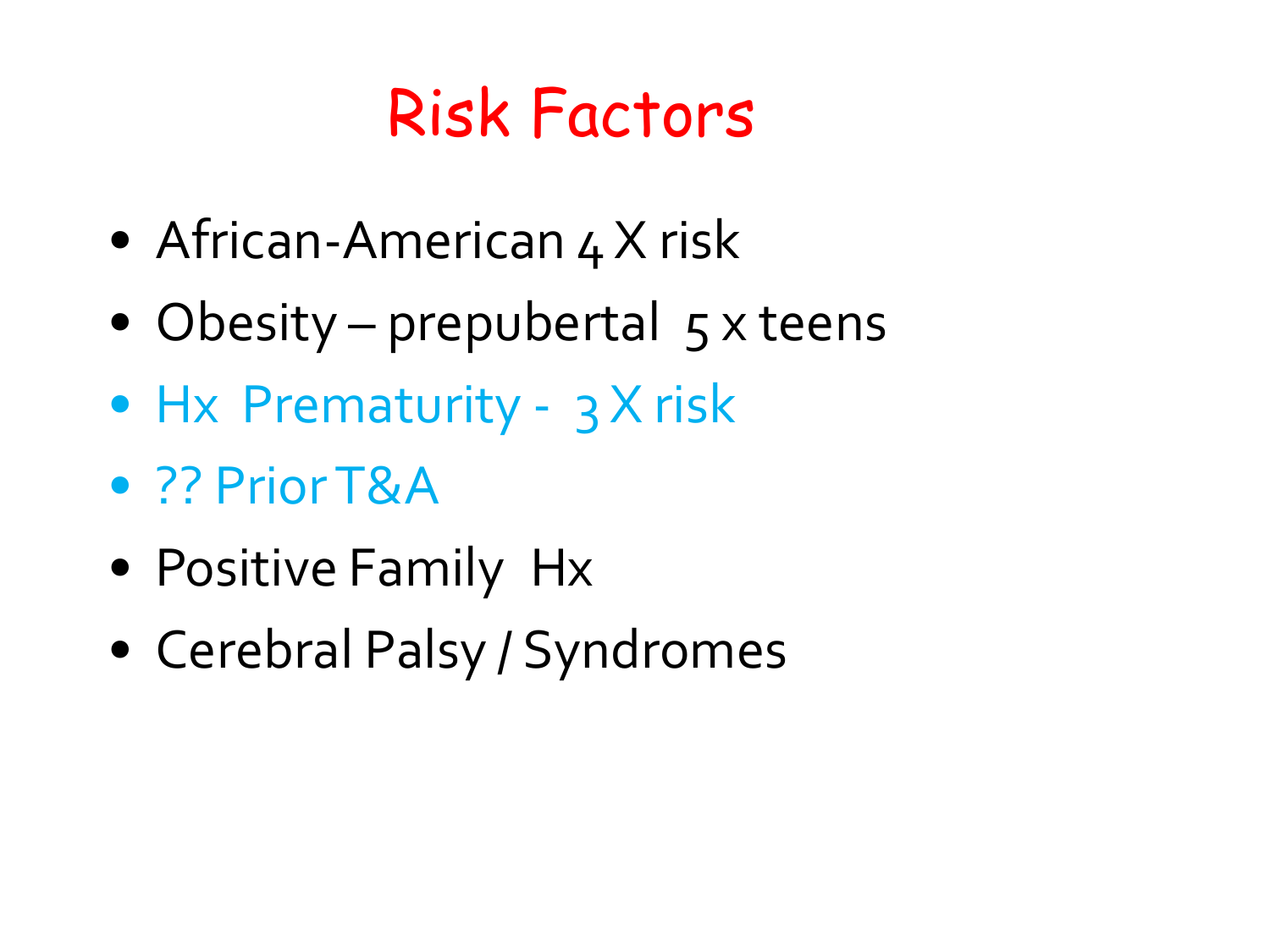# Risk Factors

- African-American 4 X risk
- Obesity – prepubertal 5 x teens
- Hx Prematurity - 3 X risk
- ?? Prior T&A
- Positive Family Hx
- Cerebral Palsy / Syndromes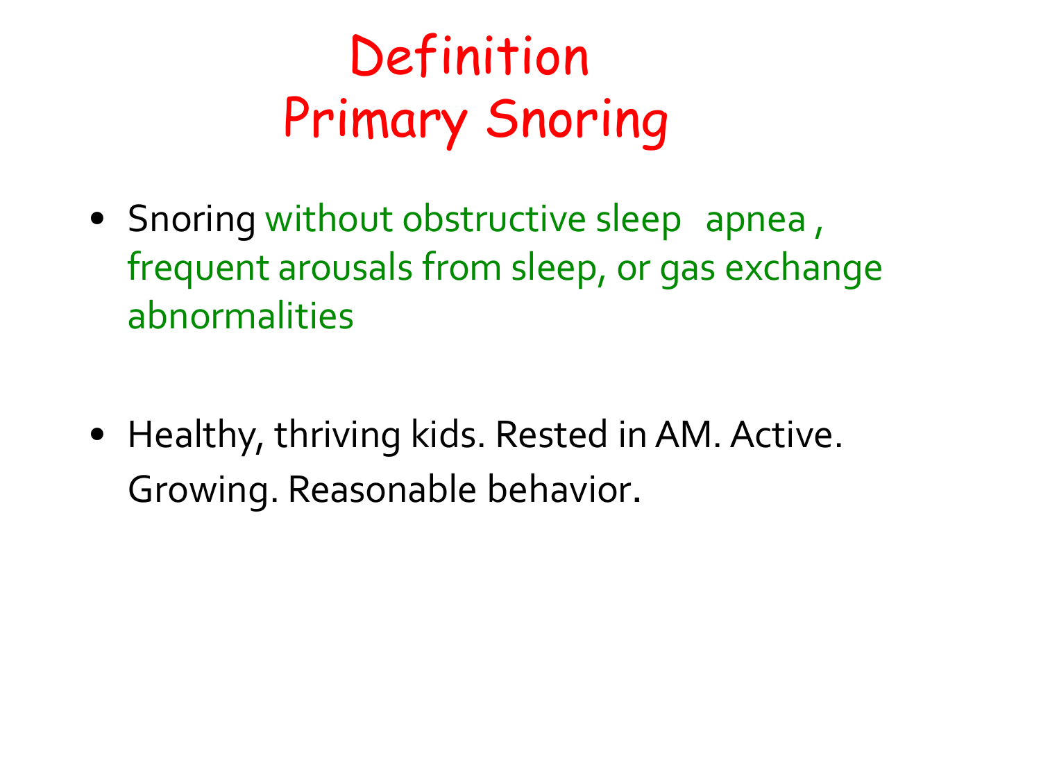# Definition
# Primary Snoring

- Snoring without obstructive sleep apnea , frequent arousals from sleep, or gas exchange abnormalities

- Healthy, thriving kids. Rested in AM. Active. Growing. Reasonable behavior.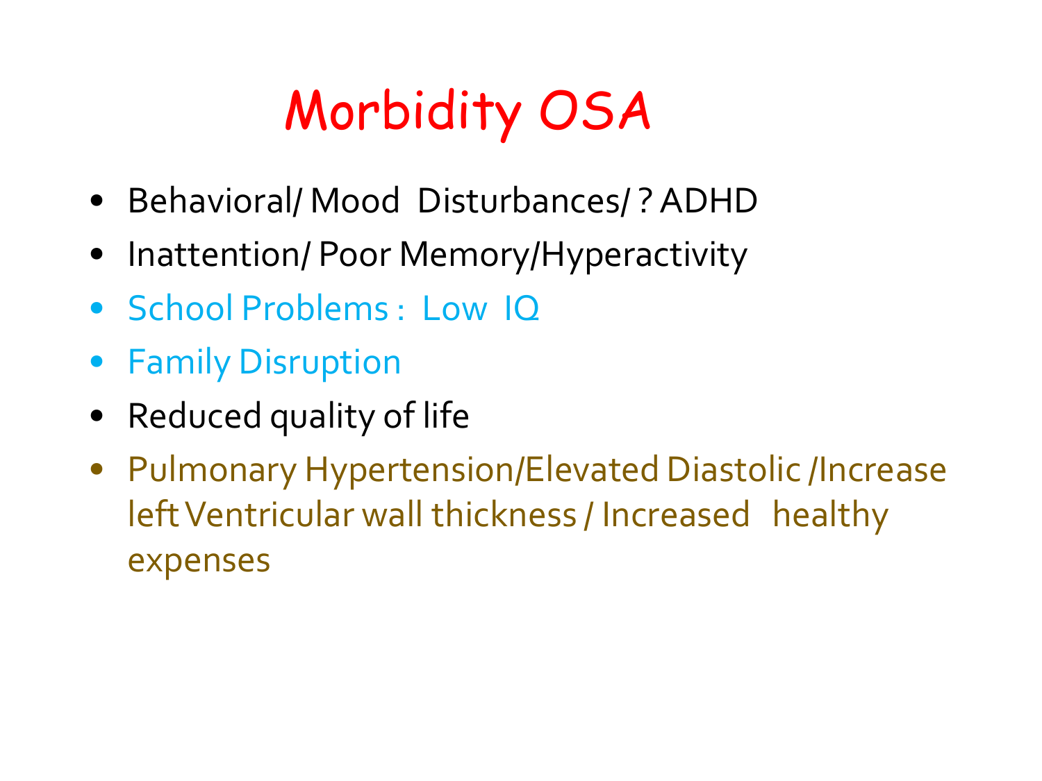# Morbidity OSA

- Behavioral/ Mood Disturbances/ ? ADHD
- Inattention/ Poor Memory/Hyperactivity
- School Problems : Low IQ
- Family Disruption
- Reduced quality of life
- Pulmonary Hypertension/Elevated Diastolic /Increase left Ventricular wall thickness / Increased healthy expenses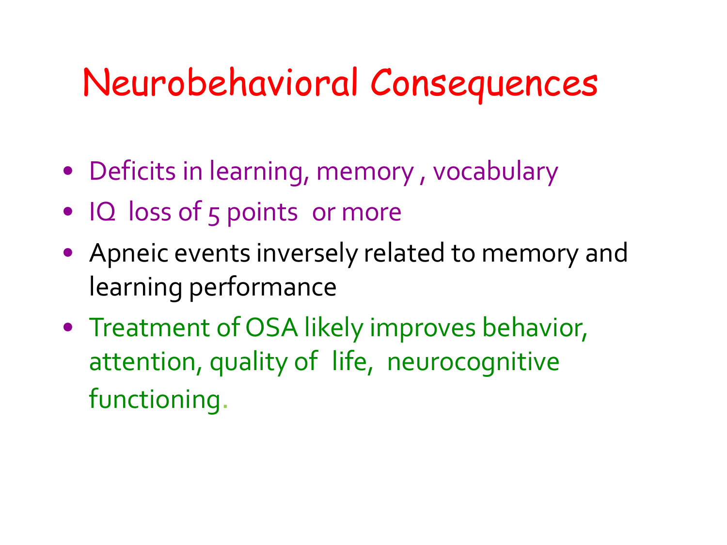# Neurobehavioral Consequences

- Deficits in learning, memory , vocabulary
- IQ loss of 5 points or more
- Apneic events inversely related to memory and learning performance
- Treatment of OSA likely improves behavior, attention, quality of life, neurocognitive functioning.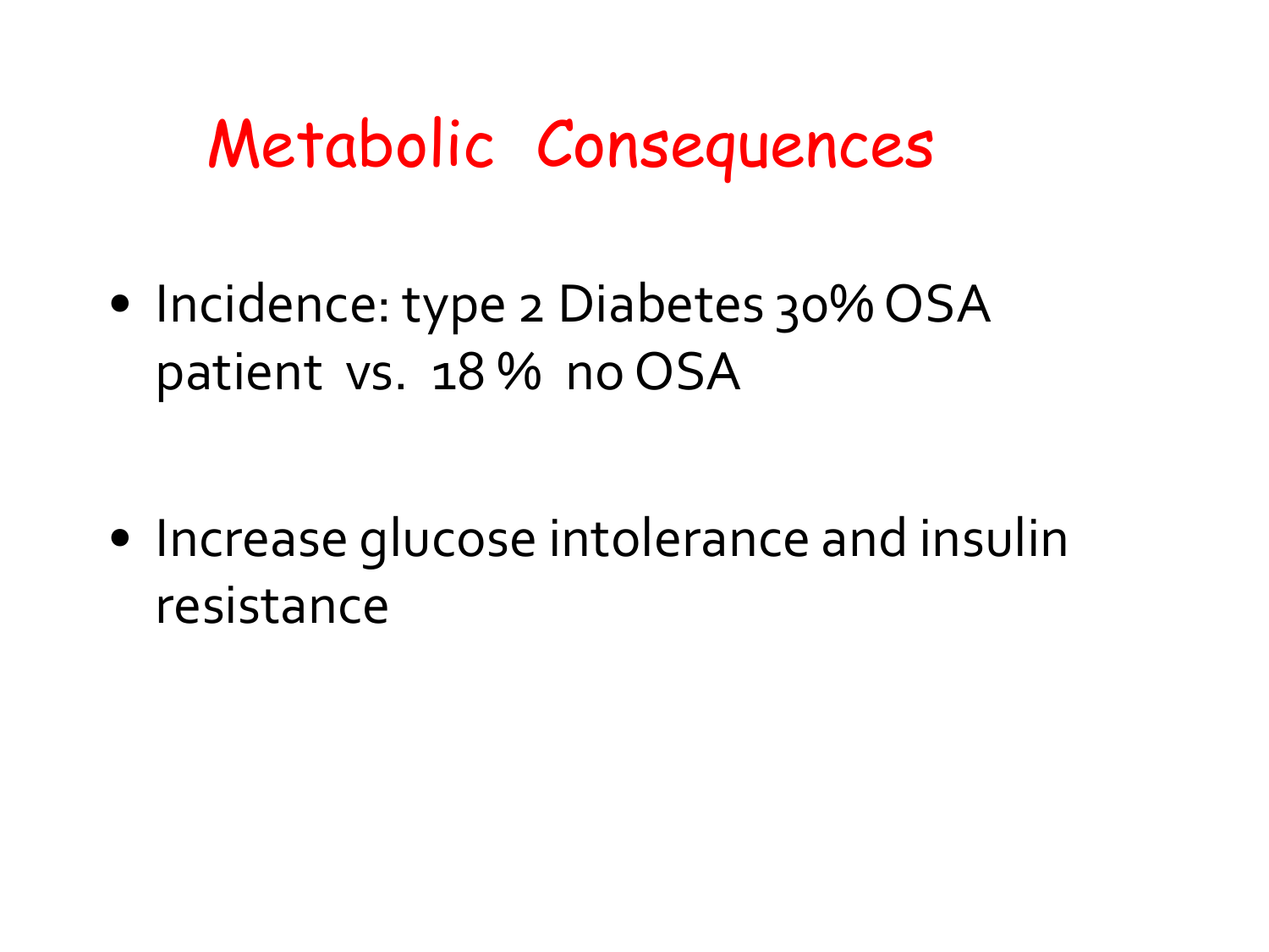# Metabolic Consequences

- Incidence: type 2 Diabetes 30% OSA patient vs. 18 % no OSA

- Increase glucose intolerance and insulin resistance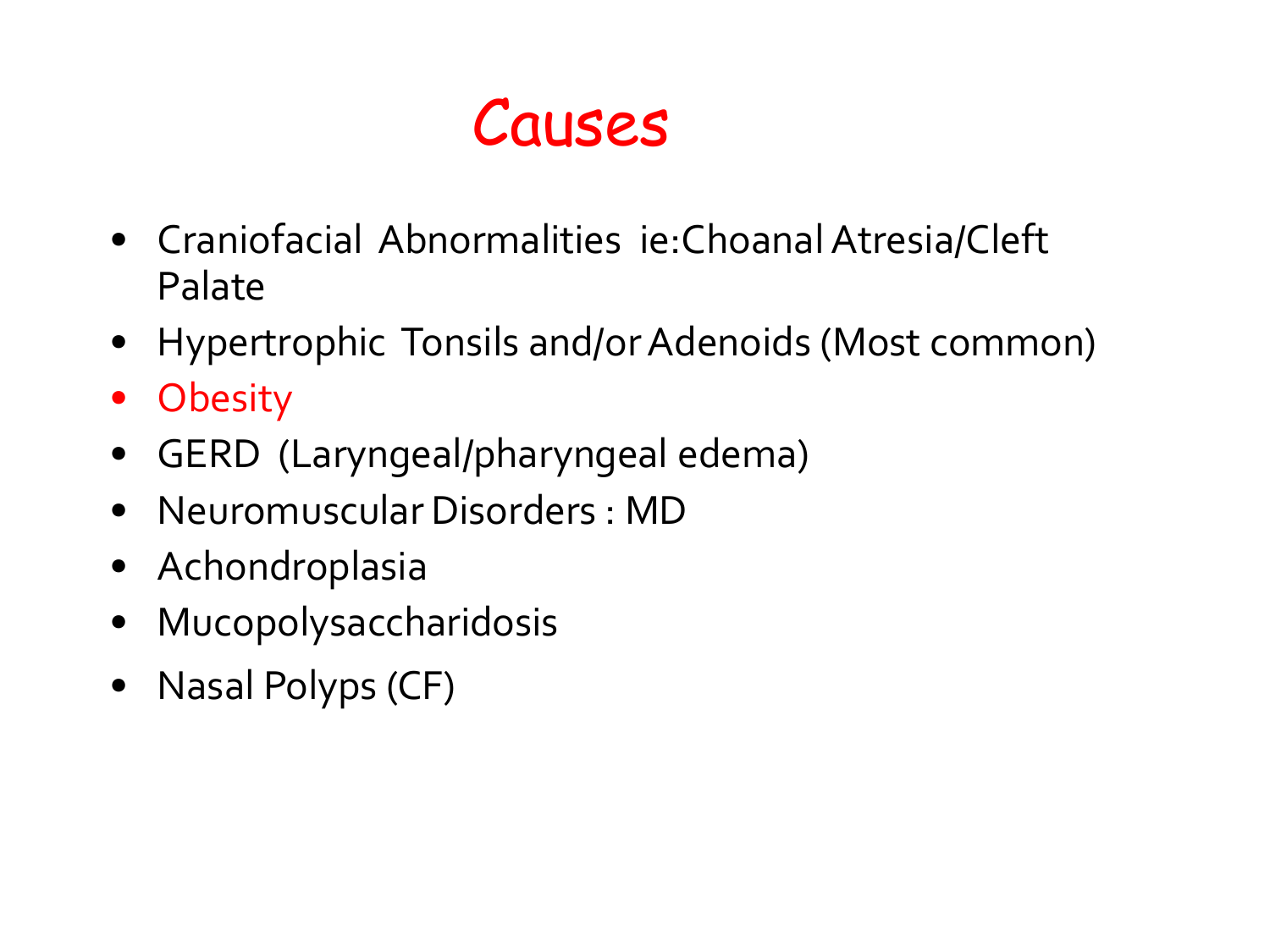# Causes

- Craniofacial Abnormalities ie:Choanal Atresia/Cleft Palate
- Hypertrophic Tonsils and/or Adenoids (Most common)
- Obesity
- GERD (Laryngeal/pharyngeal edema)
- Neuromuscular Disorders : MD
- Achondroplasia
- Mucopolysaccharidosis
- Nasal Polyps (CF)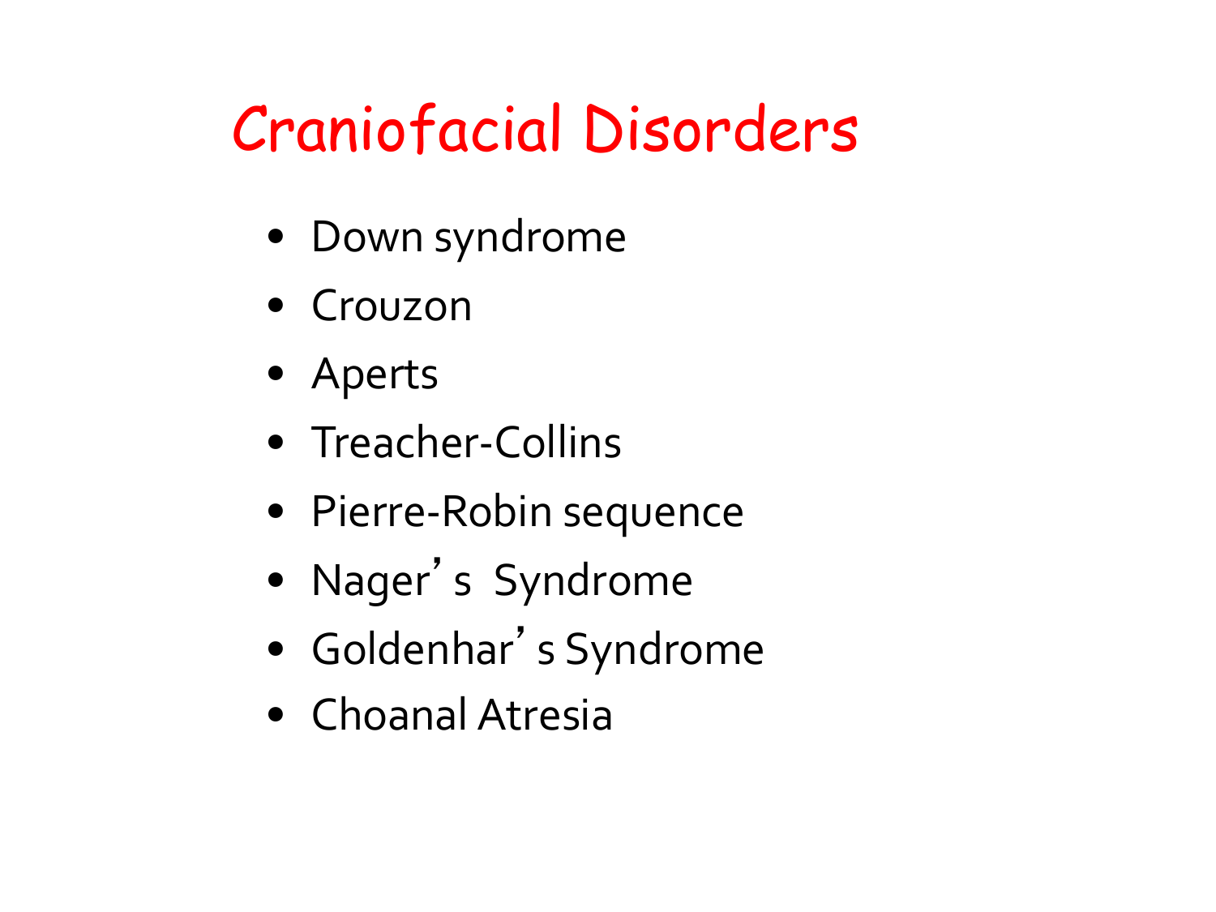# Craniofacial Disorders

- Down syndrome
- Crouzon
- Aperts
- Treacher-Collins
- Pierre-Robin sequence
- Nager's Syndrome
- Goldenhar's Syndrome
- Choanal Atresia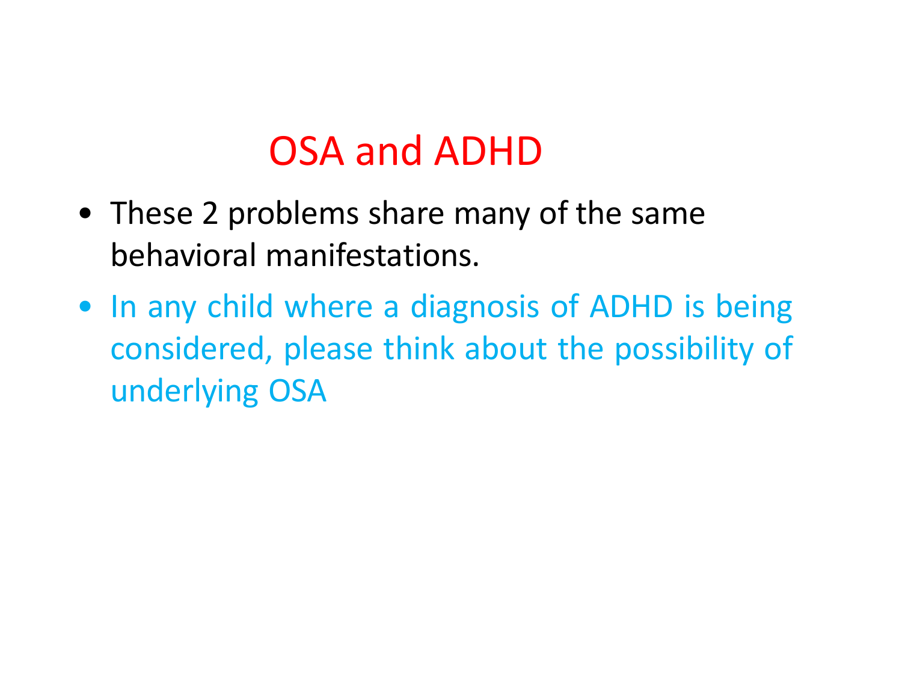# OSA and ADHD

- These 2 problems share many of the same behavioral manifestations.
- In any child where a diagnosis of ADHD is being considered, please think about the possibility of underlying OSA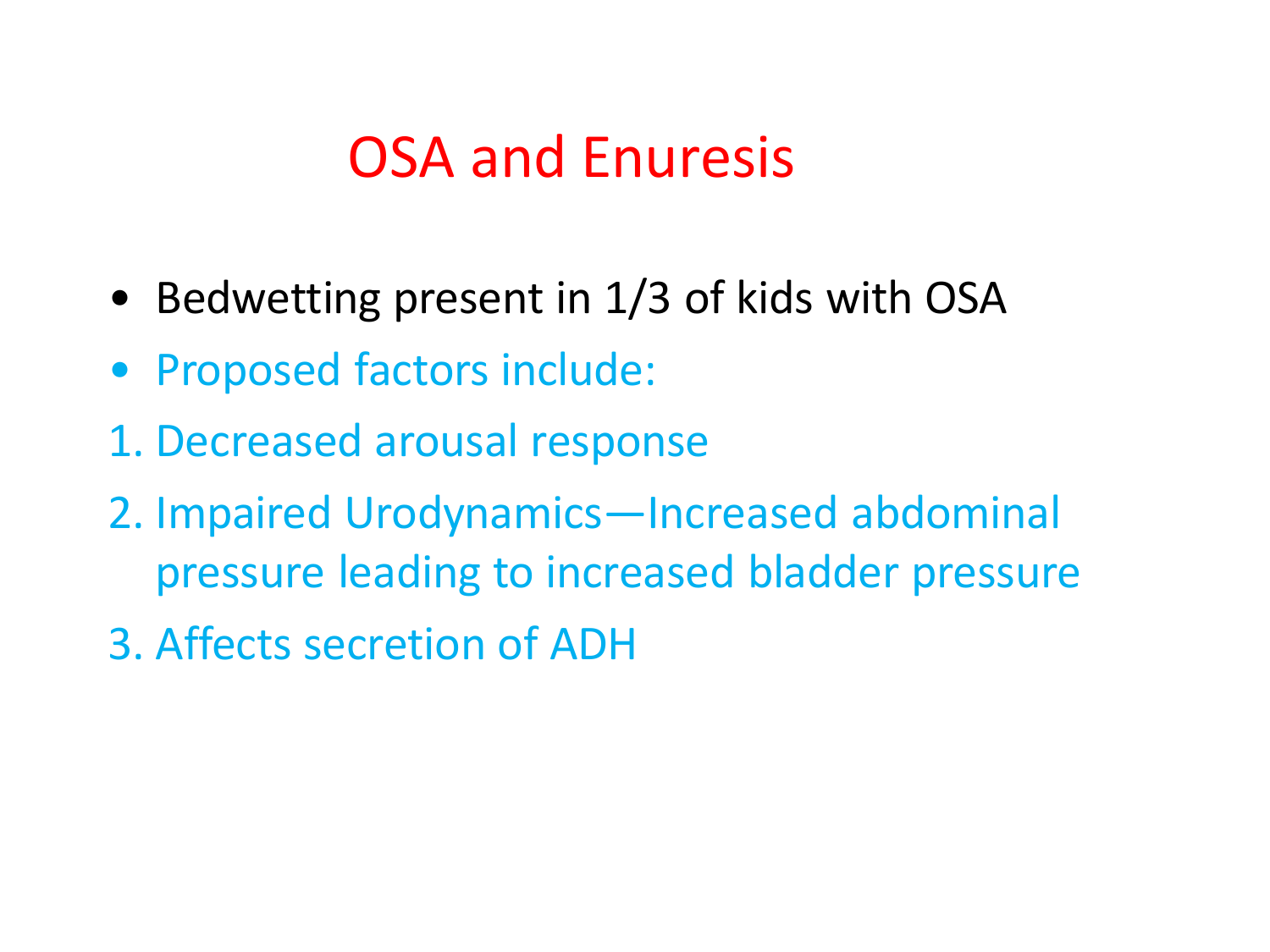# OSA and Enuresis

- Bedwetting present in 1/3 of kids with OSA
- Proposed factors include:

1. Decreased arousal response
2. Impaired Urodynamics—Increased abdominal pressure leading to increased bladder pressure
3. Affects secretion of ADH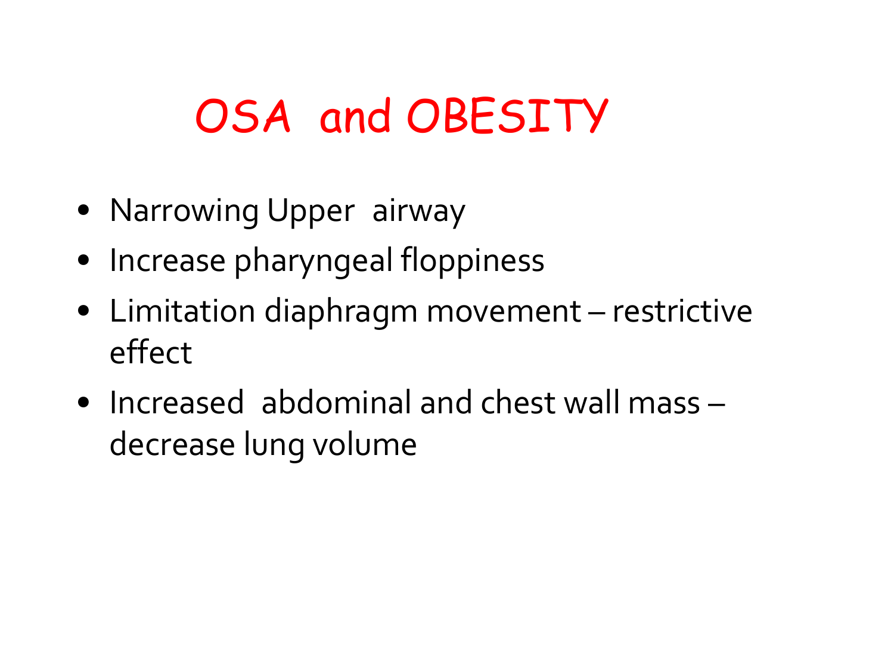# OSA and OBESITY

- Narrowing Upper airway
- Increase pharyngeal floppiness
- Limitation diaphragm movement – restrictive effect
- Increased abdominal and chest wall mass – decrease lung volume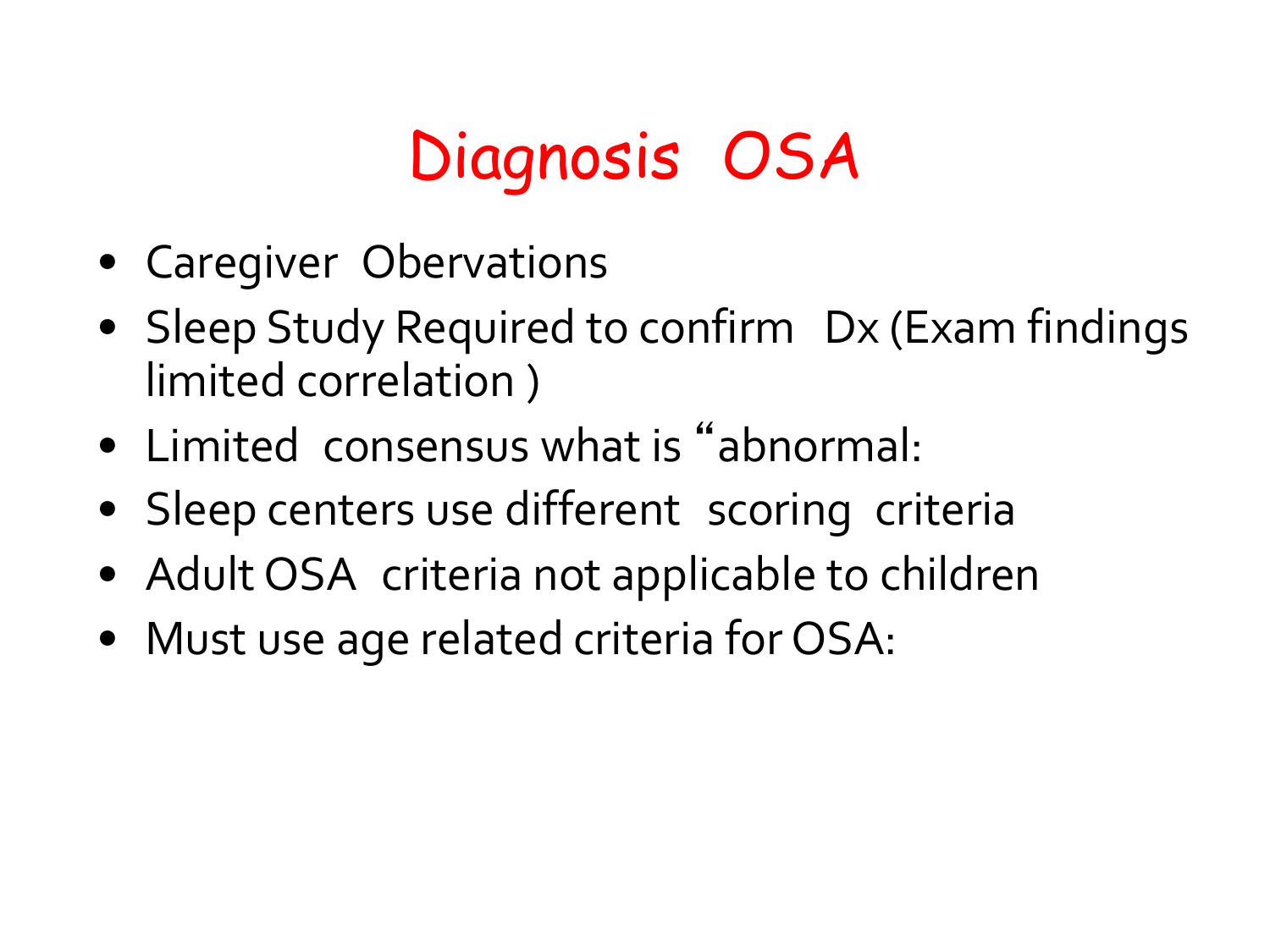# Diagnosis OSA

- Caregiver Obervations
- Sleep Study Required to confirm Dx (Exam findings limited correlation )
- Limited consensus what is “abnormal:
- Sleep centers use different scoring criteria
- Adult OSA criteria not applicable to children
- Must use age related criteria for OSA: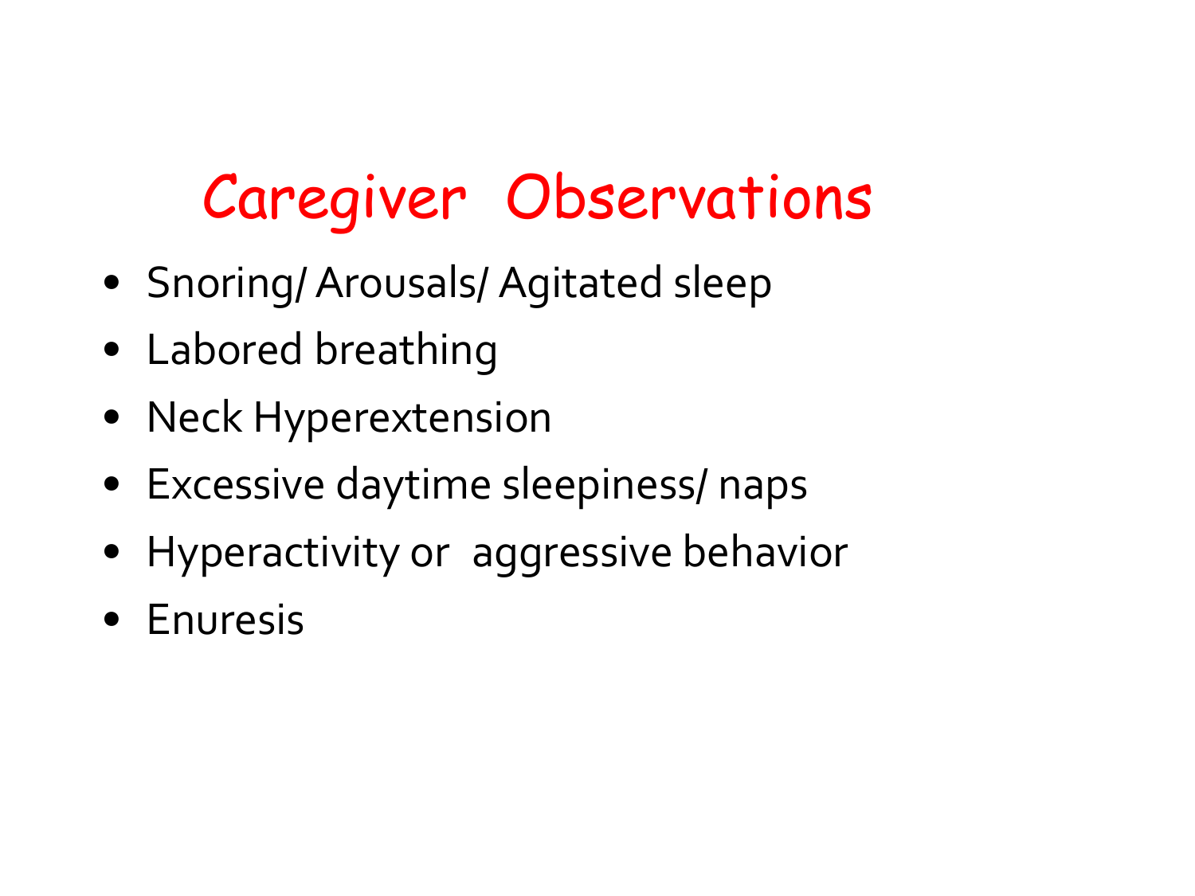# Caregiver Observations

- Snoring/ Arousals/ Agitated sleep
- Labored breathing
- Neck Hyperextension
- Excessive daytime sleepiness/ naps
- Hyperactivity or aggressive behavior
- Enuresis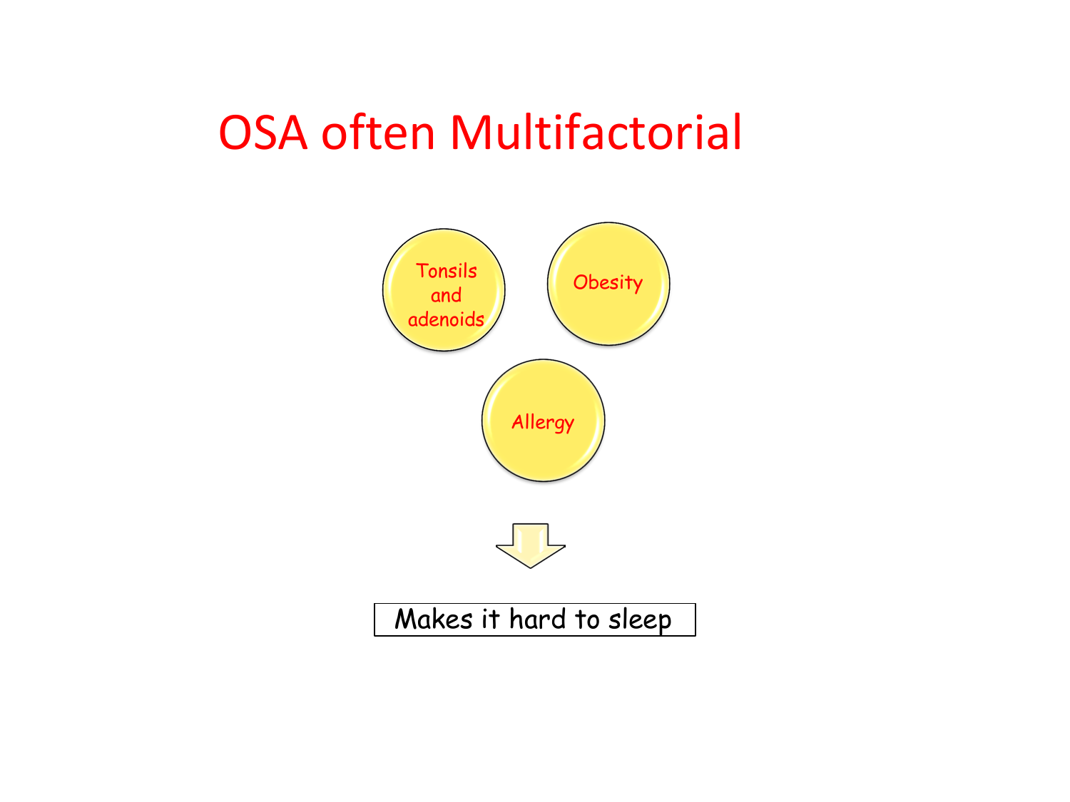# OSA often Multifactorial

- Tonsils and adenoids
- Obesity
- Allergy

Makes it hard to sleep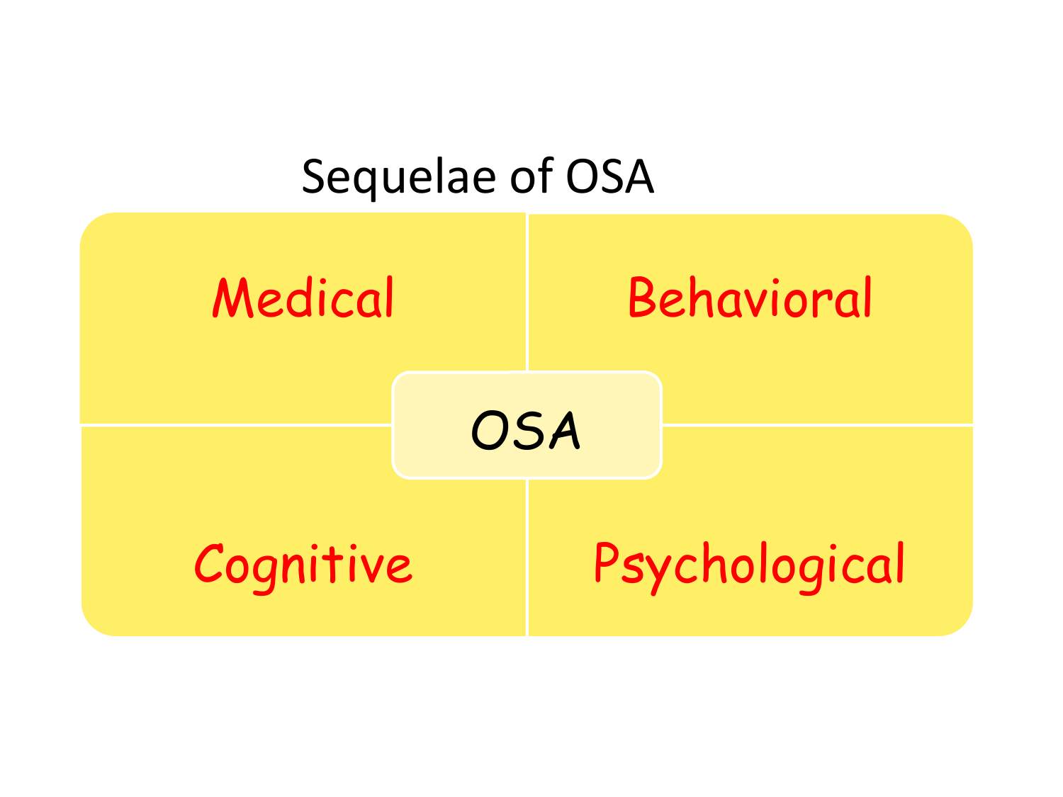# Sequelae of OSA

| Medical | Behavioral |
|---|---|
| Cognitive | Psychological |

OSA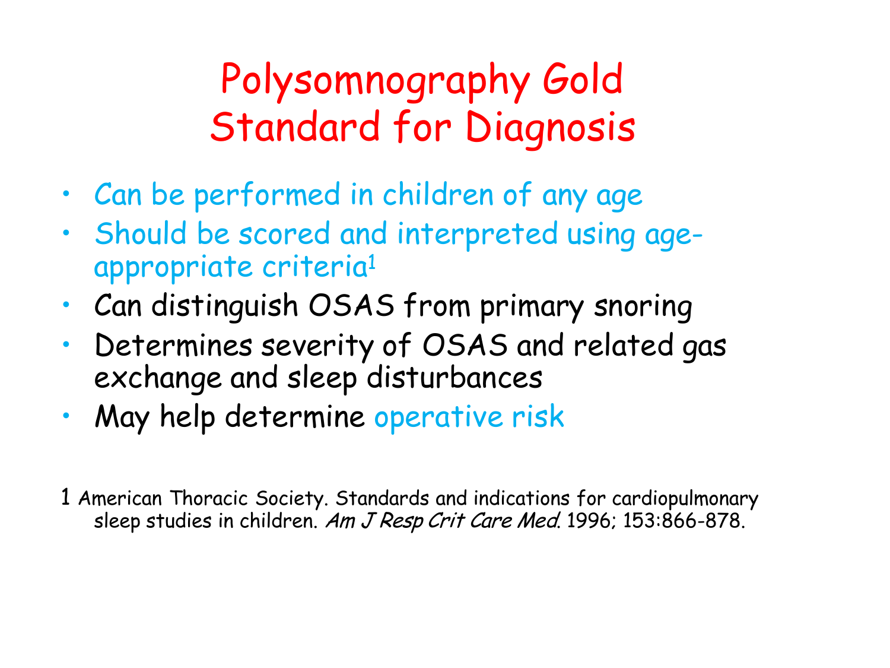# Polysomnography Gold Standard for Diagnosis

- Can be performed in children of any age
- Should be scored and interpreted using age-appropriate criteria[1]
- Can distinguish OSAS from primary snoring
- Determines severity of OSAS and related gas exchange and sleep disturbances
- May help determine operative risk

1 American Thoracic Society. Standards and indications for cardiopulmonary sleep studies in children. *Am J Resp Crit Care Med.* 1996; 153:866-878.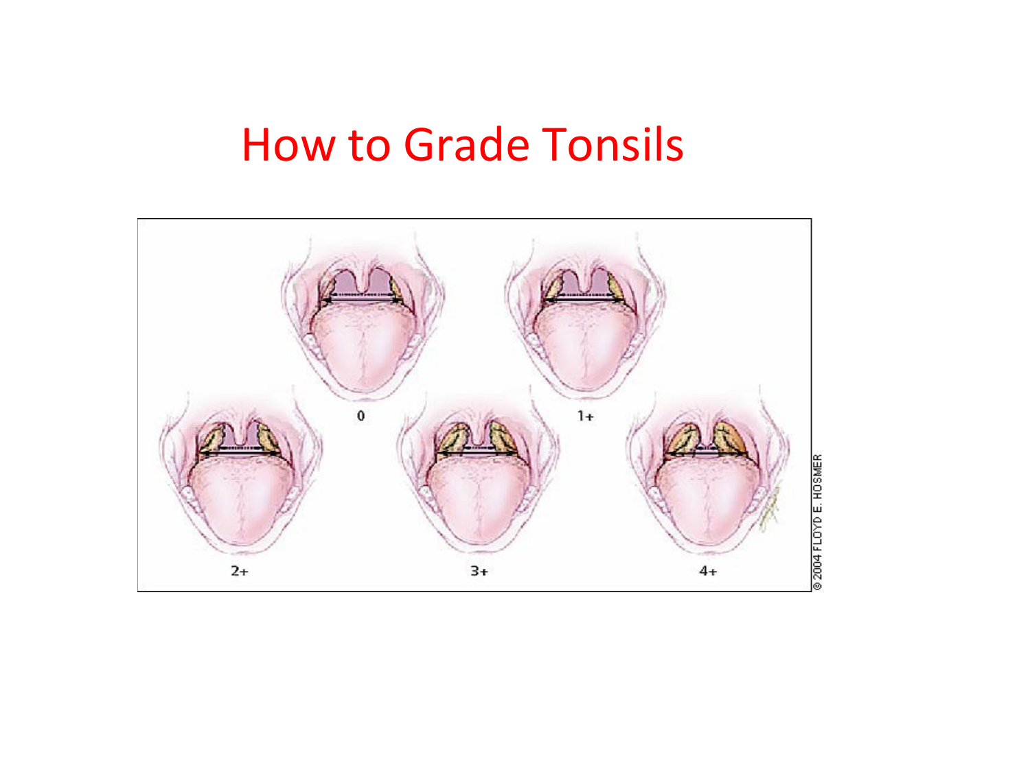# How to Grade Tonsils

0

1+

2+

3+

4+

© 2004 FLOYD E. HOSMER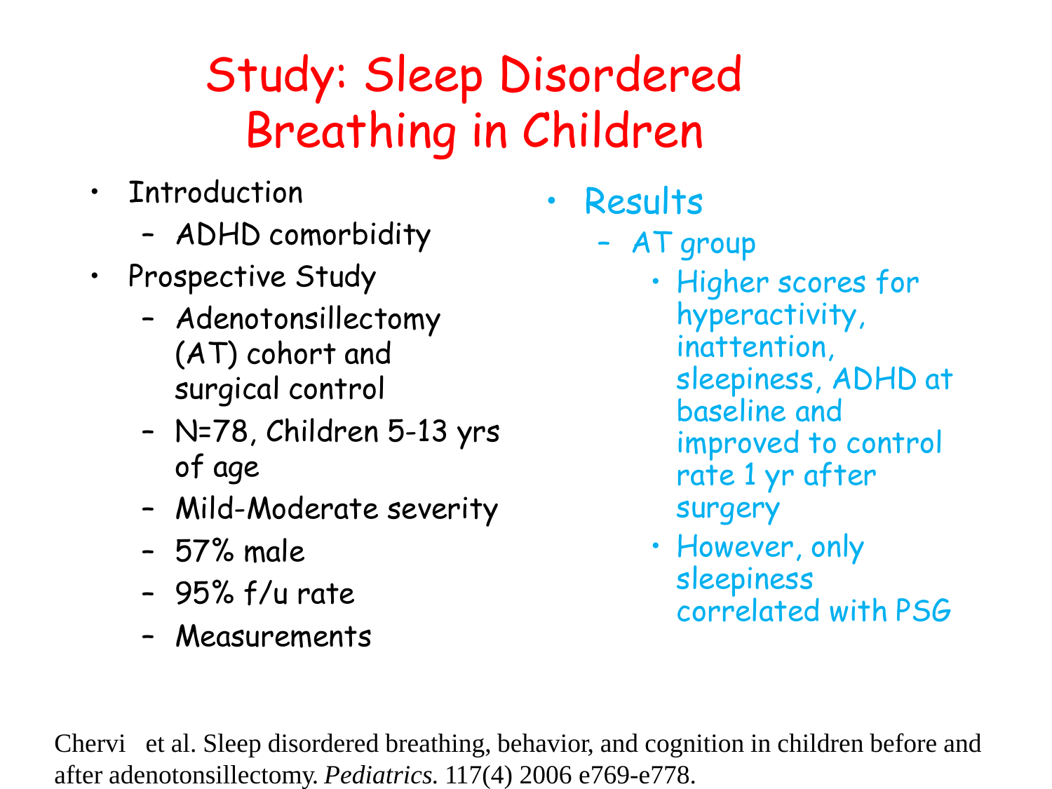# Study: Sleep Disordered Breathing in Children

- Introduction
  - ADHD comorbidity
- Prospective Study
  - Adenotonsillectomy (AT) cohort and surgical control
  - N=78, Children 5-13 yrs of age
  - Mild-Moderate severity
  - 57% male
  - 95% f/u rate
  - Measurements

- Results
  - AT group
    - Higher scores for hyperactivity, inattention, sleepiness, ADHD at baseline and improved to control rate 1 yr after surgery
    - However, only sleepiness correlated with PSG

Chervi  et al. Sleep disordered breathing, behavior, and cognition in children before and after adenotonsillectomy. *Pediatrics*. 117(4) 2006 e769-e778.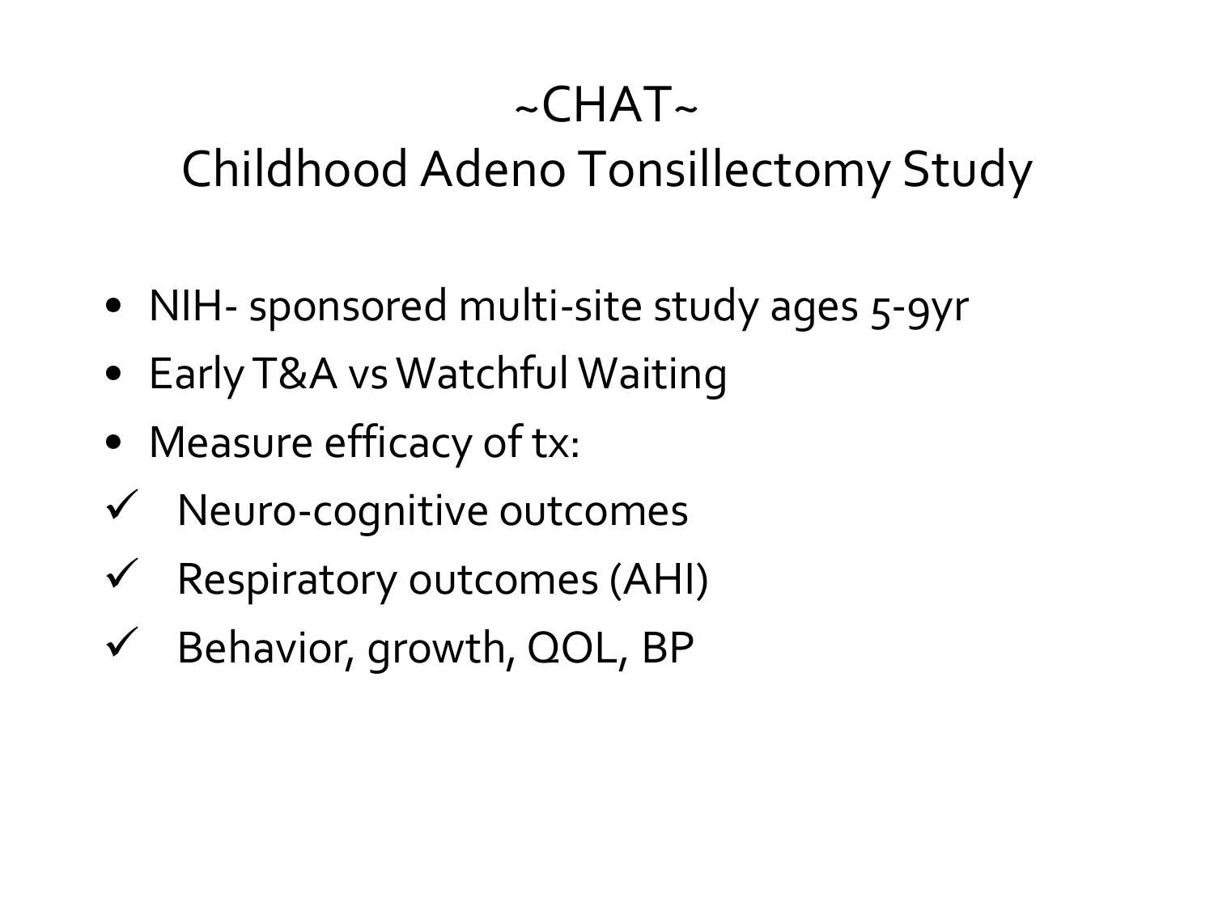# ~CHAT~
# Childhood Adeno Tonsillectomy Study

- NIH- sponsored multi-site study ages 5-9yr
- Early T&A vs Watchful Waiting
- Measure efficacy of tx:

✓ Neuro-cognitive outcomes

✓ Respiratory outcomes (AHI)

✓ Behavior, growth, QOL, BP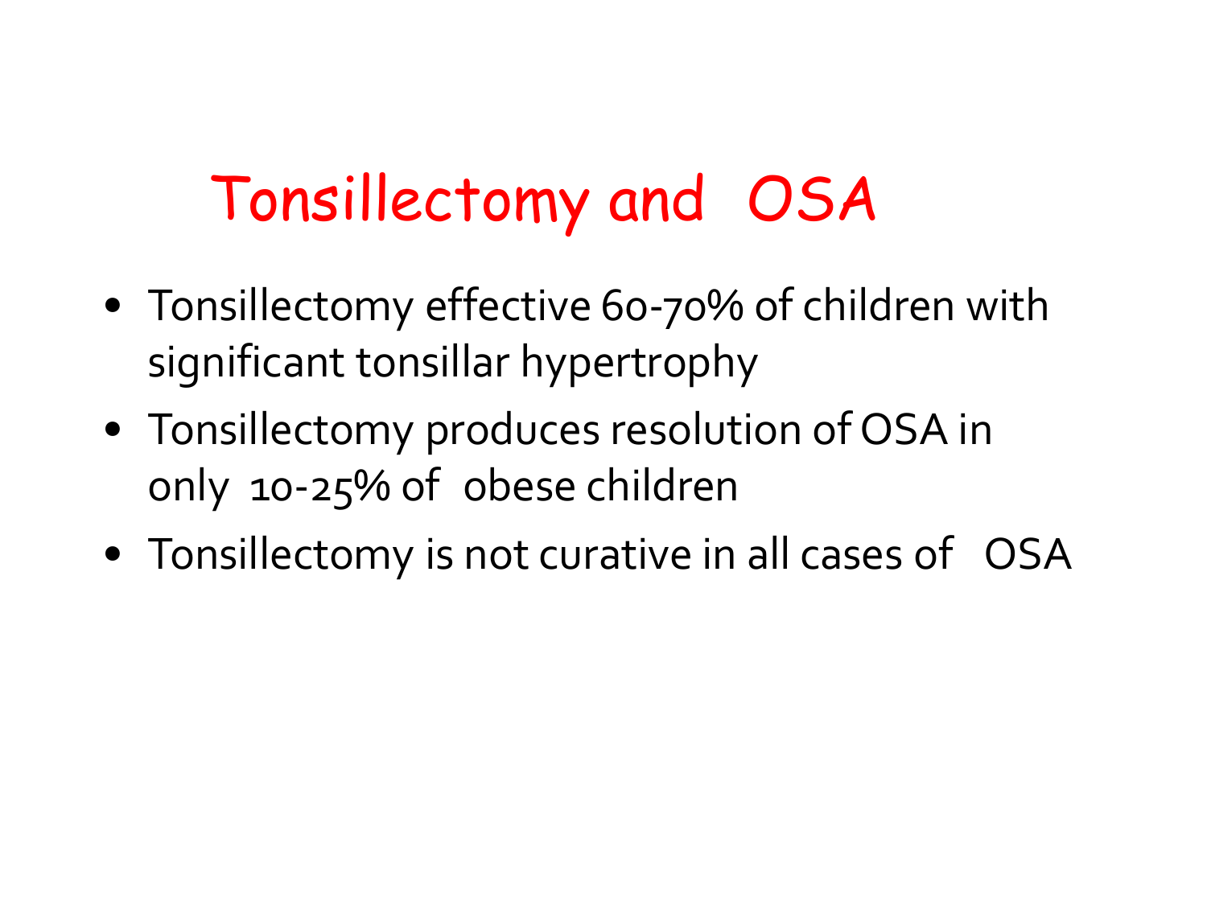# Tonsillectomy and OSA

- Tonsillectomy effective 60-70% of children with significant tonsillar hypertrophy
- Tonsillectomy produces resolution of OSA in only 10-25% of obese children
- Tonsillectomy is not curative in all cases of OSA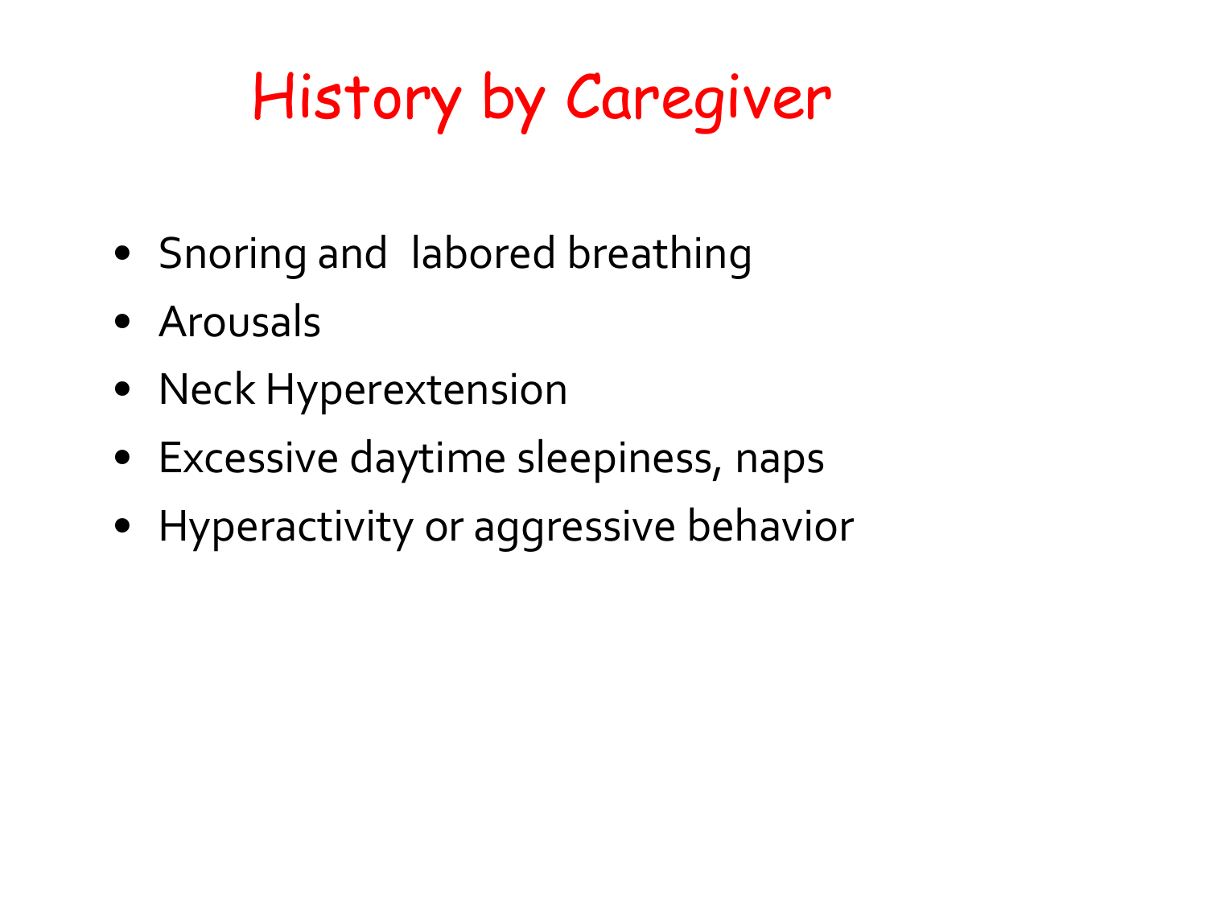# History by Caregiver

- Snoring and labored breathing
- Arousals
- Neck Hyperextension
- Excessive daytime sleepiness, naps
- Hyperactivity or aggressive behavior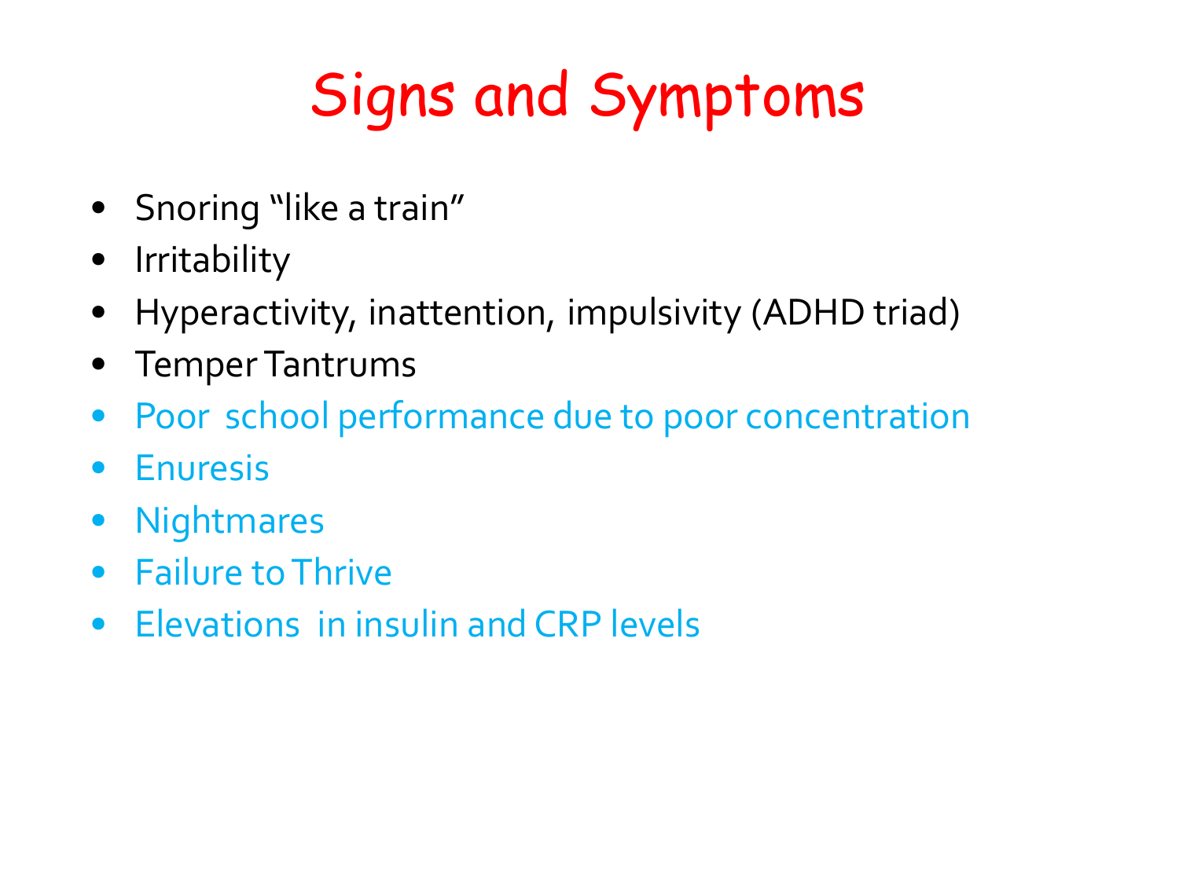# Signs and Symptoms

- Snoring "like a train"
- Irritability
- Hyperactivity, inattention, impulsivity (ADHD triad)
- Temper Tantrums
- Poor school performance due to poor concentration
- Enuresis
- Nightmares
- Failure to Thrive
- Elevations in insulin and CRP levels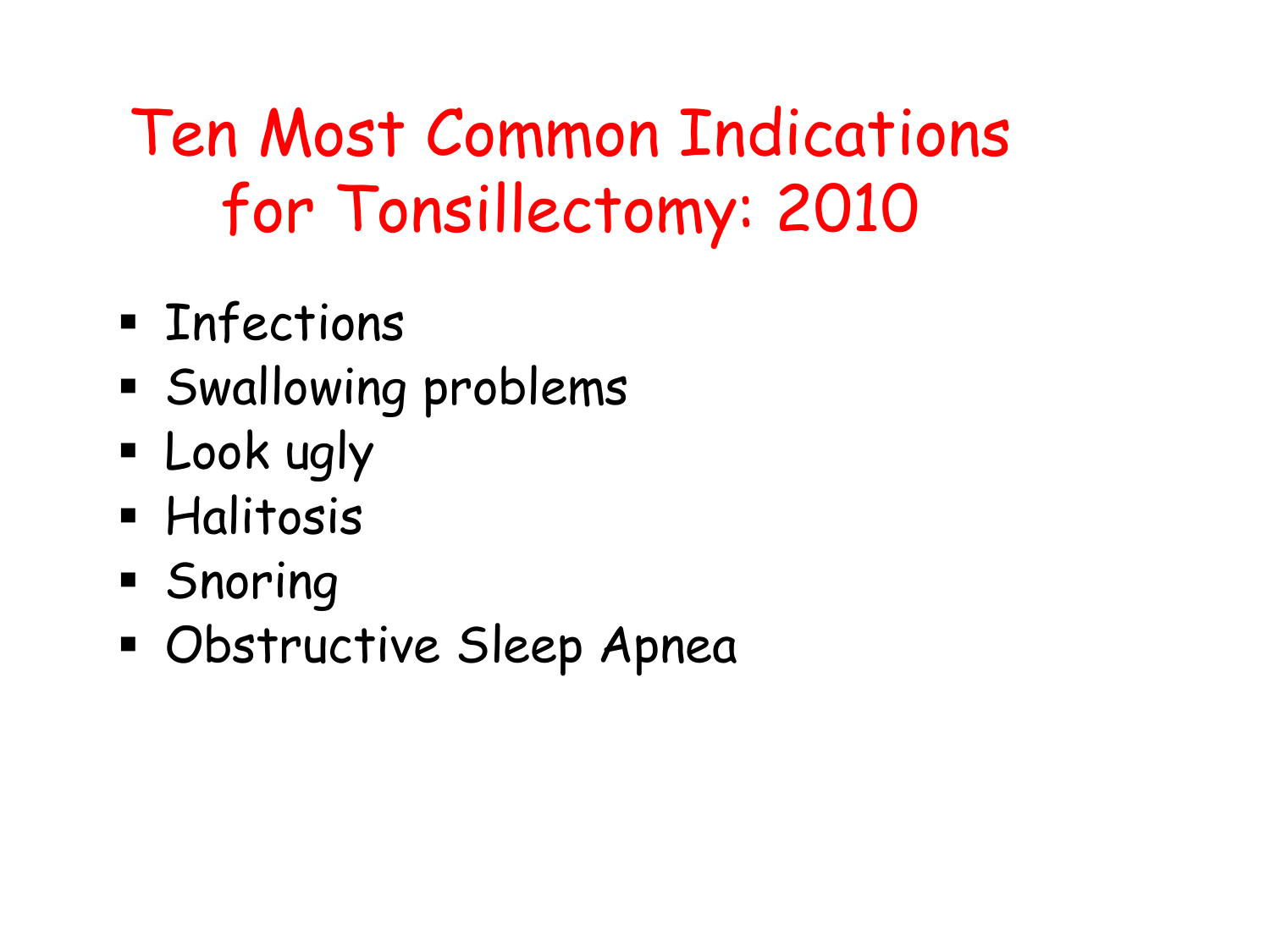# Ten Most Common Indications for Tonsillectomy: 2010

- Infections
- Swallowing problems
- Look ugly
- Halitosis
- Snoring
- Obstructive Sleep Apnea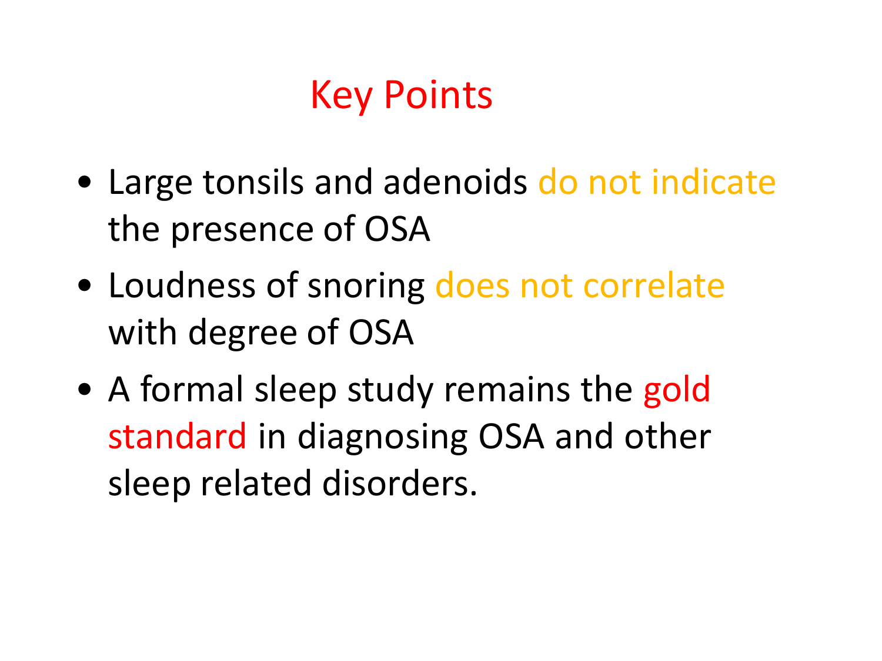# Key Points

- Large tonsils and adenoids do not indicate the presence of OSA
- Loudness of snoring does not correlate with degree of OSA
- A formal sleep study remains the gold standard in diagnosing OSA and other sleep related disorders.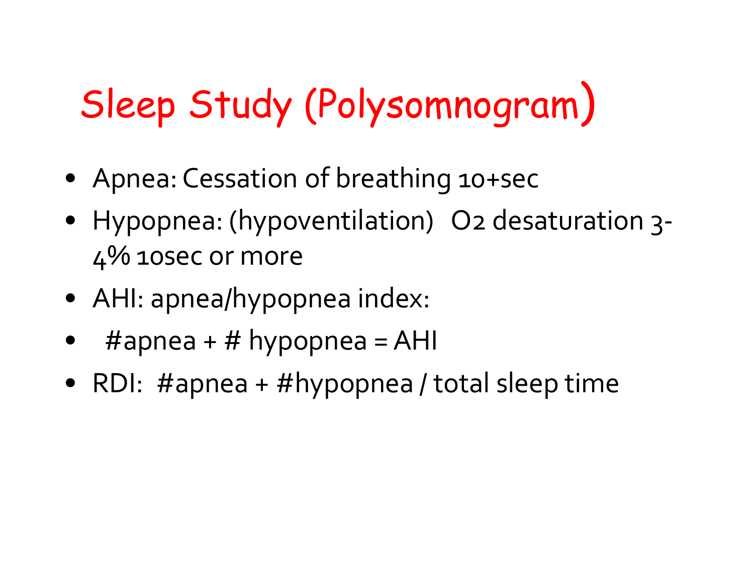# Sleep Study (Polysomnogram)

- Apnea: Cessation of breathing 10+sec
- Hypopnea: (hypoventilation) O2 desaturation 3-4% 10sec or more
- AHI: apnea/hypopnea index:
- #apnea + # hypopnea = AHI
- RDI: #apnea + #hypopnea / total sleep time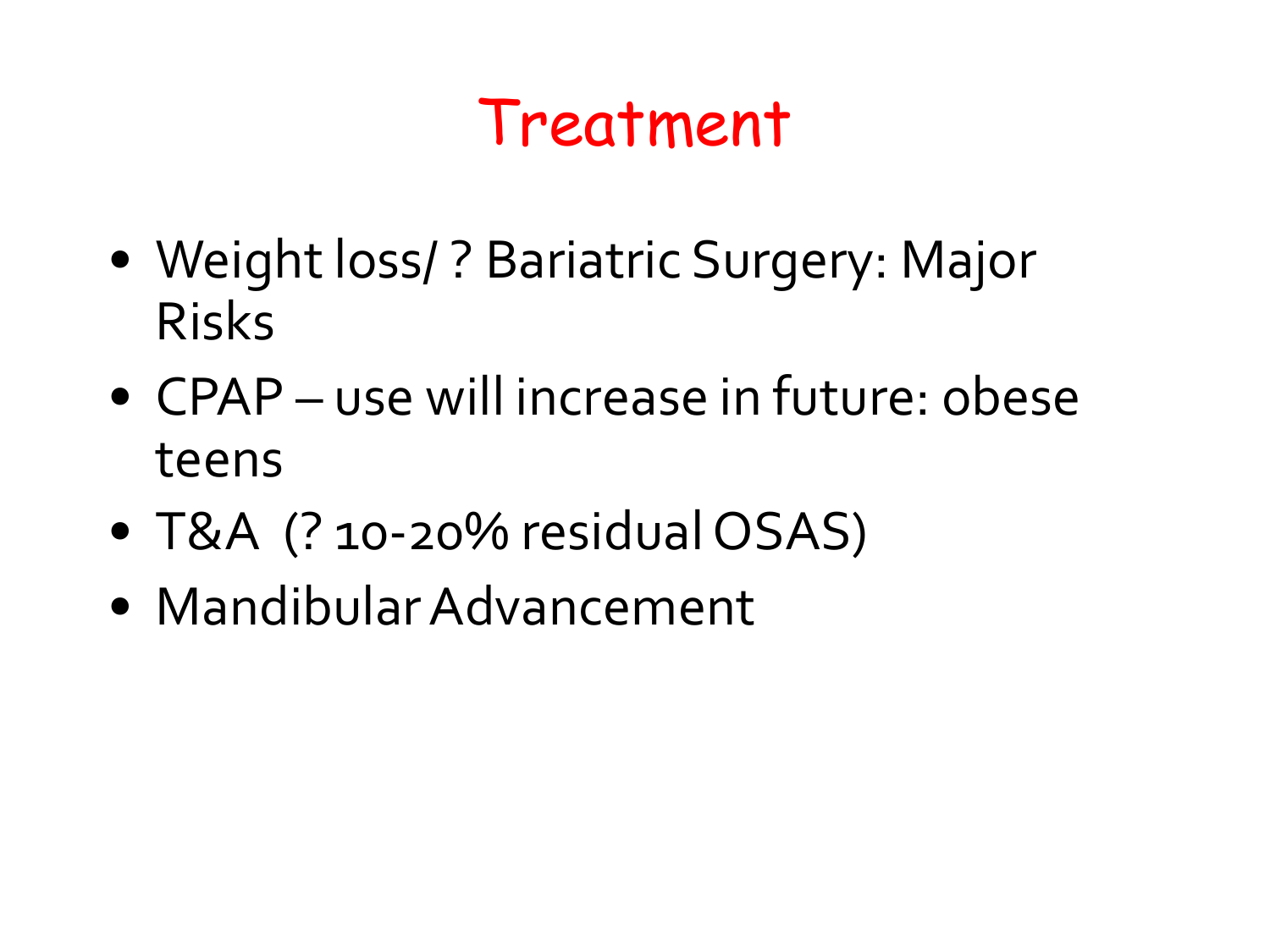# Treatment

- Weight loss/ ? Bariatric Surgery: Major Risks
- CPAP – use will increase in future: obese teens
- T&A (? 10-20% residual OSAS)
- Mandibular Advancement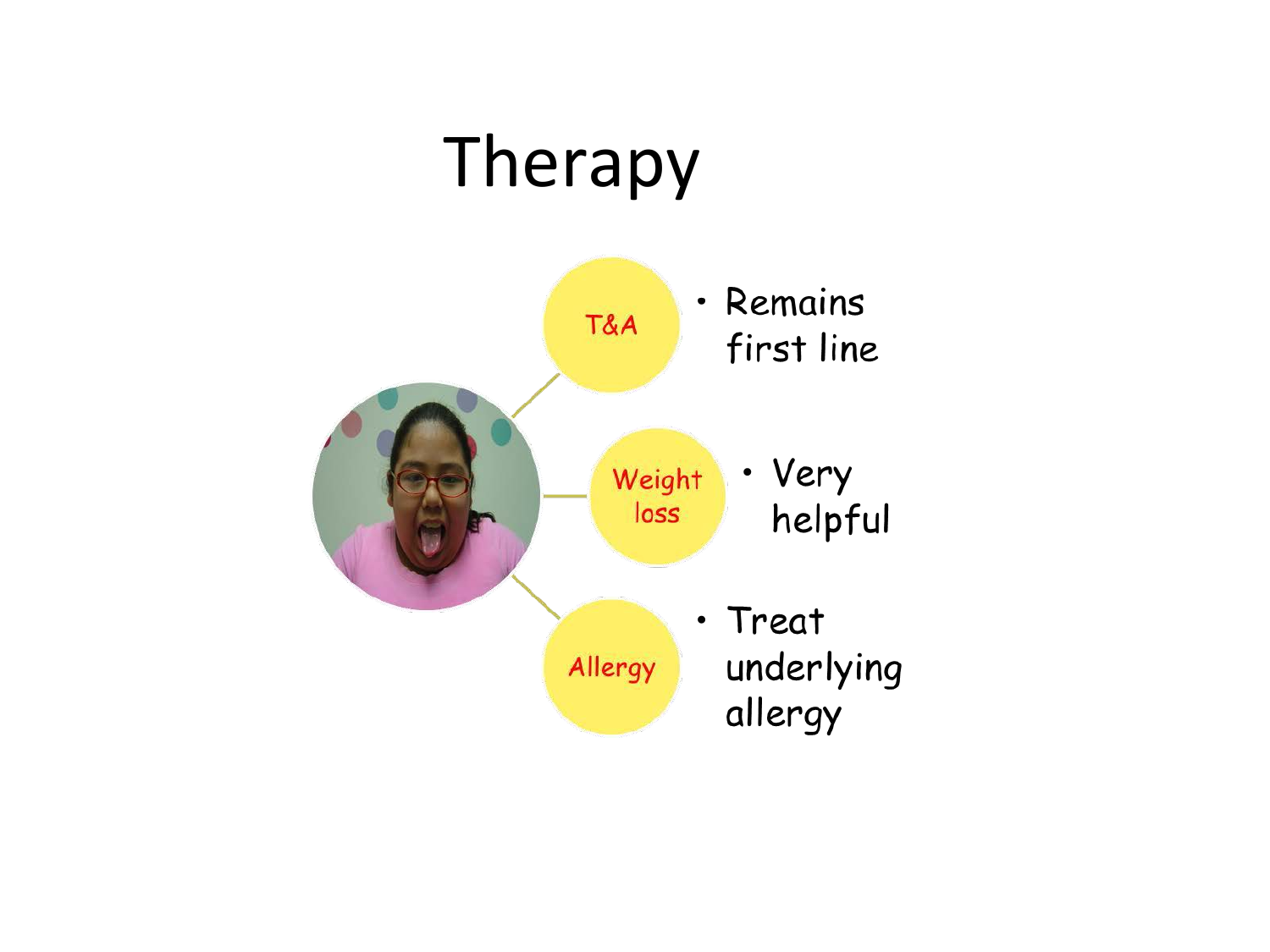# Therapy

- **T&A**
  - Remains first line
- **Weight loss**
  - Very helpful
- **Allergy**
  - Treat underlying allergy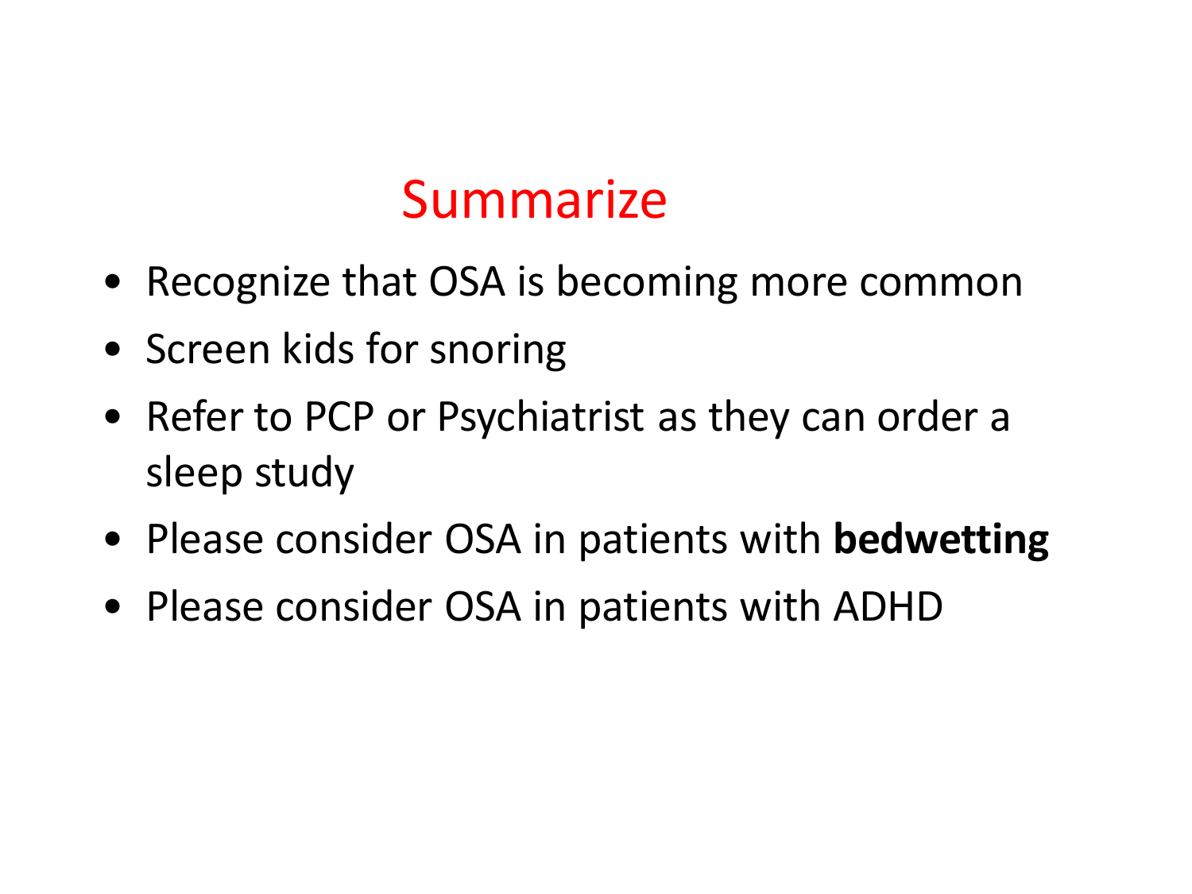# Summarize

- Recognize that OSA is becoming more common
- Screen kids for snoring
- Refer to PCP or Psychiatrist as they can order a sleep study
- Please consider OSA in patients with **bedwetting**
- Please consider OSA in patients with ADHD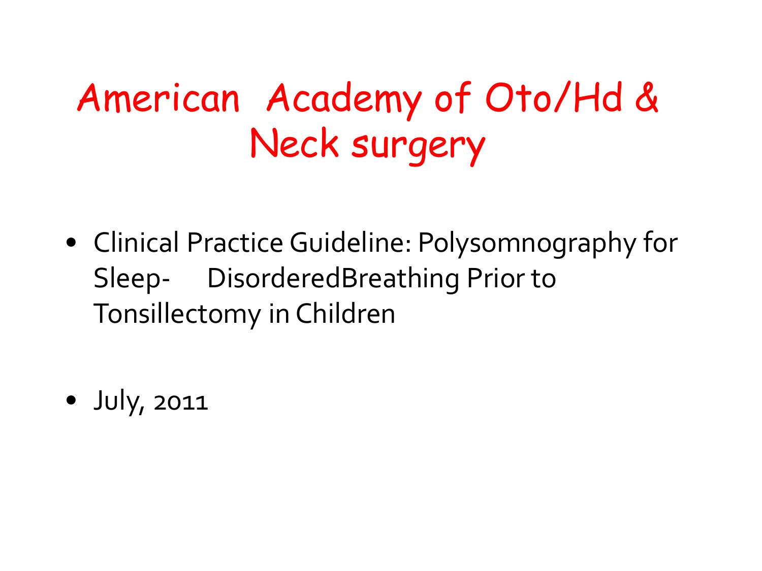# American Academy of Oto/Hd & Neck surgery

- Clinical Practice Guideline: Polysomnography for Sleep- DisorderedBreathing Prior to Tonsillectomy in Children

- July, 2011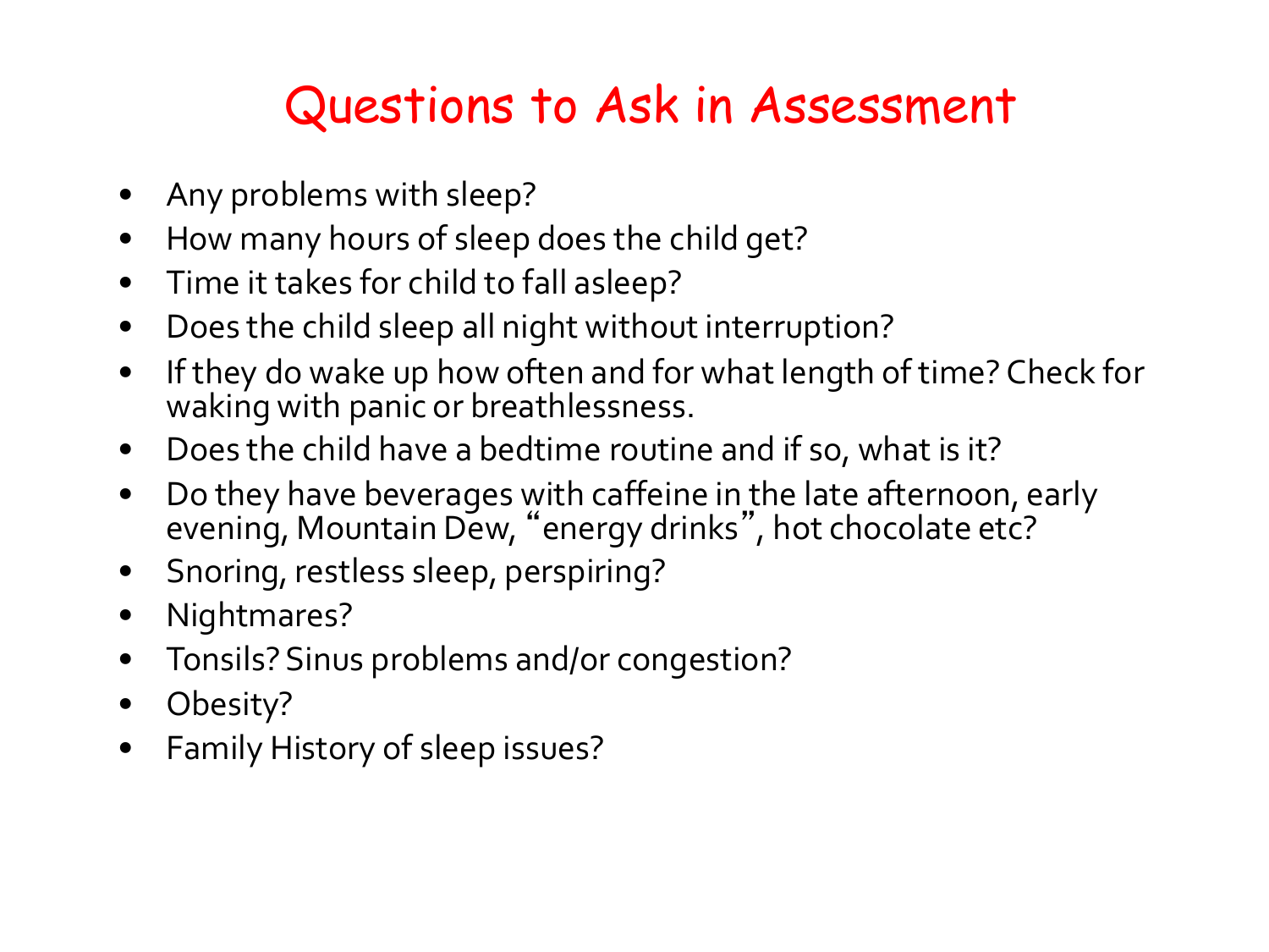# Questions to Ask in Assessment

- Any problems with sleep?
- How many hours of sleep does the child get?
- Time it takes for child to fall asleep?
- Does the child sleep all night without interruption?
- If they do wake up how often and for what length of time? Check for waking with panic or breathlessness.
- Does the child have a bedtime routine and if so, what is it?
- Do they have beverages with caffeine in the late afternoon, early evening, Mountain Dew, "energy drinks", hot chocolate etc?
- Snoring, restless sleep, perspiring?
- Nightmares?
- Tonsils? Sinus problems and/or congestion?
- Obesity?
- Family History of sleep issues?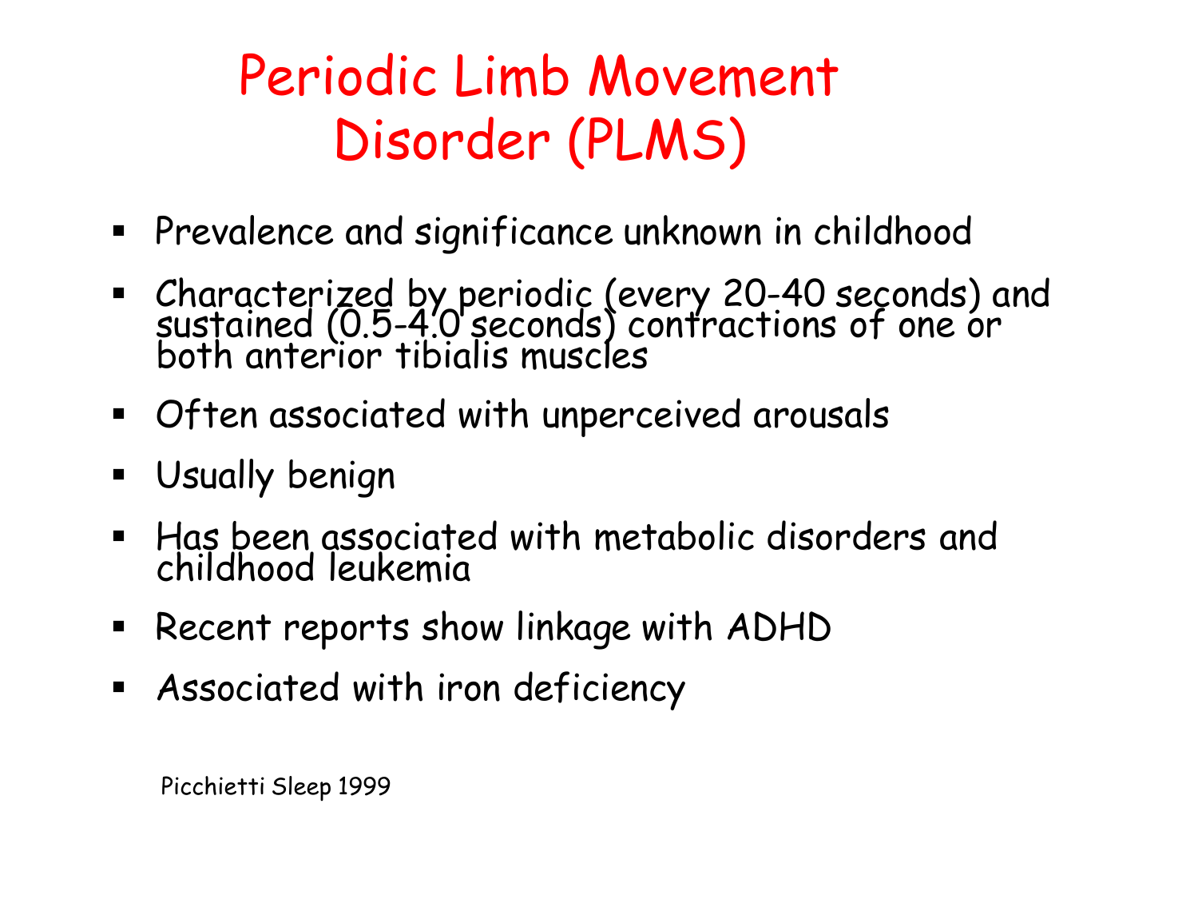# Periodic Limb Movement Disorder (PLMS)

- Prevalence and significance unknown in childhood
- Characterized by periodic (every 20-40 seconds) and sustained (0.5-4.0 seconds) contractions of one or both anterior tibialis muscles
- Often associated with unperceived arousals
- Usually benign
- Has been associated with metabolic disorders and childhood leukemia
- Recent reports show linkage with ADHD
- Associated with iron deficiency

Picchietti Sleep 1999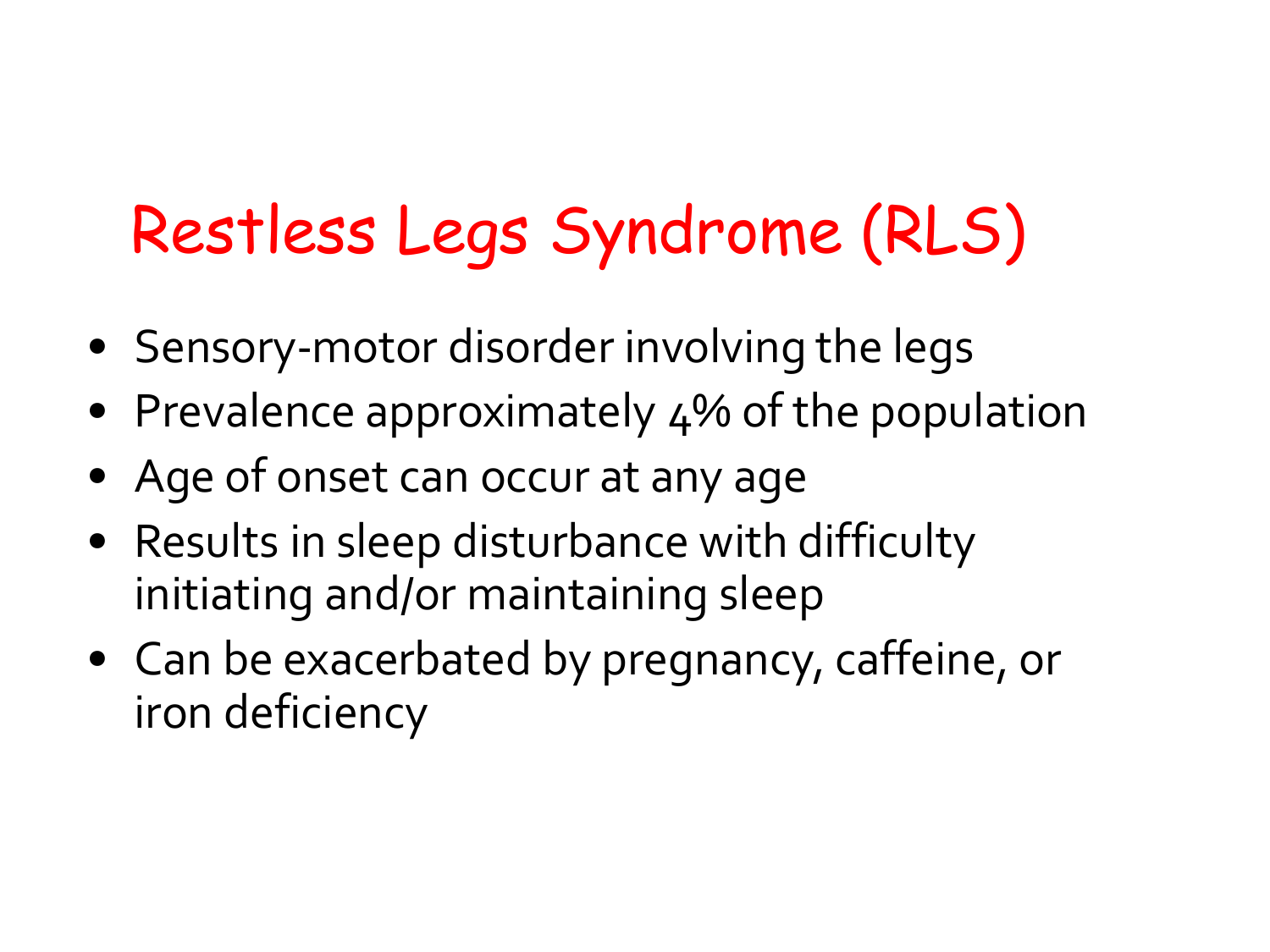# Restless Legs Syndrome (RLS)

- Sensory-motor disorder involving the legs
- Prevalence approximately 4% of the population
- Age of onset can occur at any age
- Results in sleep disturbance with difficulty initiating and/or maintaining sleep
- Can be exacerbated by pregnancy, caffeine, or iron deficiency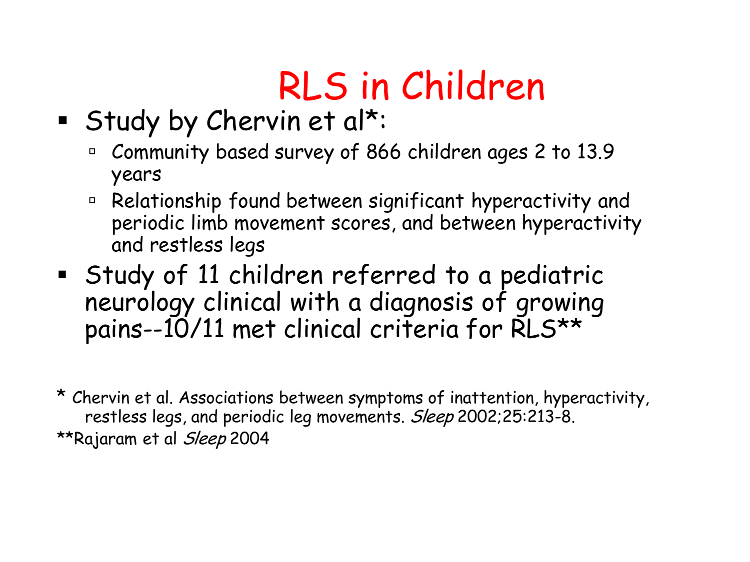# RLS in Children

- Study by Chervin et al*:
  - Community based survey of 866 children ages 2 to 13.9 years
  - Relationship found between significant hyperactivity and periodic limb movement scores, and between hyperactivity and restless legs
- Study of 11 children referred to a pediatric neurology clinical with a diagnosis of growing pains--10/11 met clinical criteria for RLS**

\* Chervin et al. Associations between symptoms of inattention, hyperactivity, restless legs, and periodic leg movements. *Sleep* 2002;25:213-8.

**Rajaram et al *Sleep* 2004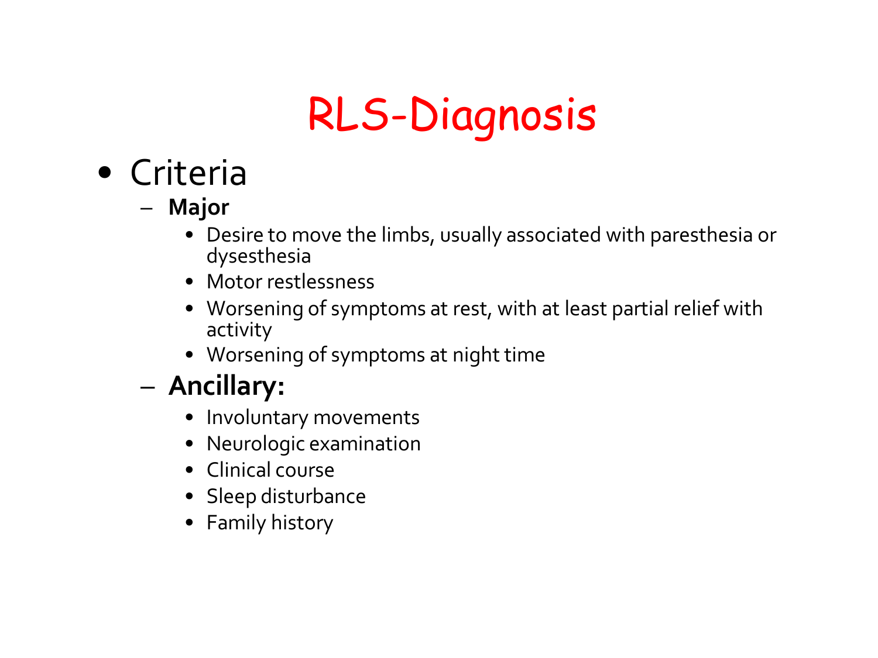# RLS-Diagnosis

- Criteria
  - **Major**
    - Desire to move the limbs, usually associated with paresthesia or dysesthesia
    - Motor restlessness
    - Worsening of symptoms at rest, with at least partial relief with activity
    - Worsening of symptoms at night time
  - **Ancillary:**
    - Involuntary movements
    - Neurologic examination
    - Clinical course
    - Sleep disturbance
    - Family history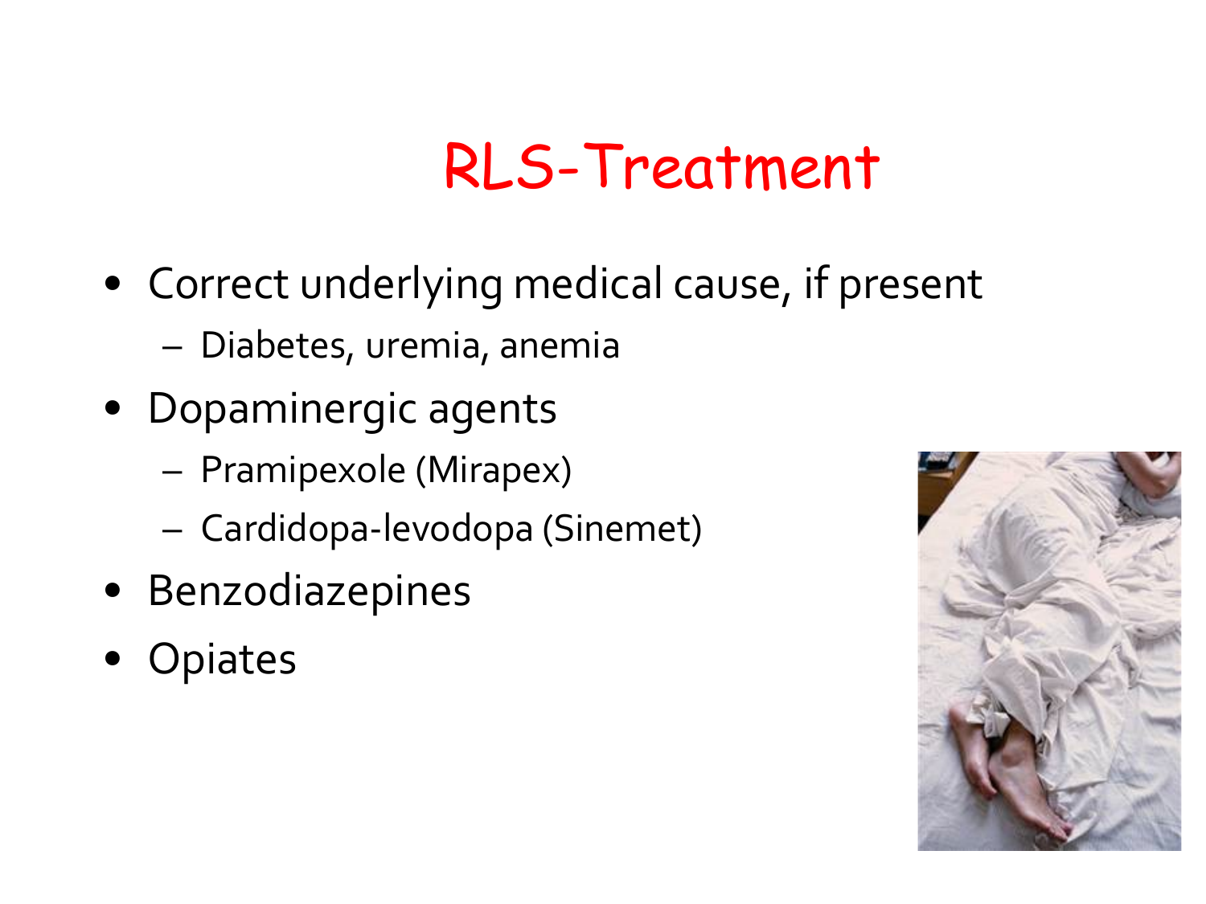# RLS-Treatment

- Correct underlying medical cause, if present
  - Diabetes, uremia, anemia
- Dopaminergic agents
  - Pramipexole (Mirapex)
  - Cardidopa-levodopa (Sinemet)
- Benzodiazepines
- Opiates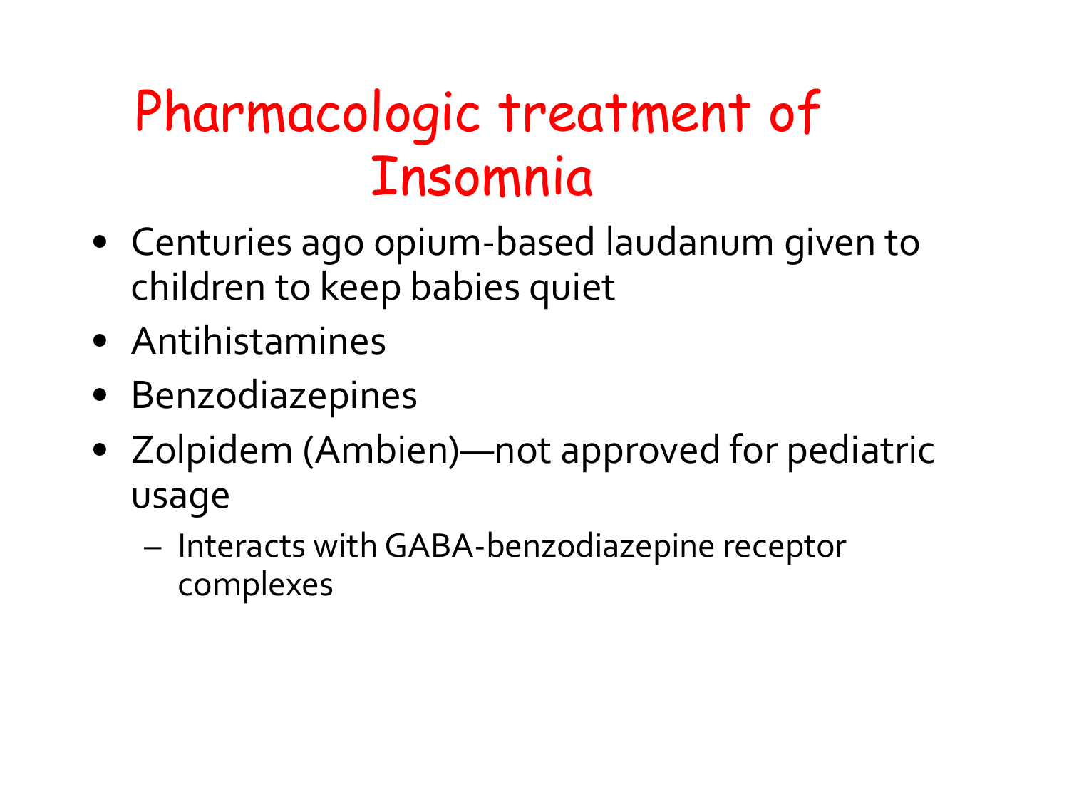# Pharmacologic treatment of Insomnia

- Centuries ago opium-based laudanum given to children to keep babies quiet
- Antihistamines
- Benzodiazepines
- Zolpidem (Ambien)—not approved for pediatric usage
  - Interacts with GABA-benzodiazepine receptor complexes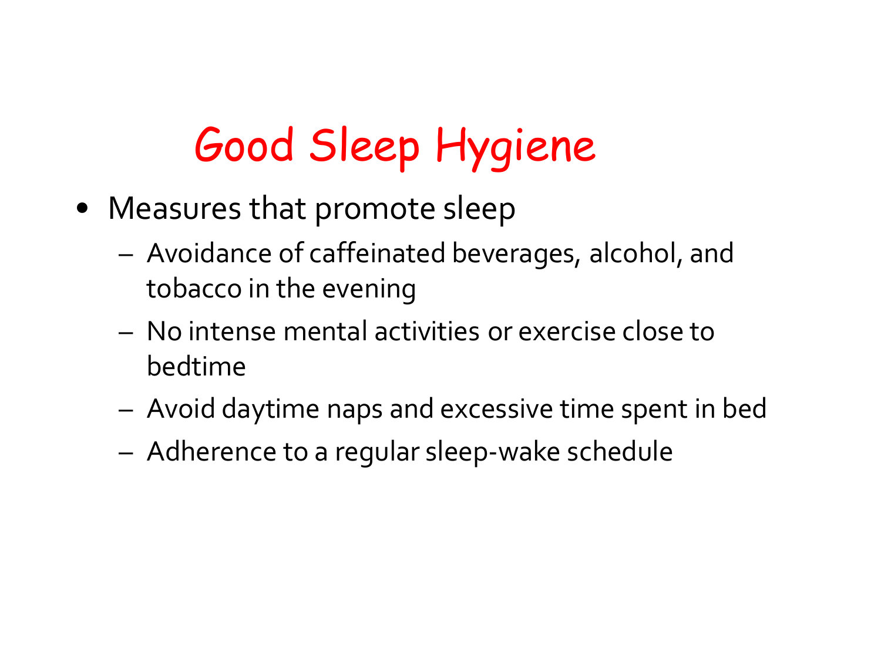# Good Sleep Hygiene

- Measures that promote sleep
  - Avoidance of caffeinated beverages, alcohol, and tobacco in the evening
  - No intense mental activities or exercise close to bedtime
  - Avoid daytime naps and excessive time spent in bed
  - Adherence to a regular sleep-wake schedule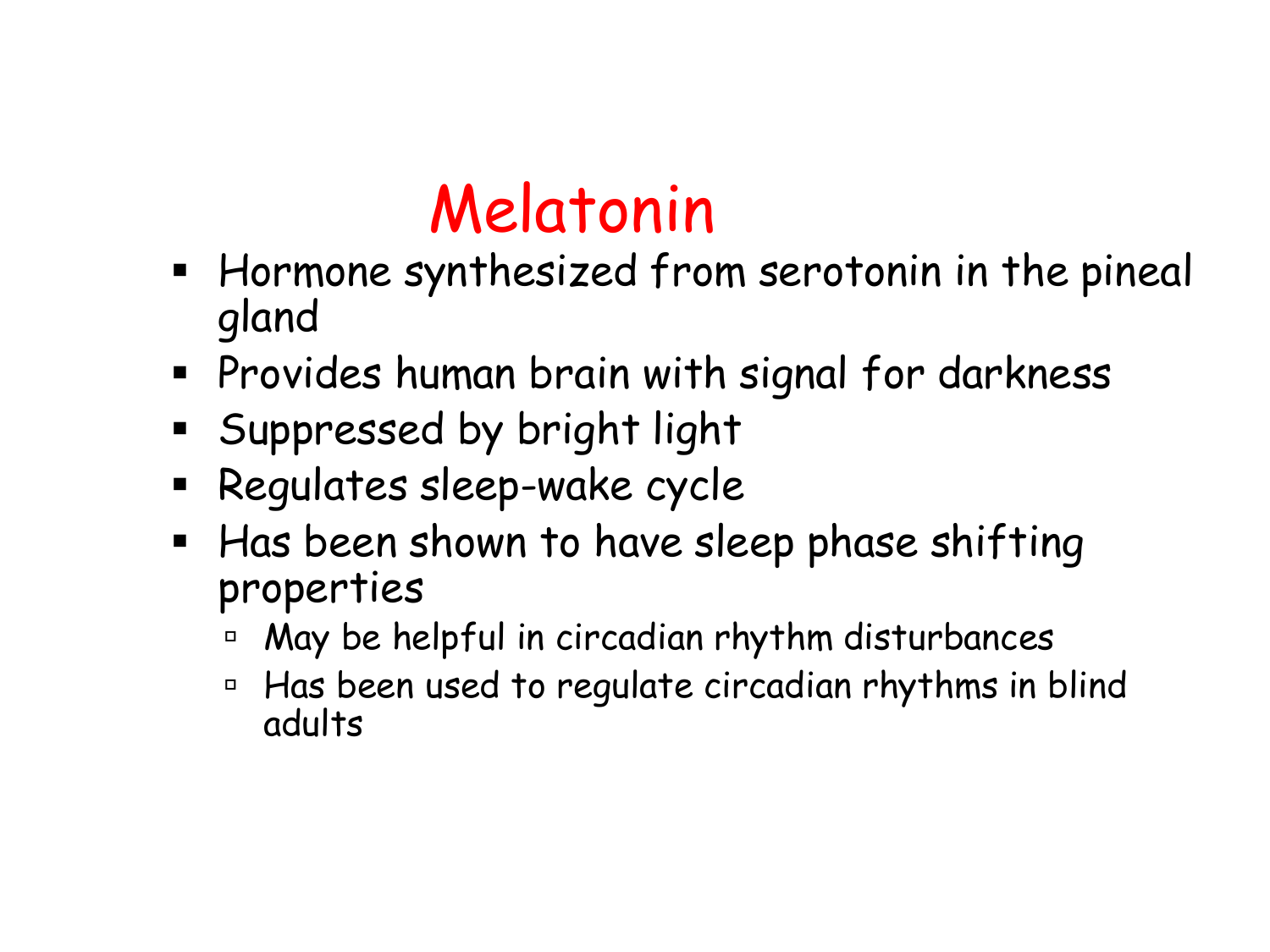# Melatonin

- Hormone synthesized from serotonin in the pineal gland
- Provides human brain with signal for darkness
- Suppressed by bright light
- Regulates sleep-wake cycle
- Has been shown to have sleep phase shifting properties
  - May be helpful in circadian rhythm disturbances
  - Has been used to regulate circadian rhythms in blind adults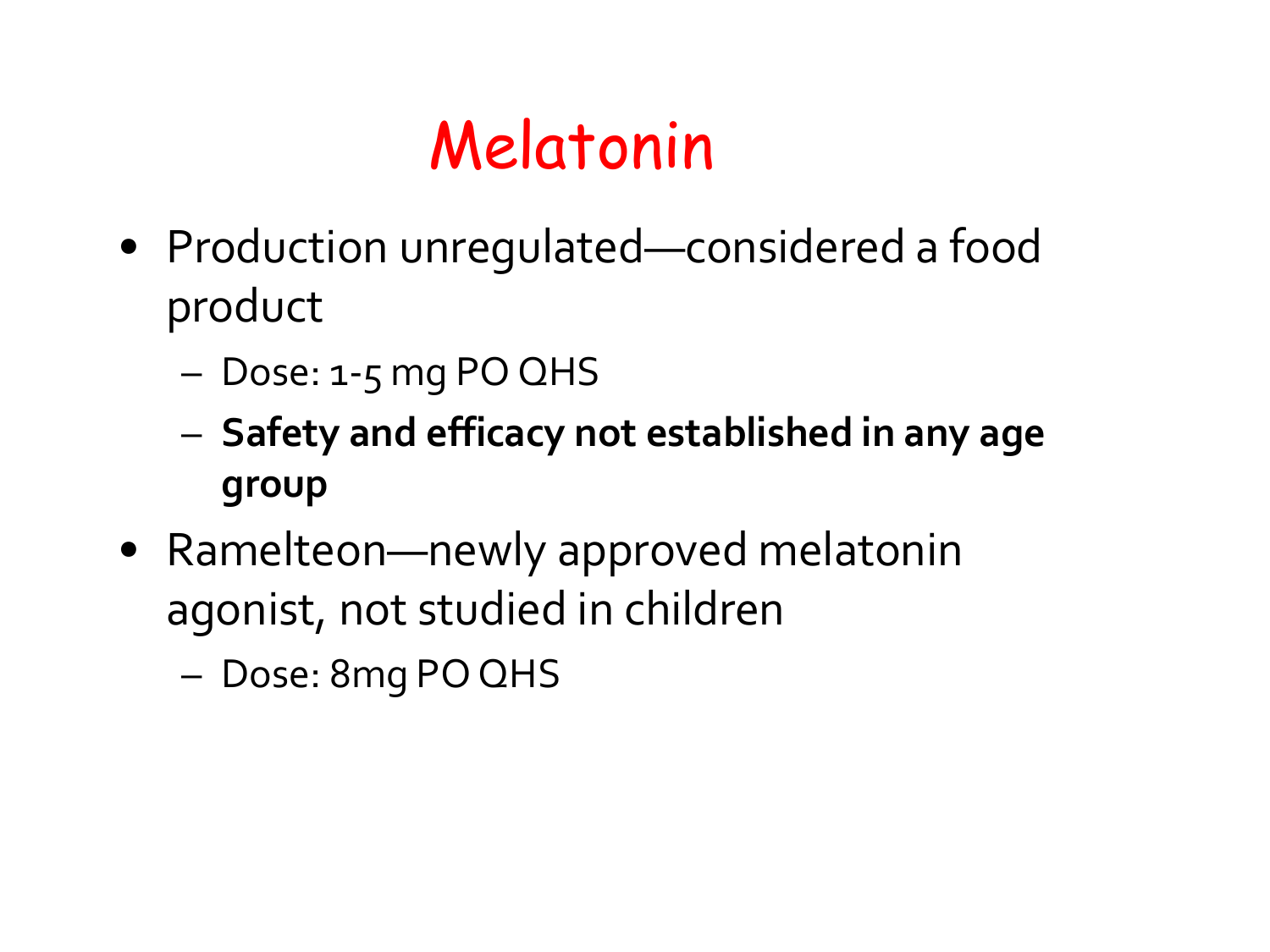# Melatonin

- Production unregulated—considered a food product
  - Dose: 1-5 mg PO QHS
  - **Safety and efficacy not established in any age group**
- Ramelteon—newly approved melatonin agonist, not studied in children
  - Dose: 8mg PO QHS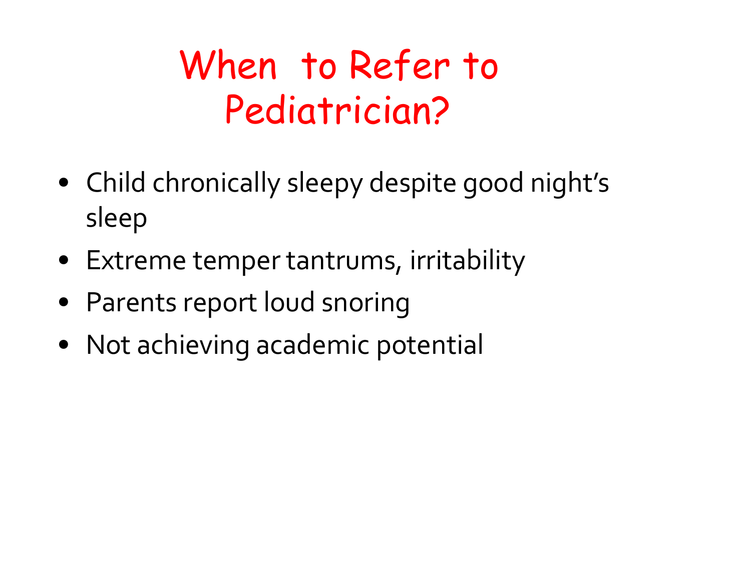# When to Refer to Pediatrician?

- Child chronically sleepy despite good night's sleep
- Extreme temper tantrums, irritability
- Parents report loud snoring
- Not achieving academic potential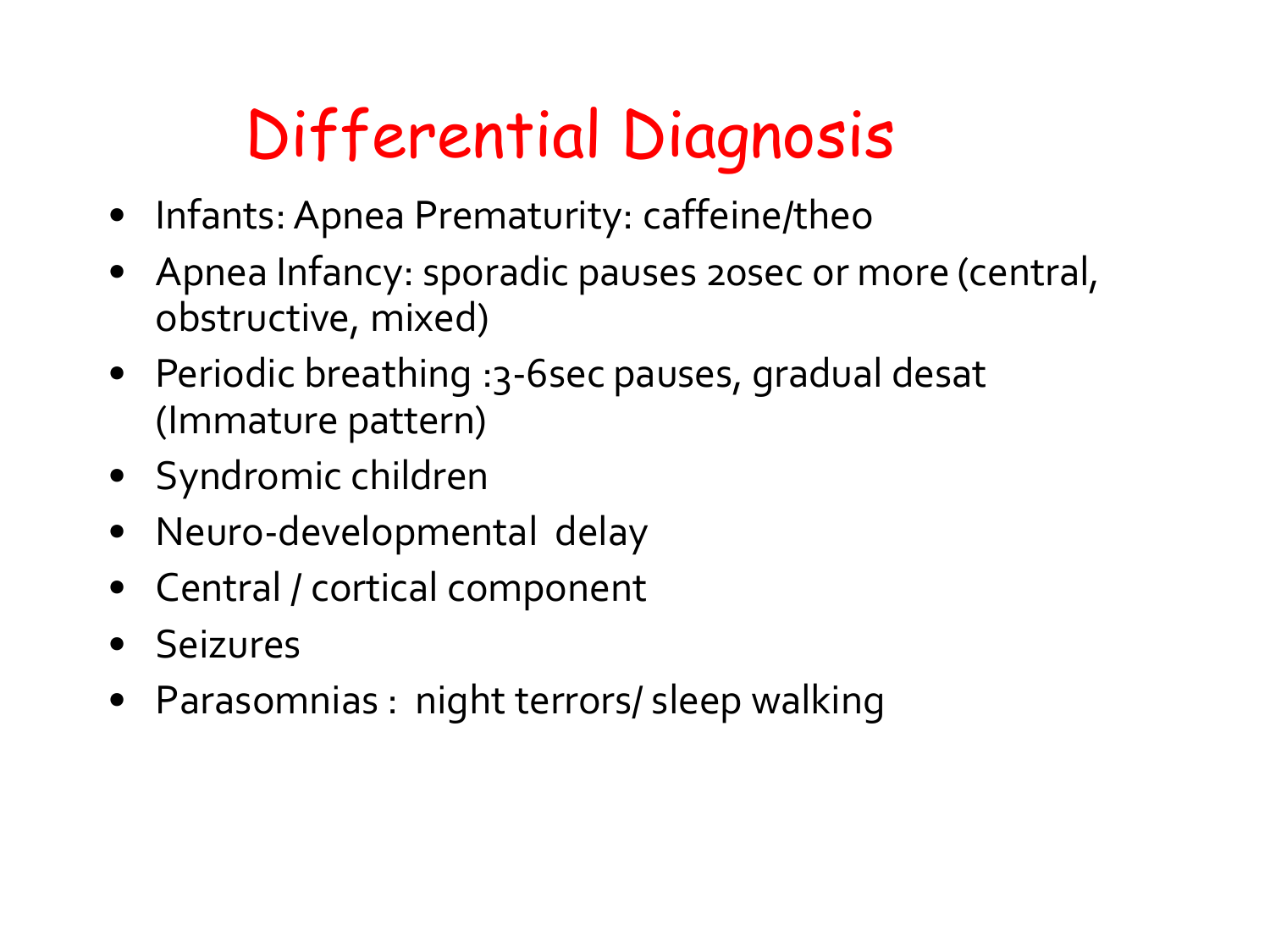# Differential Diagnosis

- Infants: Apnea Prematurity: caffeine/theo
- Apnea Infancy: sporadic pauses 20sec or more (central, obstructive, mixed)
- Periodic breathing :3-6sec pauses, gradual desat (Immature pattern)
- Syndromic children
- Neuro-developmental delay
- Central / cortical component
- Seizures
- Parasomnias : night terrors/ sleep walking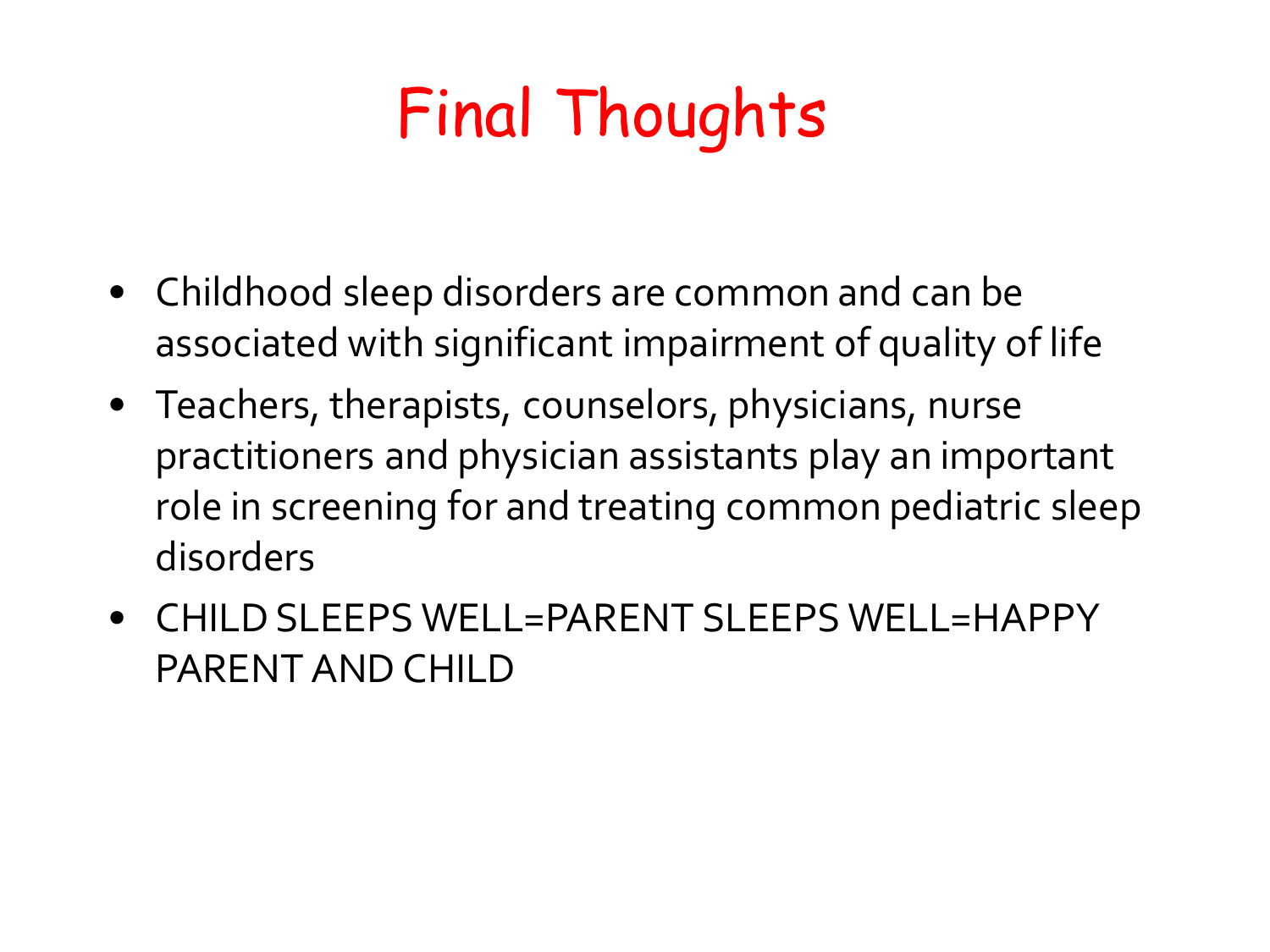# Final Thoughts

- Childhood sleep disorders are common and can be associated with significant impairment of quality of life
- Teachers, therapists, counselors, physicians, nurse practitioners and physician assistants play an important role in screening for and treating common pediatric sleep disorders
- CHILD SLEEPS WELL=PARENT SLEEPS WELL=HAPPY PARENT AND CHILD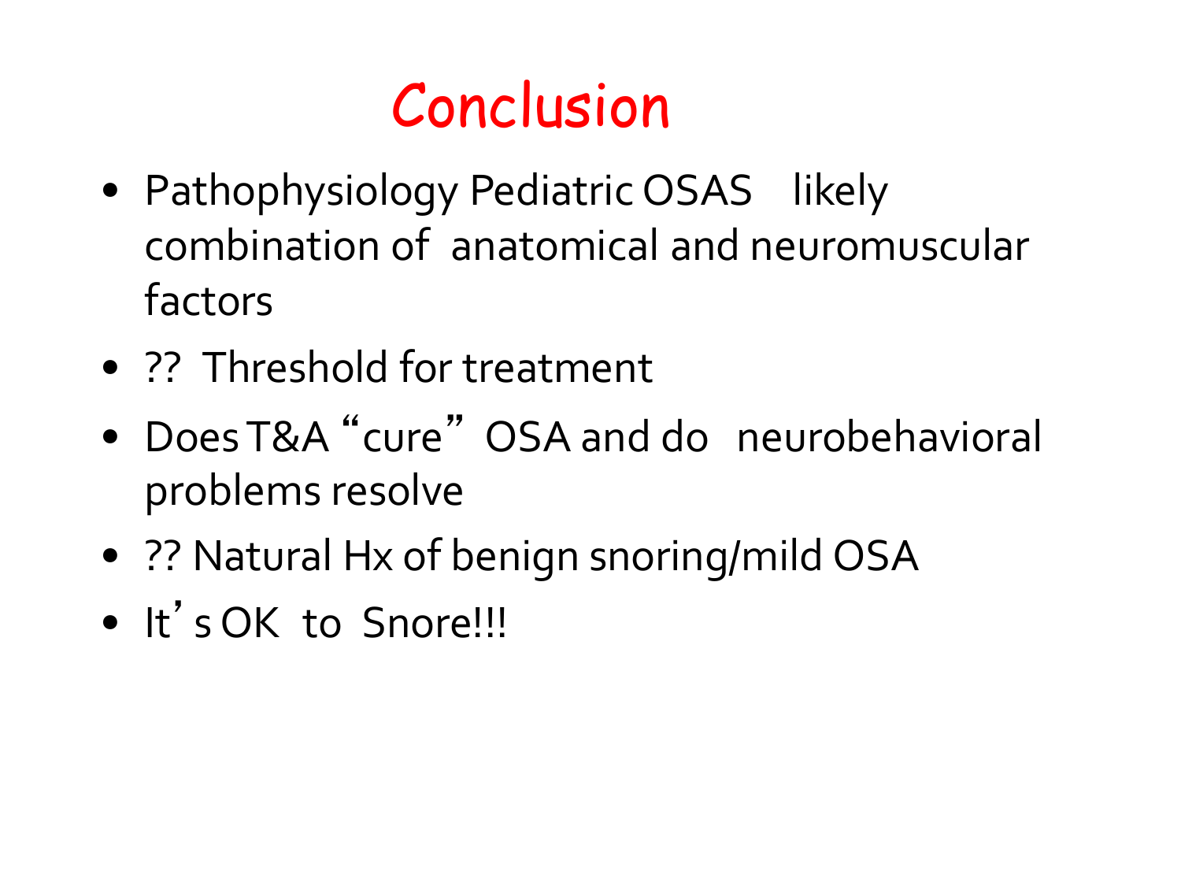# Conclusion

- Pathophysiology Pediatric OSAS likely combination of anatomical and neuromuscular factors
- ?? Threshold for treatment
- Does T&A "cure" OSA and do neurobehavioral problems resolve
- ?? Natural Hx of benign snoring/mild OSA
- It's OK to Snore!!!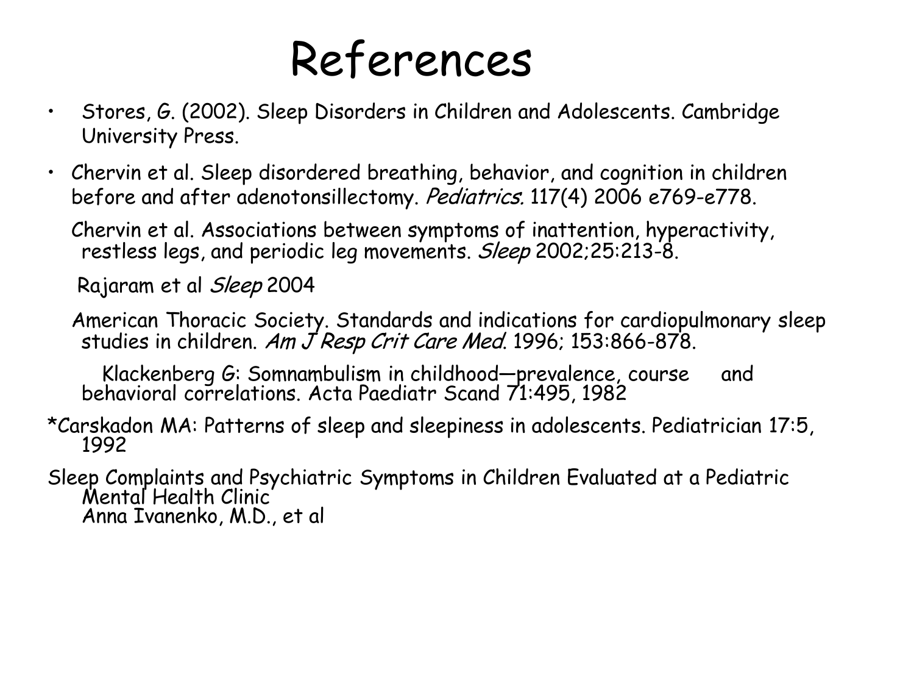# References

- Stores, G. (2002). Sleep Disorders in Children and Adolescents. Cambridge University Press.
- Chervin et al. Sleep disordered breathing, behavior, and cognition in children before and after adenotonsillectomy. *Pediatrics.* 117(4) 2006 e769-e778.

  Chervin et al. Associations between symptoms of inattention, hyperactivity, restless legs, and periodic leg movements. *Sleep* 2002;25:213-8.

  Rajaram et al *Sleep* 2004

  American Thoracic Society. Standards and indications for cardiopulmonary sleep studies in children. *Am J Resp Crit Care Med*. 1996; 153:866-878.

  Klackenberg G: Somnambulism in childhood—prevalence, course and behavioral correlations. Acta Paediatr Scand 71:495, 1982

*Carskadon MA: Patterns of sleep and sleepiness in adolescents. Pediatrician 17:5, 1992

Sleep Complaints and Psychiatric Symptoms in Children Evaluated at a Pediatric Mental Health Clinic
Anna Ivanenko, M.D., et al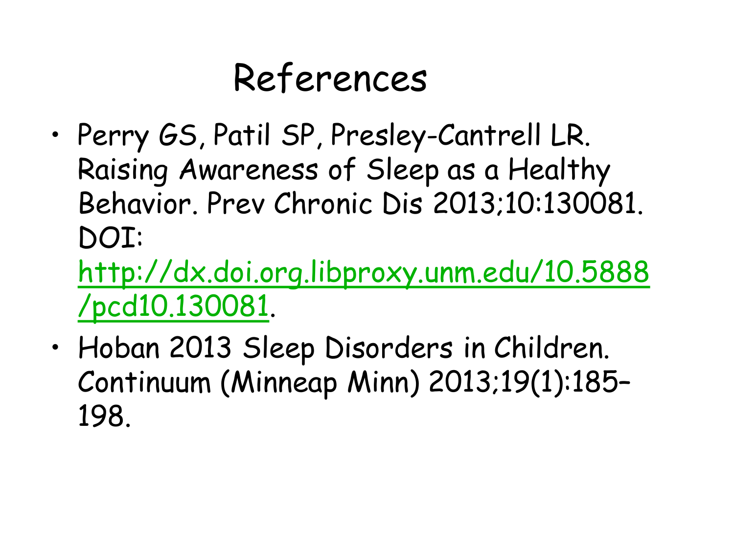# References

- Perry GS, Patil SP, Presley-Cantrell LR. Raising Awareness of Sleep as a Healthy Behavior. Prev Chronic Dis 2013;10:130081. DOI: http://dx.doi.org.libproxy.unm.edu/10.5888/pcd10.130081.
- Hoban 2013 Sleep Disorders in Children. Continuum (Minneap Minn) 2013;19(1):185–198.